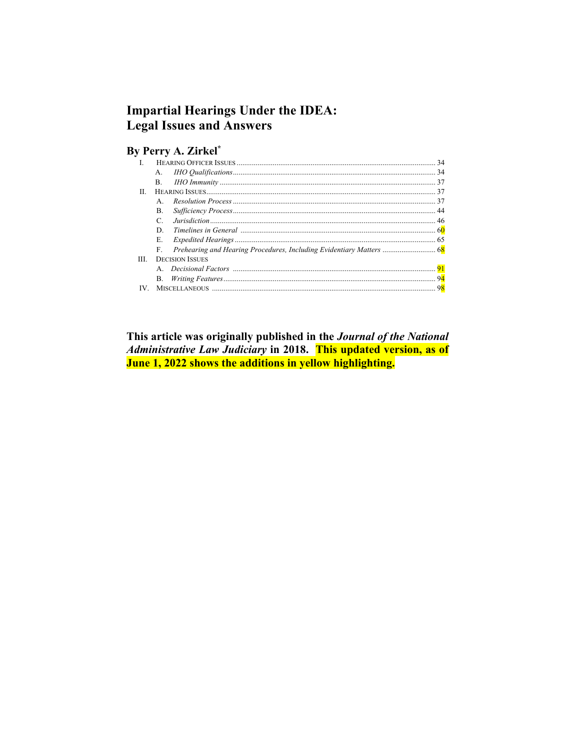# Impartial Hearings Under the IDEA: Legal Issues and Answers

## By Perry A. Zirkel[*]

- I. HEARING OFFICER ISSUES ........ 34
  - A. *IHO Qualifications* ........ 34
  - B. *IHO Immunity* ........ 37
- II. HEARING ISSUES ........ 37
  - A. *Resolution Process* ........ 37
  - B. *Sufficiency Process* ........ 44
  - C. *Jurisdiction* ........ 46
  - D. *Timelines in General* ........ 60
  - E. *Expedited Hearings* ........ 65
  - F. *Prehearing and Hearing Procedures, Including Evidentiary Matters* ........ 68
- III. DECISION ISSUES
  - A. *Decisional Factors* ........ 91
  - B. *Writing Features* ........ 94
- IV. MISCELLANEOUS ........ 98

**This article was originally published in the *Journal of the National Administrative Law Judiciary* in 2018. This updated version, as of June 1, 2022 shows the additions in yellow highlighting.**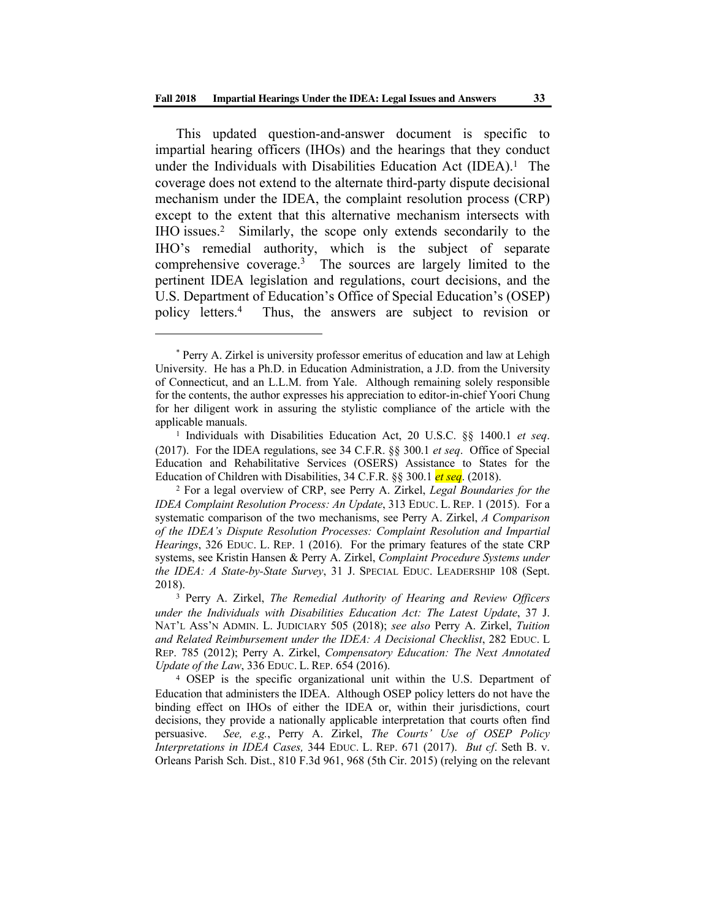This updated question-and-answer document is specific to impartial hearing officers (IHOs) and the hearings that they conduct under the Individuals with Disabilities Education Act (IDEA).[1] The coverage does not extend to the alternate third-party dispute decisional mechanism under the IDEA, the complaint resolution process (CRP) except to the extent that this alternative mechanism intersects with IHO issues.[2] Similarly, the scope only extends secondarily to the IHO's remedial authority, which is the subject of separate comprehensive coverage.[3] The sources are largely limited to the pertinent IDEA legislation and regulations, court decisions, and the U.S. Department of Education's Office of Special Education's (OSEP) policy letters.[4] Thus, the answers are subject to revision or

---

[*] Perry A. Zirkel is university professor emeritus of education and law at Lehigh University. He has a Ph.D. in Education Administration, a J.D. from the University of Connecticut, and an L.L.M. from Yale. Although remaining solely responsible for the contents, the author expresses his appreciation to editor-in-chief Yoori Chung for her diligent work in assuring the stylistic compliance of the article with the applicable manuals.

[1] Individuals with Disabilities Education Act, 20 U.S.C. §§ 1400.1 *et seq*. (2017). For the IDEA regulations, see 34 C.F.R. §§ 300.1 *et seq*. Office of Special Education and Rehabilitative Services (OSERS) Assistance to States for the Education of Children with Disabilities, 34 C.F.R. §§ 300.1 *et seq*. (2018).

[2] For a legal overview of CRP, see Perry A. Zirkel, *Legal Boundaries for the IDEA Complaint Resolution Process: An Update*, 313 EDUC. L. REP. 1 (2015). For a systematic comparison of the two mechanisms, see Perry A. Zirkel, *A Comparison of the IDEA's Dispute Resolution Processes: Complaint Resolution and Impartial Hearings*, 326 EDUC. L. REP. 1 (2016). For the primary features of the state CRP systems, see Kristin Hansen & Perry A. Zirkel, *Complaint Procedure Systems under the IDEA: A State-by-State Survey*, 31 J. SPECIAL EDUC. LEADERSHIP 108 (Sept. 2018).

[3] Perry A. Zirkel, *The Remedial Authority of Hearing and Review Officers under the Individuals with Disabilities Education Act: The Latest Update*, 37 J. NAT'L ASS'N ADMIN. L. JUDICIARY 505 (2018); *see also* Perry A. Zirkel, *Tuition and Related Reimbursement under the IDEA: A Decisional Checklist*, 282 EDUC. L REP. 785 (2012); Perry A. Zirkel, *Compensatory Education: The Next Annotated Update of the Law*, 336 EDUC. L. REP. 654 (2016).

[4] OSEP is the specific organizational unit within the U.S. Department of Education that administers the IDEA. Although OSEP policy letters do not have the binding effect on IHOs of either the IDEA or, within their jurisdictions, court decisions, they provide a nationally applicable interpretation that courts often find persuasive. *See, e.g.*, Perry A. Zirkel, *The Courts' Use of OSEP Policy Interpretations in IDEA Cases,* 344 EDUC. L. REP. 671 (2017). *But cf*. Seth B. v. Orleans Parish Sch. Dist., 810 F.3d 961, 968 (5th Cir. 2015) (relying on the relevant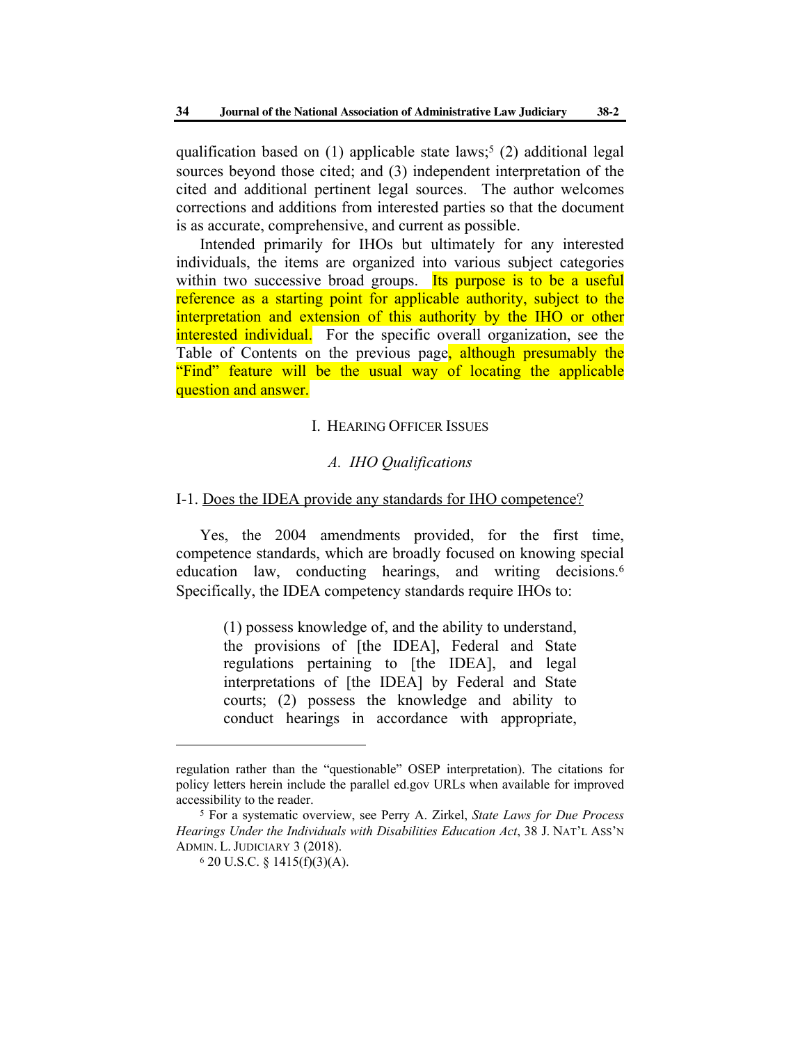qualification based on (1) applicable state laws;[5] (2) additional legal sources beyond those cited; and (3) independent interpretation of the cited and additional pertinent legal sources. The author welcomes corrections and additions from interested parties so that the document is as accurate, comprehensive, and current as possible.

Intended primarily for IHOs but ultimately for any interested individuals, the items are organized into various subject categories within two successive broad groups. Its purpose is to be a useful reference as a starting point for applicable authority, subject to the interpretation and extension of this authority by the IHO or other interested individual. For the specific overall organization, see the Table of Contents on the previous page, although presumably the "Find" feature will be the usual way of locating the applicable question and answer.

## I. Hearing Officer Issues

### A. *IHO Qualifications*

I-1. Does the IDEA provide any standards for IHO competence?

Yes, the 2004 amendments provided, for the first time, competence standards, which are broadly focused on knowing special education law, conducting hearings, and writing decisions.[6] Specifically, the IDEA competency standards require IHOs to:

> (1) possess knowledge of, and the ability to understand, the provisions of [the IDEA], Federal and State regulations pertaining to [the IDEA], and legal interpretations of [the IDEA] by Federal and State courts; (2) possess the knowledge and ability to conduct hearings in accordance with appropriate,

---

regulation rather than the "questionable" OSEP interpretation). The citations for policy letters herein include the parallel ed.gov URLs when available for improved accessibility to the reader.

[5] For a systematic overview, see Perry A. Zirkel, *State Laws for Due Process Hearings Under the Individuals with Disabilities Education Act*, 38 J. Nat'l Ass'n Admin. L. Judiciary 3 (2018).

[6] 20 U.S.C. § 1415(f)(3)(A).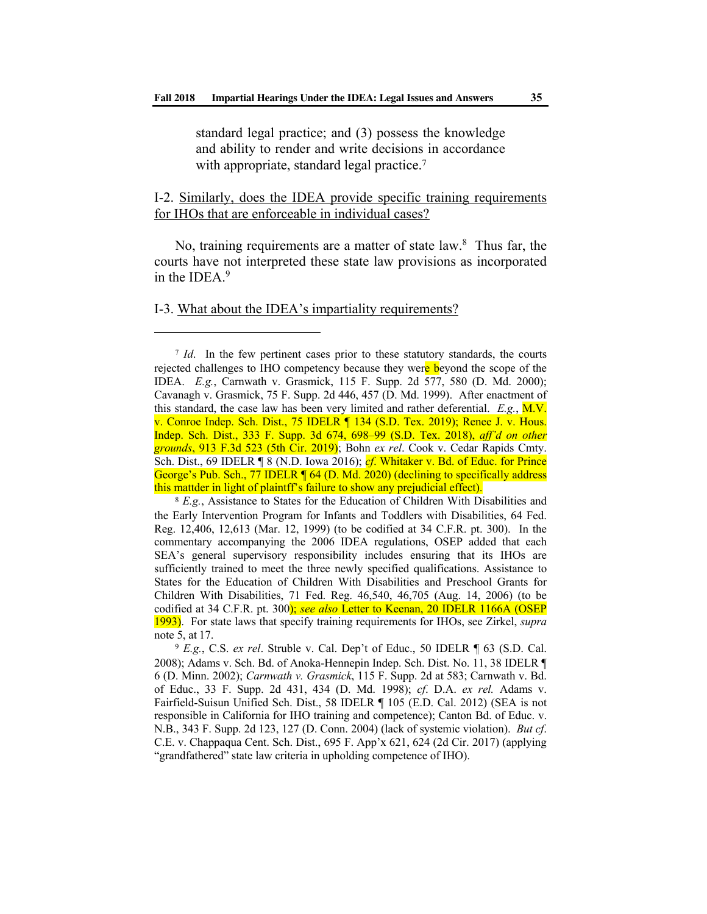standard legal practice; and (3) possess the knowledge and ability to render and write decisions in accordance with appropriate, standard legal practice.[7]

I-2. Similarly, does the IDEA provide specific training requirements for IHOs that are enforceable in individual cases?

No, training requirements are a matter of state law.[8] Thus far, the courts have not interpreted these state law provisions as incorporated in the IDEA.[9]

I-3. What about the IDEA's impartiality requirements?

---

[7] *Id*. In the few pertinent cases prior to these statutory standards, the courts rejected challenges to IHO competency because they were beyond the scope of the IDEA. *E.g.*, Carnwath v. Grasmick, 115 F. Supp. 2d 577, 580 (D. Md. 2000); Cavanagh v. Grasmick, 75 F. Supp. 2d 446, 457 (D. Md. 1999). After enactment of this standard, the case law has been very limited and rather deferential. *E.g.*, M.V. v. Conroe Indep. Sch. Dist., 75 IDELR ¶ 134 (S.D. Tex. 2019); Renee J. v. Hous. Indep. Sch. Dist., 333 F. Supp. 3d 674, 698–99 (S.D. Tex. 2018), *aff'd on other grounds*, 913 F.3d 523 (5th Cir. 2019); Bohn *ex rel*. Cook v. Cedar Rapids Cmty. Sch. Dist., 69 IDELR ¶ 8 (N.D. Iowa 2016); *cf.* Whitaker v. Bd. of Educ. for Prince George's Pub. Sch., 77 IDELR ¶ 64 (D. Md. 2020) (declining to specifically address this mattder in light of plaintff's failure to show any prejudicial effect).

[8] *E.g.*, Assistance to States for the Education of Children With Disabilities and the Early Intervention Program for Infants and Toddlers with Disabilities, 64 Fed. Reg. 12,406, 12,613 (Mar. 12, 1999) (to be codified at 34 C.F.R. pt. 300). In the commentary accompanying the 2006 IDEA regulations, OSEP added that each SEA's general supervisory responsibility includes ensuring that its IHOs are sufficiently trained to meet the three newly specified qualifications. Assistance to States for the Education of Children With Disabilities and Preschool Grants for Children With Disabilities, 71 Fed. Reg. 46,540, 46,705 (Aug. 14, 2006) (to be codified at 34 C.F.R. pt. 300); *see also* Letter to Keenan, 20 IDELR 1166A (OSEP 1993). For state laws that specify training requirements for IHOs, see Zirkel, *supra* note 5, at 17.

[9] *E.g.*, C.S. *ex rel*. Struble v. Cal. Dep't of Educ., 50 IDELR ¶ 63 (S.D. Cal. 2008); Adams v. Sch. Bd. of Anoka-Hennepin Indep. Sch. Dist. No. 11, 38 IDELR ¶ 6 (D. Minn. 2002); *Carnwath v. Grasmick*, 115 F. Supp. 2d at 583; Carnwath v. Bd. of Educ., 33 F. Supp. 2d 431, 434 (D. Md. 1998); *cf*. D.A. *ex rel.* Adams v. Fairfield-Suisun Unified Sch. Dist., 58 IDELR ¶ 105 (E.D. Cal. 2012) (SEA is not responsible in California for IHO training and competence); Canton Bd. of Educ. v. N.B., 343 F. Supp. 2d 123, 127 (D. Conn. 2004) (lack of systemic violation). *But cf.* C.E. v. Chappaqua Cent. Sch. Dist., 695 F. App'x 621, 624 (2d Cir. 2017) (applying "grandfathered" state law criteria in upholding competence of IHO).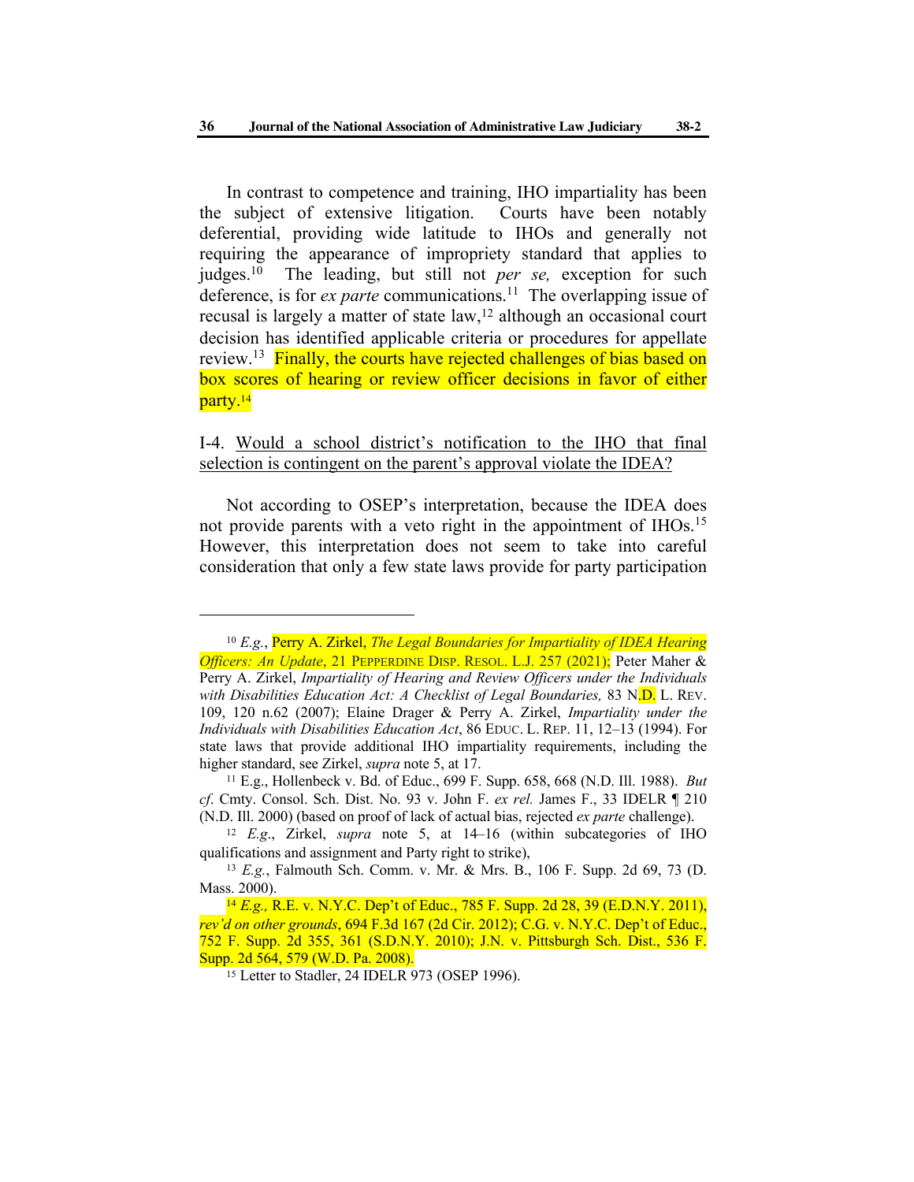In contrast to competence and training, IHO impartiality has been the subject of extensive litigation. Courts have been notably deferential, providing wide latitude to IHOs and generally not requiring the appearance of impropriety standard that applies to judges.[10] The leading, but still not *per se,* exception for such deference, is for *ex parte* communications.[11] The overlapping issue of recusal is largely a matter of state law,[12] although an occasional court decision has identified applicable criteria or procedures for appellate review.[13] Finally, the courts have rejected challenges of bias based on box scores of hearing or review officer decisions in favor of either party.[14]

I-4. <u>Would a school district's notification to the IHO that final selection is contingent on the parent's approval violate the IDEA?</u>

Not according to OSEP's interpretation, because the IDEA does not provide parents with a veto right in the appointment of IHOs.[15] However, this interpretation does not seem to take into careful consideration that only a few state laws provide for party participation

---

[10] *E.g.*, Perry A. Zirkel, *The Legal Boundaries for Impartiality of IDEA Hearing Officers: An Update*, 21 PEPPERDINE DISP. RESOL. L.J. 257 (2021); Peter Maher & Perry A. Zirkel, *Impartiality of Hearing and Review Officers under the Individuals with Disabilities Education Act: A Checklist of Legal Boundaries,* 83 N.D. L. REV. 109, 120 n.62 (2007); Elaine Drager & Perry A. Zirkel, *Impartiality under the Individuals with Disabilities Education Act*, 86 EDUC. L. REP. 11, 12–13 (1994). For state laws that provide additional IHO impartiality requirements, including the higher standard, see Zirkel, *supra* note 5, at 17.

[11] E.g., Hollenbeck v. Bd. of Educ., 699 F. Supp. 658, 668 (N.D. Ill. 1988). *But cf*. Cmty. Consol. Sch. Dist. No. 93 v. John F. *ex rel.* James F., 33 IDELR ¶ 210 (N.D. Ill. 2000) (based on proof of lack of actual bias, rejected *ex parte* challenge).

[12] *E.g*., Zirkel, *supra* note 5, at 14–16 (within subcategories of IHO qualifications and assignment and Party right to strike),

[13] *E.g.*, Falmouth Sch. Comm. v. Mr. & Mrs. B., 106 F. Supp. 2d 69, 73 (D. Mass. 2000).

[14] *E.g.,* R.E. v. N.Y.C. Dep't of Educ., 785 F. Supp. 2d 28, 39 (E.D.N.Y. 2011), *rev'd on other grounds*, 694 F.3d 167 (2d Cir. 2012); C.G. v. N.Y.C. Dep't of Educ., 752 F. Supp. 2d 355, 361 (S.D.N.Y. 2010); J.N. v. Pittsburgh Sch. Dist., 536 F. Supp. 2d 564, 579 (W.D. Pa. 2008).

[15] Letter to Stadler, 24 IDELR 973 (OSEP 1996).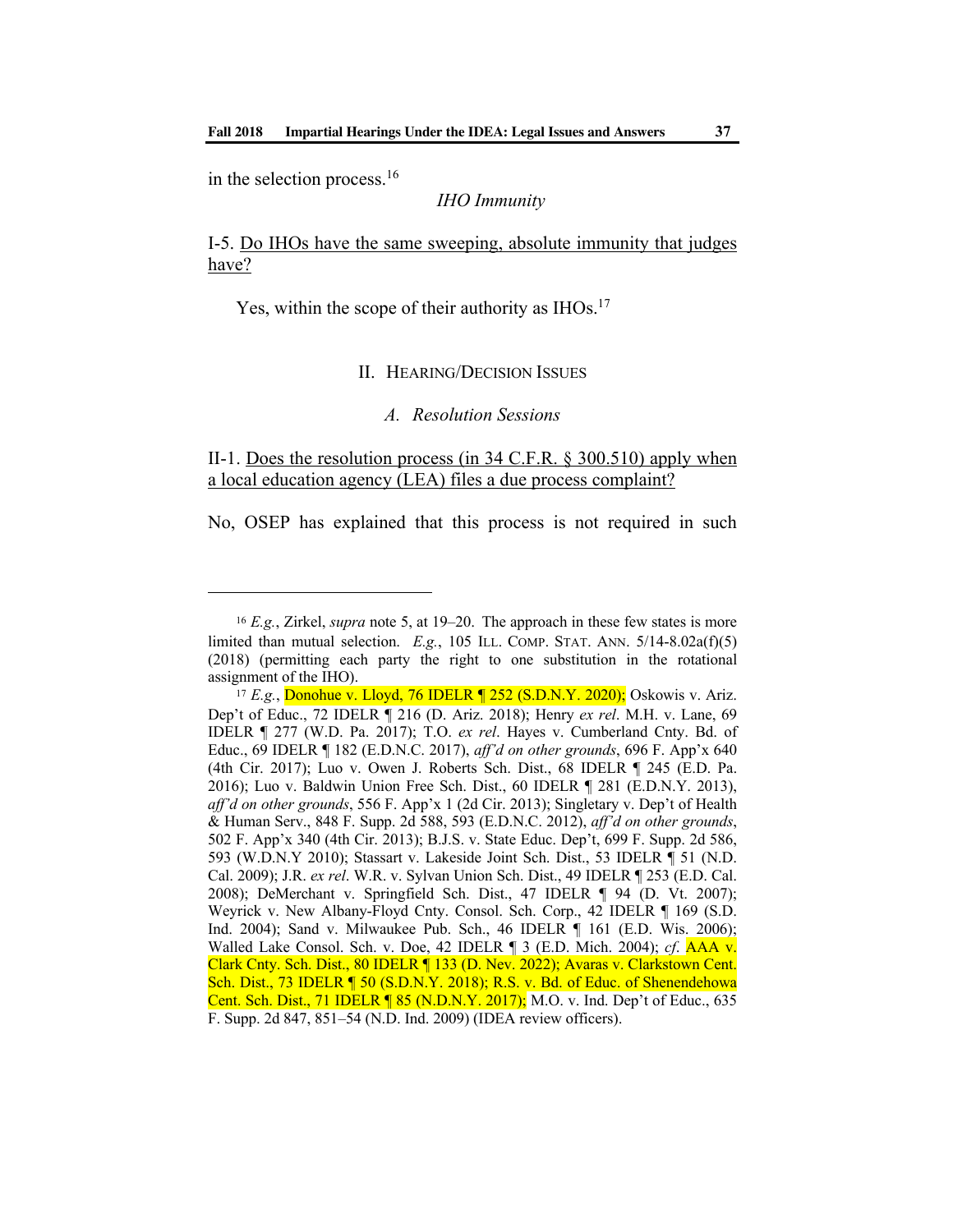in the selection process.[16]

*IHO Immunity*

I-5. Do IHOs have the same sweeping, absolute immunity that judges have?

Yes, within the scope of their authority as IHOs.[17]

## II. HEARING/DECISION ISSUES

### *A. Resolution Sessions*

II-1. Does the resolution process (in 34 C.F.R. § 300.510) apply when a local education agency (LEA) files a due process complaint?

No, OSEP has explained that this process is not required in such

---

[16] *E.g.*, Zirkel, *supra* note 5, at 19–20. The approach in these few states is more limited than mutual selection. *E.g.*, 105 ILL. COMP. STAT. ANN. 5/14-8.02a(f)(5) (2018) (permitting each party the right to one substitution in the rotational assignment of the IHO).

[17] *E.g.*, Donohue v. Lloyd, 76 IDELR ¶ 252 (S.D.N.Y. 2020); Oskowis v. Ariz. Dep't of Educ., 72 IDELR ¶ 216 (D. Ariz. 2018); Henry *ex rel*. M.H. v. Lane, 69 IDELR ¶ 277 (W.D. Pa. 2017); T.O. *ex rel*. Hayes v. Cumberland Cnty. Bd. of Educ., 69 IDELR ¶ 182 (E.D.N.C. 2017), *aff'd on other grounds*, 696 F. App'x 640 (4th Cir. 2017); Luo v. Owen J. Roberts Sch. Dist., 68 IDELR ¶ 245 (E.D. Pa. 2016); Luo v. Baldwin Union Free Sch. Dist., 60 IDELR ¶ 281 (E.D.N.Y. 2013), *aff'd on other grounds*, 556 F. App'x 1 (2d Cir. 2013); Singletary v. Dep't of Health & Human Serv., 848 F. Supp. 2d 588, 593 (E.D.N.C. 2012), *aff'd on other grounds*, 502 F. App'x 340 (4th Cir. 2013); B.J.S. v. State Educ. Dep't, 699 F. Supp. 2d 586, 593 (W.D.N.Y 2010); Stassart v. Lakeside Joint Sch. Dist., 53 IDELR ¶ 51 (N.D. Cal. 2009); J.R. *ex rel*. W.R. v. Sylvan Union Sch. Dist., 49 IDELR ¶ 253 (E.D. Cal. 2008); DeMerchant v. Springfield Sch. Dist., 47 IDELR ¶ 94 (D. Vt. 2007); Weyrick v. New Albany-Floyd Cnty. Consol. Sch. Corp., 42 IDELR ¶ 169 (S.D. Ind. 2004); Sand v. Milwaukee Pub. Sch., 46 IDELR ¶ 161 (E.D. Wis. 2006); Walled Lake Consol. Sch. v. Doe, 42 IDELR ¶ 3 (E.D. Mich. 2004); *cf*. AAA v. Clark Cnty. Sch. Dist., 80 IDELR ¶ 133 (D. Nev. 2022); Avaras v. Clarkstown Cent. Sch. Dist., 73 IDELR ¶ 50 (S.D.N.Y. 2018); R.S. v. Bd. of Educ. of Shenendehowa Cent. Sch. Dist., 71 IDELR ¶ 85 (N.D.N.Y. 2017); M.O. v. Ind. Dep't of Educ., 635 F. Supp. 2d 847, 851–54 (N.D. Ind. 2009) (IDEA review officers).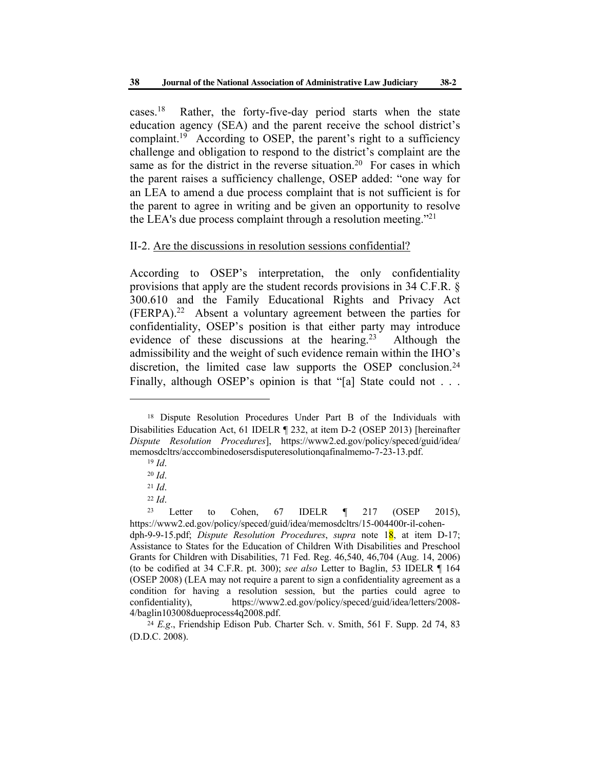cases.[18] Rather, the forty-five-day period starts when the state education agency (SEA) and the parent receive the school district's complaint.[19] According to OSEP, the parent's right to a sufficiency challenge and obligation to respond to the district's complaint are the same as for the district in the reverse situation.[20] For cases in which the parent raises a sufficiency challenge, OSEP added: "one way for an LEA to amend a due process complaint that is not sufficient is for the parent to agree in writing and be given an opportunity to resolve the LEA's due process complaint through a resolution meeting."[21]

II-2. <u>Are the discussions in resolution sessions confidential?</u>

According to OSEP's interpretation, the only confidentiality provisions that apply are the student records provisions in 34 C.F.R. § 300.610 and the Family Educational Rights and Privacy Act (FERPA).[22] Absent a voluntary agreement between the parties for confidentiality, OSEP's position is that either party may introduce evidence of these discussions at the hearing.[23] Although the admissibility and the weight of such evidence remain within the IHO's discretion, the limited case law supports the OSEP conclusion.[24] Finally, although OSEP's opinion is that "[a] State could not . . .

---

[18] Dispute Resolution Procedures Under Part B of the Individuals with Disabilities Education Act, 61 IDELR ¶ 232, at item D-2 (OSEP 2013) [hereinafter *Dispute Resolution Procedures*], https://www2.ed.gov/policy/speced/guid/idea/memosdcltrs/acccombinedosersdisputeresolutionqafinalmemo-7-23-13.pdf.

[19] *Id*.

[20] *Id*.

[21] *Id*.

[22] *Id*.

[23] Letter to Cohen, 67 IDELR ¶ 217 (OSEP 2015), https://www2.ed.gov/policy/speced/guid/idea/memosdcltrs/15-004400r-il-cohen-dph-9-9-15.pdf; *Dispute Resolution Procedures*, *supra* note 18, at item D-17; Assistance to States for the Education of Children With Disabilities and Preschool Grants for Children with Disabilities, 71 Fed. Reg. 46,540, 46,704 (Aug. 14, 2006) (to be codified at 34 C.F.R. pt. 300); *see also* Letter to Baglin, 53 IDELR ¶ 164 (OSEP 2008) (LEA may not require a parent to sign a confidentiality agreement as a condition for having a resolution session, but the parties could agree to confidentiality), https://www2.ed.gov/policy/speced/guid/idea/letters/2008-4/baglin103008dueprocess4q2008.pdf.

[24] *E.g*., Friendship Edison Pub. Charter Sch. v. Smith, 561 F. Supp. 2d 74, 83 (D.D.C. 2008).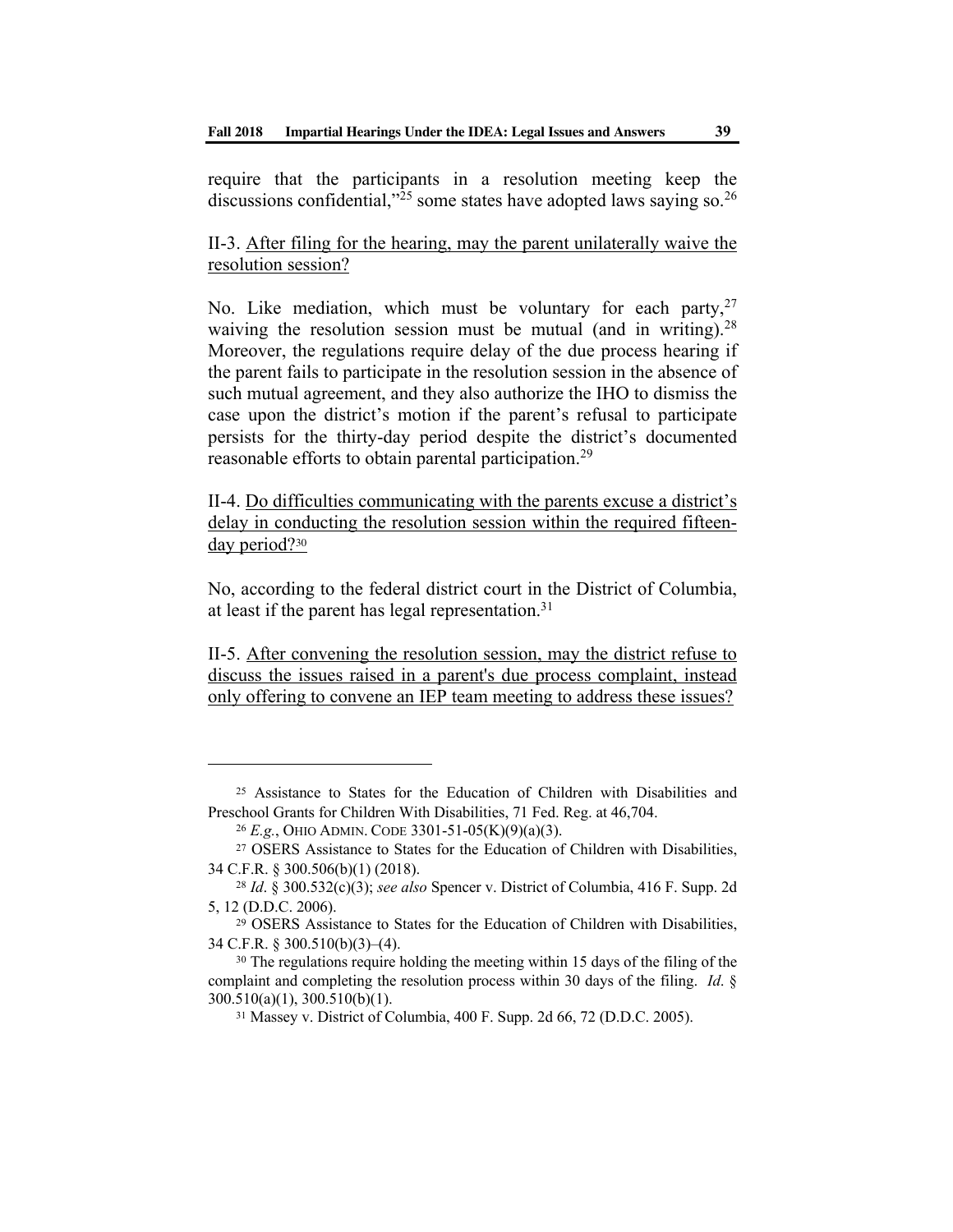require that the participants in a resolution meeting keep the discussions confidential,"[25] some states have adopted laws saying so.[26]

II-3. <u>After filing for the hearing, may the parent unilaterally waive the resolution session?</u>

No. Like mediation, which must be voluntary for each party,[27] waiving the resolution session must be mutual (and in writing).[28] Moreover, the regulations require delay of the due process hearing if the parent fails to participate in the resolution session in the absence of such mutual agreement, and they also authorize the IHO to dismiss the case upon the district's motion if the parent's refusal to participate persists for the thirty-day period despite the district's documented reasonable efforts to obtain parental participation.[29]

II-4. <u>Do difficulties communicating with the parents excuse a district's delay in conducting the resolution session within the required fifteen-day period?</u>[30]

No, according to the federal district court in the District of Columbia, at least if the parent has legal representation.[31]

II-5. <u>After convening the resolution session, may the district refuse to discuss the issues raised in a parent's due process complaint, instead only offering to convene an IEP team meeting to address these issues?</u>

---

[25] Assistance to States for the Education of Children with Disabilities and Preschool Grants for Children With Disabilities, 71 Fed. Reg. at 46,704.

[26] *E.g.*, OHIO ADMIN. CODE 3301-51-05(K)(9)(a)(3).

[27] OSERS Assistance to States for the Education of Children with Disabilities, 34 C.F.R. § 300.506(b)(1) (2018).

[28] *Id*. § 300.532(c)(3); *see also* Spencer v. District of Columbia, 416 F. Supp. 2d 5, 12 (D.D.C. 2006).

[29] OSERS Assistance to States for the Education of Children with Disabilities, 34 C.F.R. § 300.510(b)(3)–(4).

[30] The regulations require holding the meeting within 15 days of the filing of the complaint and completing the resolution process within 30 days of the filing. *Id*. § 300.510(a)(1), 300.510(b)(1).

[31] Massey v. District of Columbia, 400 F. Supp. 2d 66, 72 (D.D.C. 2005).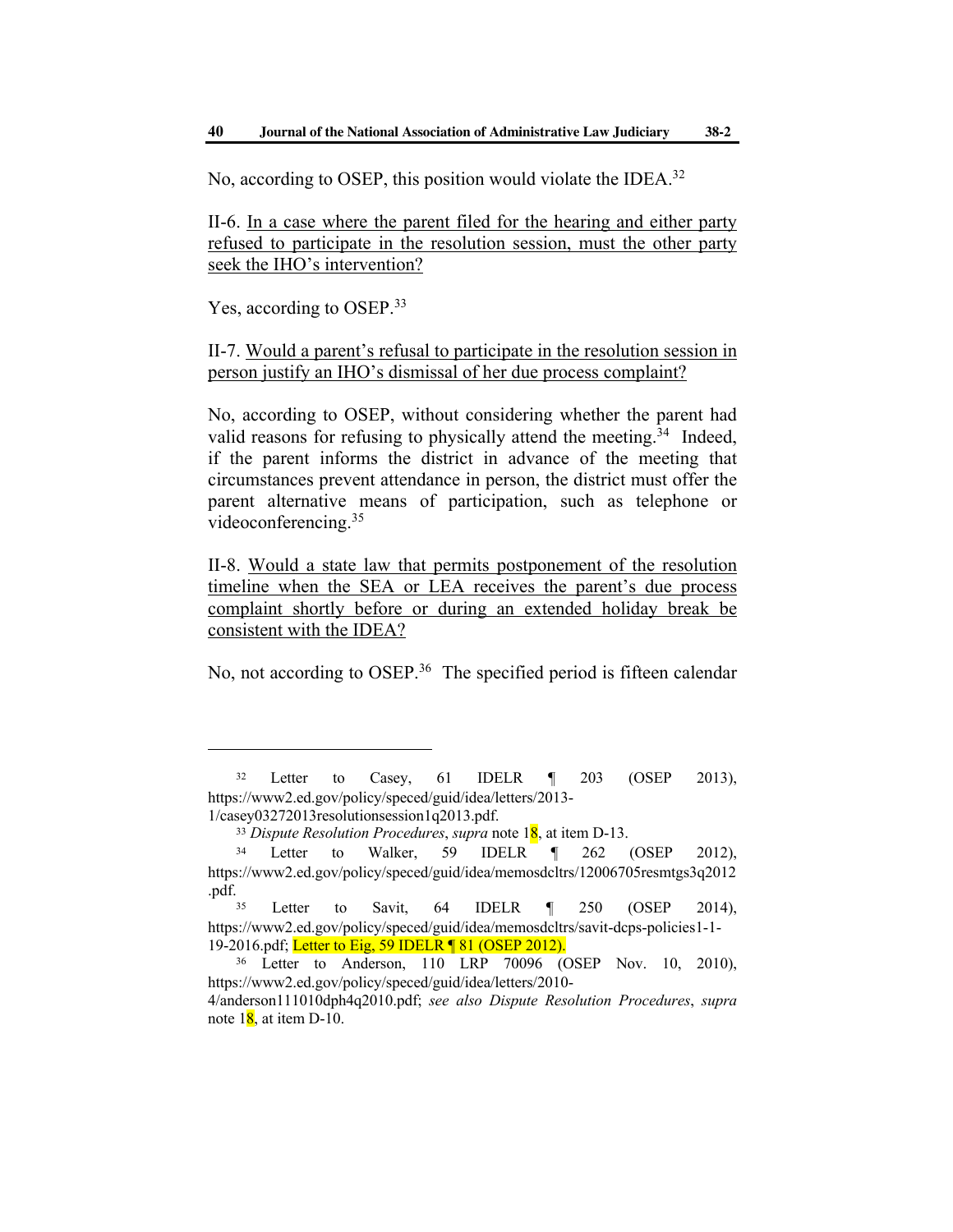No, according to OSEP, this position would violate the IDEA.[32]

II-6. <u>In a case where the parent filed for the hearing and either party refused to participate in the resolution session, must the other party seek the IHO's intervention?</u>

Yes, according to OSEP.[33]

II-7. <u>Would a parent's refusal to participate in the resolution session in person justify an IHO's dismissal of her due process complaint?</u>

No, according to OSEP, without considering whether the parent had valid reasons for refusing to physically attend the meeting.[34] Indeed, if the parent informs the district in advance of the meeting that circumstances prevent attendance in person, the district must offer the parent alternative means of participation, such as telephone or videoconferencing.[35]

II-8. <u>Would a state law that permits postponement of the resolution timeline when the SEA or LEA receives the parent's due process complaint shortly before or during an extended holiday break be consistent with the IDEA?</u>

No, not according to OSEP.[36] The specified period is fifteen calendar

---

[32] Letter to Casey, 61 IDELR ¶ 203 (OSEP 2013), https://www2.ed.gov/policy/speced/guid/idea/letters/2013-1/casey03272013resolutionsession1q2013.pdf.

[33] *Dispute Resolution Procedures*, *supra* note 18, at item D-13.

[34] Letter to Walker, 59 IDELR ¶ 262 (OSEP 2012), https://www2.ed.gov/policy/speced/guid/idea/memosdcltrs/12006705resmtgs3q2012.pdf.

[35] Letter to Savit, 64 IDELR ¶ 250 (OSEP 2014), https://www2.ed.gov/policy/speced/guid/idea/memosdcltrs/savit-dcps-policies1-1-19-2016.pdf; Letter to Eig, 59 IDELR ¶ 81 (OSEP 2012).

[36] Letter to Anderson, 110 LRP 70096 (OSEP Nov. 10, 2010), https://www2.ed.gov/policy/speced/guid/idea/letters/2010-4/anderson111010dph4q2010.pdf; *see also Dispute Resolution Procedures*, *supra* note 18, at item D-10.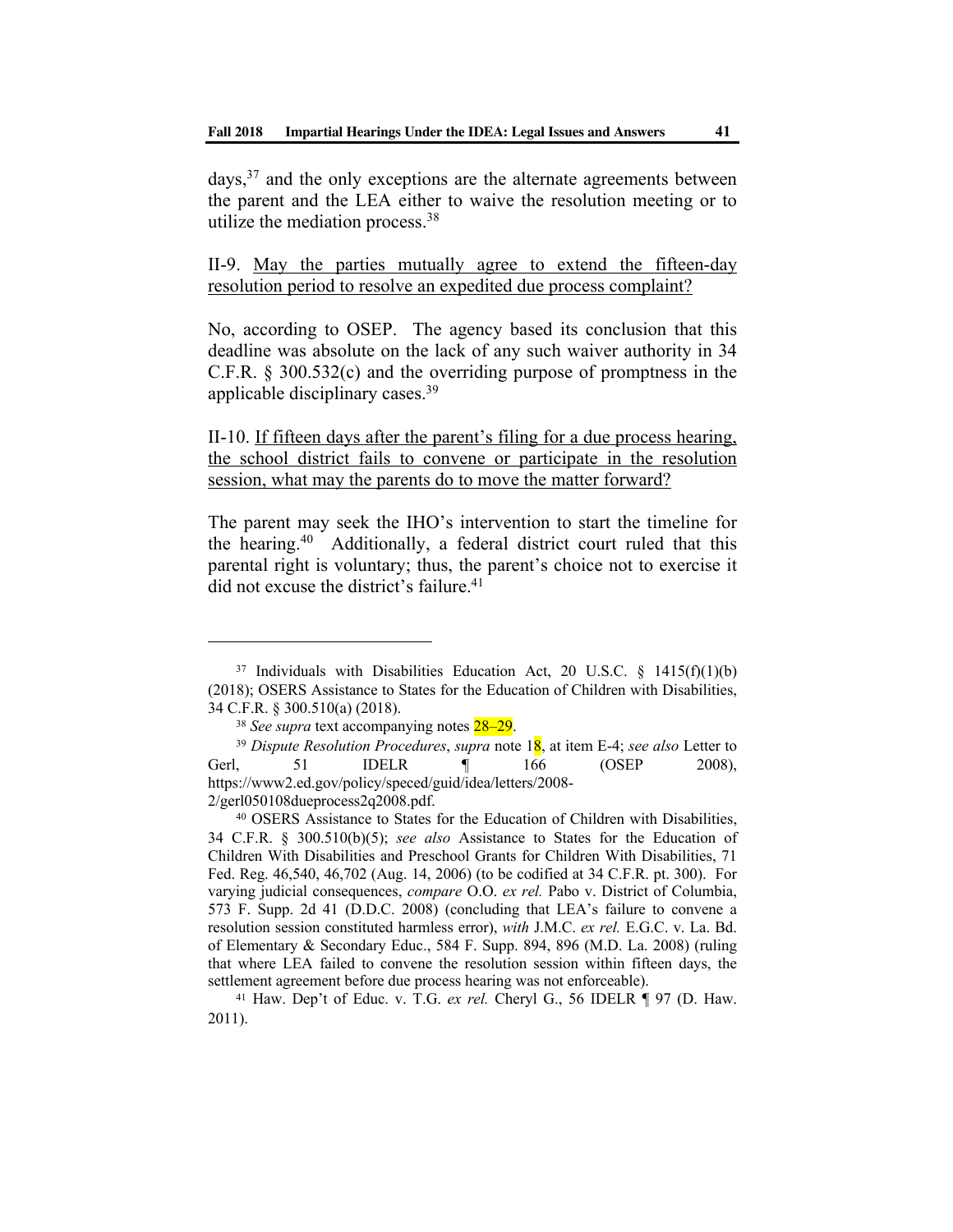days,[37] and the only exceptions are the alternate agreements between the parent and the LEA either to waive the resolution meeting or to utilize the mediation process.[38]

II-9. <u>May the parties mutually agree to extend the fifteen-day resolution period to resolve an expedited due process complaint?</u>

No, according to OSEP. The agency based its conclusion that this deadline was absolute on the lack of any such waiver authority in 34 C.F.R. § 300.532(c) and the overriding purpose of promptness in the applicable disciplinary cases.[39]

II-10. <u>If fifteen days after the parent's filing for a due process hearing, the school district fails to convene or participate in the resolution session, what may the parents do to move the matter forward?</u>

The parent may seek the IHO's intervention to start the timeline for the hearing.[40] Additionally, a federal district court ruled that this parental right is voluntary; thus, the parent's choice not to exercise it did not excuse the district's failure.[41]

---

[37] Individuals with Disabilities Education Act, 20 U.S.C. § 1415(f)(1)(b) (2018); OSERS Assistance to States for the Education of Children with Disabilities, 34 C.F.R. § 300.510(a) (2018).

[38] *See supra* text accompanying notes 28–29.

[39] *Dispute Resolution Procedures*, *supra* note 18, at item E-4; *see also* Letter to Gerl, 51 IDELR ¶ 166 (OSEP 2008), https://www2.ed.gov/policy/speced/guid/idea/letters/2008-2/gerl050108dueprocess2q2008.pdf.

[40] OSERS Assistance to States for the Education of Children with Disabilities, 34 C.F.R. § 300.510(b)(5); *see also* Assistance to States for the Education of Children With Disabilities and Preschool Grants for Children With Disabilities, 71 Fed. Reg. 46,540, 46,702 (Aug. 14, 2006) (to be codified at 34 C.F.R. pt. 300). For varying judicial consequences, *compare* O.O. *ex rel.* Pabo v. District of Columbia, 573 F. Supp. 2d 41 (D.D.C. 2008) (concluding that LEA's failure to convene a resolution session constituted harmless error), *with* J.M.C. *ex rel.* E.G.C. v. La. Bd. of Elementary & Secondary Educ., 584 F. Supp. 894, 896 (M.D. La. 2008) (ruling that where LEA failed to convene the resolution session within fifteen days, the settlement agreement before due process hearing was not enforceable).

[41] Haw. Dep't of Educ. v. T.G. *ex rel.* Cheryl G., 56 IDELR ¶ 97 (D. Haw. 2011).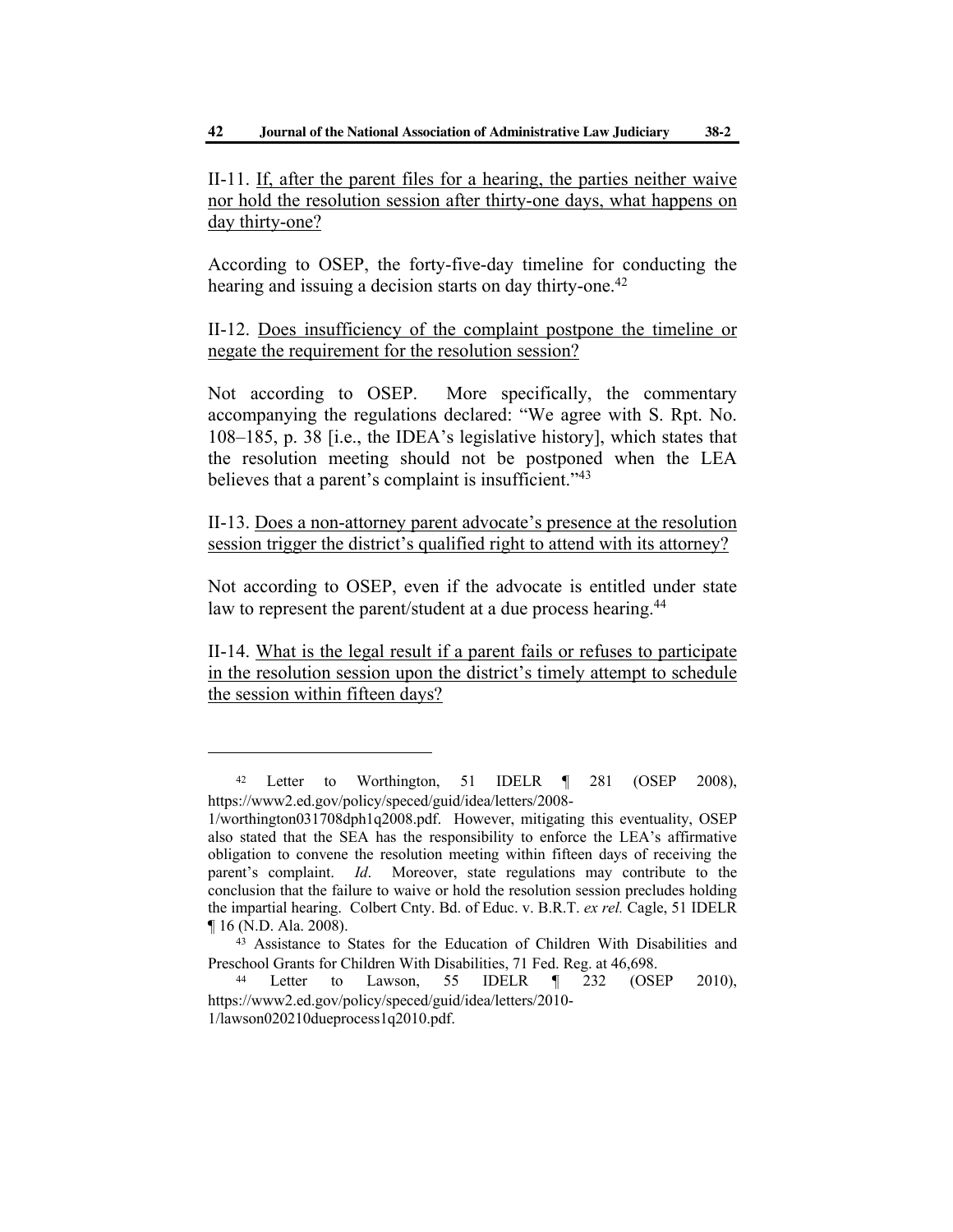II-11. <u>If, after the parent files for a hearing, the parties neither waive nor hold the resolution session after thirty-one days, what happens on day thirty-one?</u>

According to OSEP, the forty-five-day timeline for conducting the hearing and issuing a decision starts on day thirty-one.[42]

II-12. <u>Does insufficiency of the complaint postpone the timeline or negate the requirement for the resolution session?</u>

Not according to OSEP. More specifically, the commentary accompanying the regulations declared: "We agree with S. Rpt. No. 108–185, p. 38 [i.e., the IDEA's legislative history], which states that the resolution meeting should not be postponed when the LEA believes that a parent's complaint is insufficient."[43]

II-13. <u>Does a non-attorney parent advocate's presence at the resolution session trigger the district's qualified right to attend with its attorney?</u>

Not according to OSEP, even if the advocate is entitled under state law to represent the parent/student at a due process hearing.[44]

II-14. <u>What is the legal result if a parent fails or refuses to participate in the resolution session upon the district's timely attempt to schedule the session within fifteen days?</u>

---

[42] Letter to Worthington, 51 IDELR ¶ 281 (OSEP 2008), https://www2.ed.gov/policy/speced/guid/idea/letters/2008-1/worthington031708dph1q2008.pdf. However, mitigating this eventuality, OSEP also stated that the SEA has the responsibility to enforce the LEA's affirmative obligation to convene the resolution meeting within fifteen days of receiving the parent's complaint. *Id*. Moreover, state regulations may contribute to the conclusion that the failure to waive or hold the resolution session precludes holding the impartial hearing. Colbert Cnty. Bd. of Educ. v. B.R.T. *ex rel.* Cagle, 51 IDELR ¶ 16 (N.D. Ala. 2008).

[43] Assistance to States for the Education of Children With Disabilities and Preschool Grants for Children With Disabilities, 71 Fed. Reg. at 46,698.

[44] Letter to Lawson, 55 IDELR ¶ 232 (OSEP 2010), https://www2.ed.gov/policy/speced/guid/idea/letters/2010-1/lawson020210dueprocess1q2010.pdf.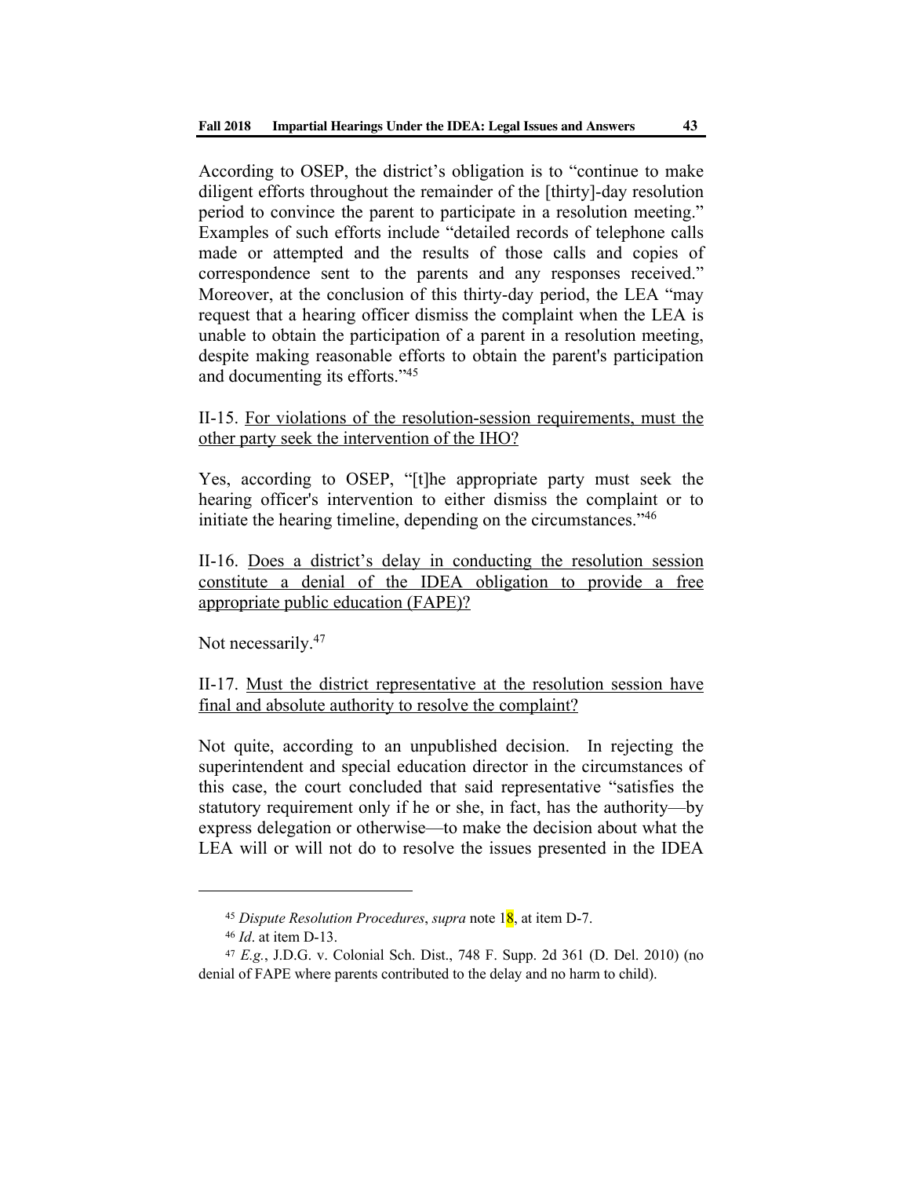According to OSEP, the district's obligation is to "continue to make diligent efforts throughout the remainder of the [thirty]-day resolution period to convince the parent to participate in a resolution meeting." Examples of such efforts include "detailed records of telephone calls made or attempted and the results of those calls and copies of correspondence sent to the parents and any responses received." Moreover, at the conclusion of this thirty-day period, the LEA "may request that a hearing officer dismiss the complaint when the LEA is unable to obtain the participation of a parent in a resolution meeting, despite making reasonable efforts to obtain the parent's participation and documenting its efforts."[45]

II-15. <u>For violations of the resolution-session requirements, must the other party seek the intervention of the IHO?</u>

Yes, according to OSEP, "[t]he appropriate party must seek the hearing officer's intervention to either dismiss the complaint or to initiate the hearing timeline, depending on the circumstances."[46]

II-16. <u>Does a district's delay in conducting the resolution session constitute a denial of the IDEA obligation to provide a free appropriate public education (FAPE)?</u>

Not necessarily.[47]

II-17. <u>Must the district representative at the resolution session have final and absolute authority to resolve the complaint?</u>

Not quite, according to an unpublished decision. In rejecting the superintendent and special education director in the circumstances of this case, the court concluded that said representative "satisfies the statutory requirement only if he or she, in fact, has the authority—by express delegation or otherwise—to make the decision about what the LEA will or will not do to resolve the issues presented in the IDEA

---

[45] *Dispute Resolution Procedures*, *supra* note 18, at item D-7.

[46] *Id*. at item D-13.

[47] *E.g.*, J.D.G. v. Colonial Sch. Dist., 748 F. Supp. 2d 361 (D. Del. 2010) (no denial of FAPE where parents contributed to the delay and no harm to child).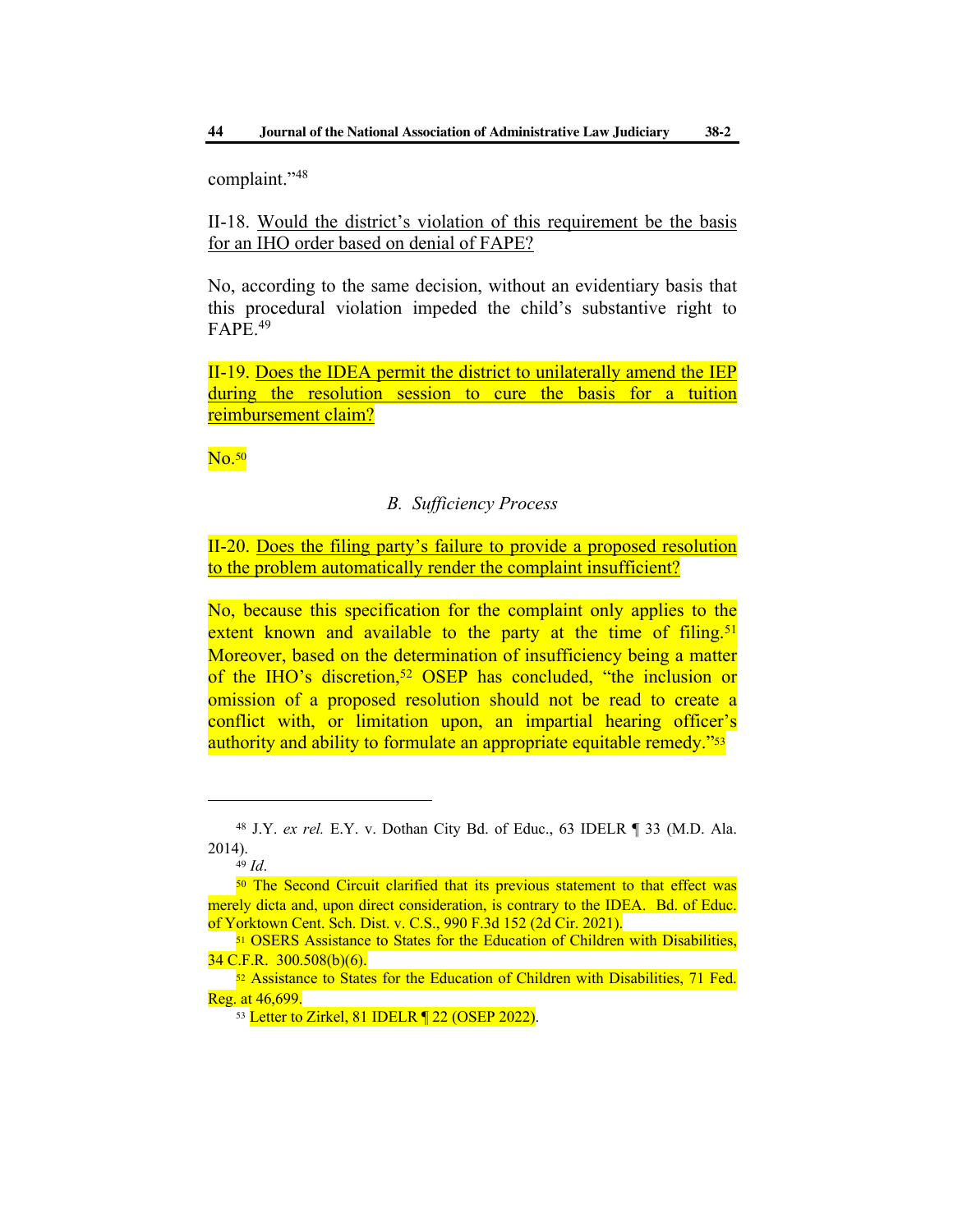complaint."[48]

II-18. Would the district's violation of this requirement be the basis for an IHO order based on denial of FAPE?

No, according to the same decision, without an evidentiary basis that this procedural violation impeded the child's substantive right to FAPE.[49]

II-19. Does the IDEA permit the district to unilaterally amend the IEP during the resolution session to cure the basis for a tuition reimbursement claim?

No.[50]

### *B. Sufficiency Process*

II-20. Does the filing party's failure to provide a proposed resolution to the problem automatically render the complaint insufficient?

No, because this specification for the complaint only applies to the extent known and available to the party at the time of filing.[51] Moreover, based on the determination of insufficiency being a matter of the IHO's discretion,[52] OSEP has concluded, "the inclusion or omission of a proposed resolution should not be read to create a conflict with, or limitation upon, an impartial hearing officer's authority and ability to formulate an appropriate equitable remedy."[53]

---

[48] J.Y. *ex rel.* E.Y. v. Dothan City Bd. of Educ., 63 IDELR ¶ 33 (M.D. Ala. 2014).

[49] *Id*.

[50] The Second Circuit clarified that its previous statement to that effect was merely dicta and, upon direct consideration, is contrary to the IDEA. Bd. of Educ. of Yorktown Cent. Sch. Dist. v. C.S., 990 F.3d 152 (2d Cir. 2021).

[51] OSERS Assistance to States for the Education of Children with Disabilities, 34 C.F.R. 300.508(b)(6).

[52] Assistance to States for the Education of Children with Disabilities, 71 Fed. Reg. at 46,699.

[53] Letter to Zirkel, 81 IDELR ¶ 22 (OSEP 2022).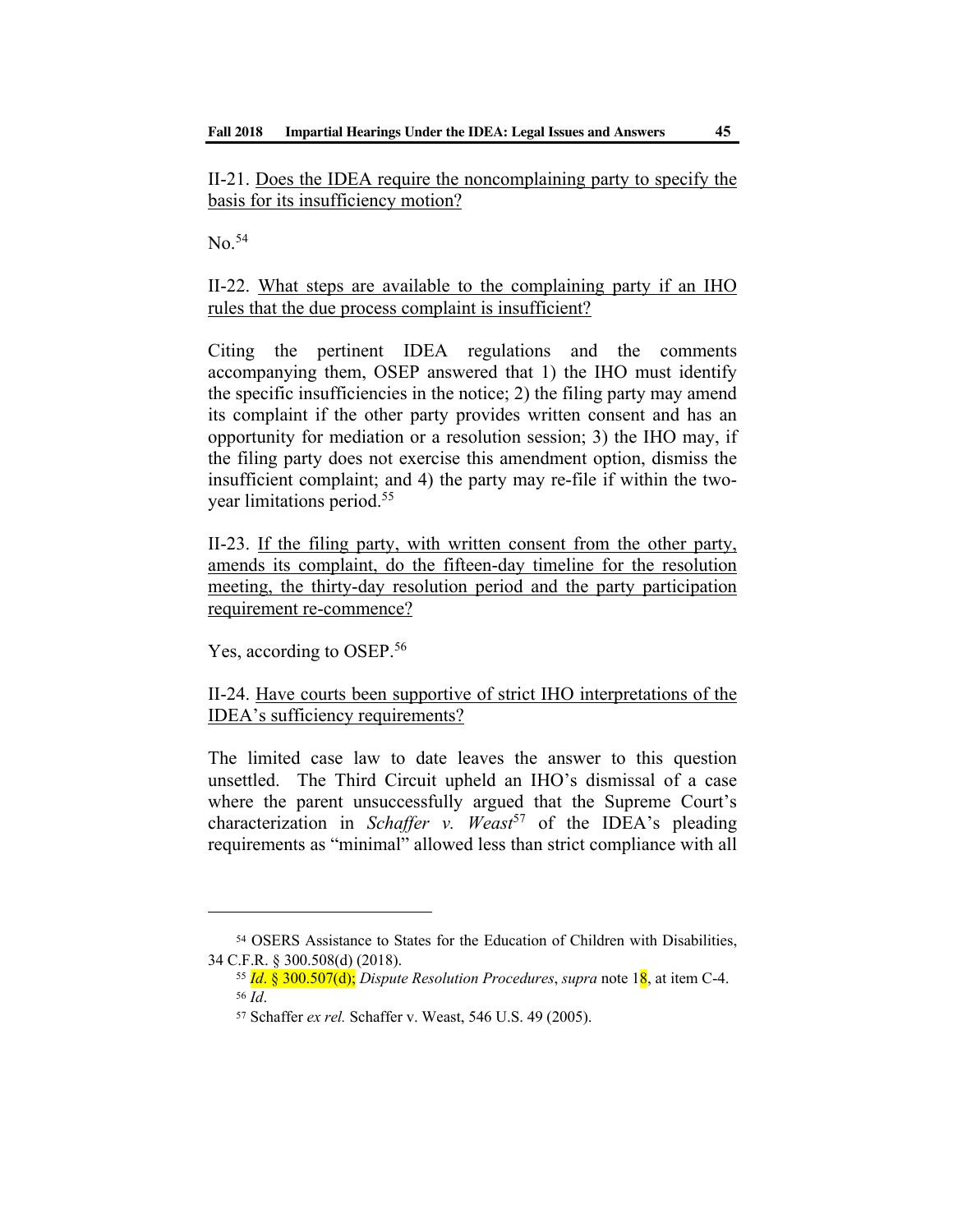II-21. Does the IDEA require the noncomplaining party to specify the basis for its insufficiency motion?

No.[54]

II-22. What steps are available to the complaining party if an IHO rules that the due process complaint is insufficient?

Citing the pertinent IDEA regulations and the comments accompanying them, OSEP answered that 1) the IHO must identify the specific insufficiencies in the notice; 2) the filing party may amend its complaint if the other party provides written consent and has an opportunity for mediation or a resolution session; 3) the IHO may, if the filing party does not exercise this amendment option, dismiss the insufficient complaint; and 4) the party may re-file if within the two-year limitations period.[55]

II-23. If the filing party, with written consent from the other party, amends its complaint, do the fifteen-day timeline for the resolution meeting, the thirty-day resolution period and the party participation requirement re-commence?

Yes, according to OSEP.[56]

II-24. Have courts been supportive of strict IHO interpretations of the IDEA's sufficiency requirements?

The limited case law to date leaves the answer to this question unsettled. The Third Circuit upheld an IHO's dismissal of a case where the parent unsuccessfully argued that the Supreme Court's characterization in *Schaffer v. Weast*[57] of the IDEA's pleading requirements as "minimal" allowed less than strict compliance with all

---

[54] OSERS Assistance to States for the Education of Children with Disabilities, 34 C.F.R. § 300.508(d) (2018).

[55] *Id*. § 300.507(d); *Dispute Resolution Procedures*, *supra* note 18, at item C-4.

[56] *Id*.

[57] Schaffer *ex rel.* Schaffer v. Weast, 546 U.S. 49 (2005).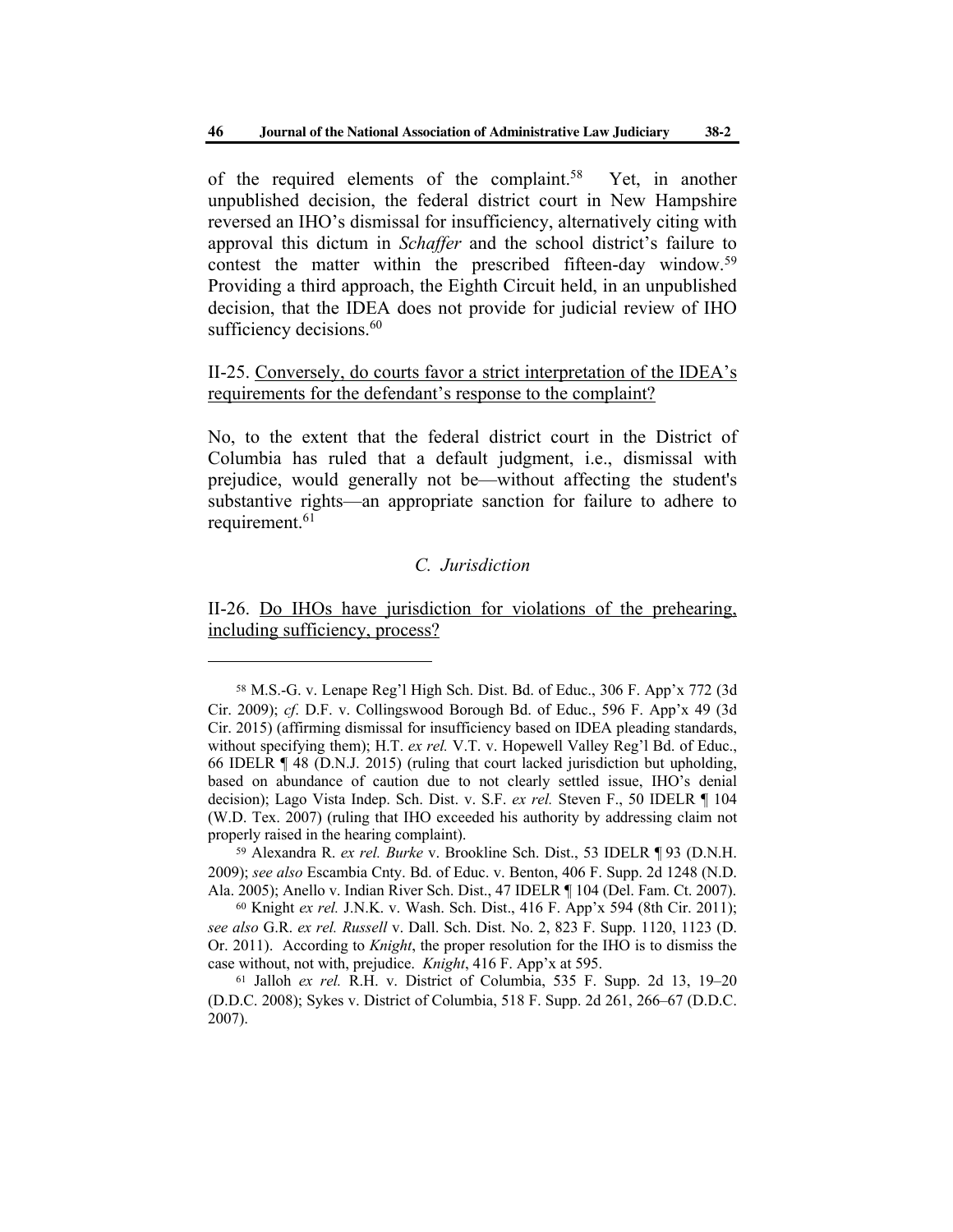of the required elements of the complaint.[58] Yet, in another unpublished decision, the federal district court in New Hampshire reversed an IHO's dismissal for insufficiency, alternatively citing with approval this dictum in *Schaffer* and the school district's failure to contest the matter within the prescribed fifteen-day window.[59] Providing a third approach, the Eighth Circuit held, in an unpublished decision, that the IDEA does not provide for judicial review of IHO sufficiency decisions.[60]

II-25. <u>Conversely, do courts favor a strict interpretation of the IDEA's requirements for the defendant's response to the complaint?</u>

No, to the extent that the federal district court in the District of Columbia has ruled that a default judgment, i.e., dismissal with prejudice, would generally not be—without affecting the student's substantive rights—an appropriate sanction for failure to adhere to requirement.[61]

### *C. Jurisdiction*

II-26. <u>Do IHOs have jurisdiction for violations of the prehearing, including sufficiency, process?</u>

---

[58] M.S.-G. v. Lenape Reg'l High Sch. Dist. Bd. of Educ., 306 F. App'x 772 (3d Cir. 2009); *cf*. D.F. v. Collingswood Borough Bd. of Educ., 596 F. App'x 49 (3d Cir. 2015) (affirming dismissal for insufficiency based on IDEA pleading standards, without specifying them); H.T. *ex rel.* V.T. v. Hopewell Valley Reg'l Bd. of Educ., 66 IDELR ¶ 48 (D.N.J. 2015) (ruling that court lacked jurisdiction but upholding, based on abundance of caution due to not clearly settled issue, IHO's denial decision); Lago Vista Indep. Sch. Dist. v. S.F. *ex rel.* Steven F., 50 IDELR ¶ 104 (W.D. Tex. 2007) (ruling that IHO exceeded his authority by addressing claim not properly raised in the hearing complaint).

[59] Alexandra R. *ex rel. Burke* v. Brookline Sch. Dist., 53 IDELR ¶ 93 (D.N.H. 2009); *see also* Escambia Cnty. Bd. of Educ. v. Benton, 406 F. Supp. 2d 1248 (N.D. Ala. 2005); Anello v. Indian River Sch. Dist., 47 IDELR ¶ 104 (Del. Fam. Ct. 2007).

[60] Knight *ex rel.* J.N.K. v. Wash. Sch. Dist., 416 F. App'x 594 (8th Cir. 2011); *see also* G.R. *ex rel. Russell* v. Dall. Sch. Dist. No. 2, 823 F. Supp. 1120, 1123 (D. Or. 2011). According to *Knight*, the proper resolution for the IHO is to dismiss the case without, not with, prejudice. *Knight*, 416 F. App'x at 595.

[61] Jalloh *ex rel.* R.H. v. District of Columbia, 535 F. Supp. 2d 13, 19–20 (D.D.C. 2008); Sykes v. District of Columbia, 518 F. Supp. 2d 261, 266–67 (D.D.C. 2007).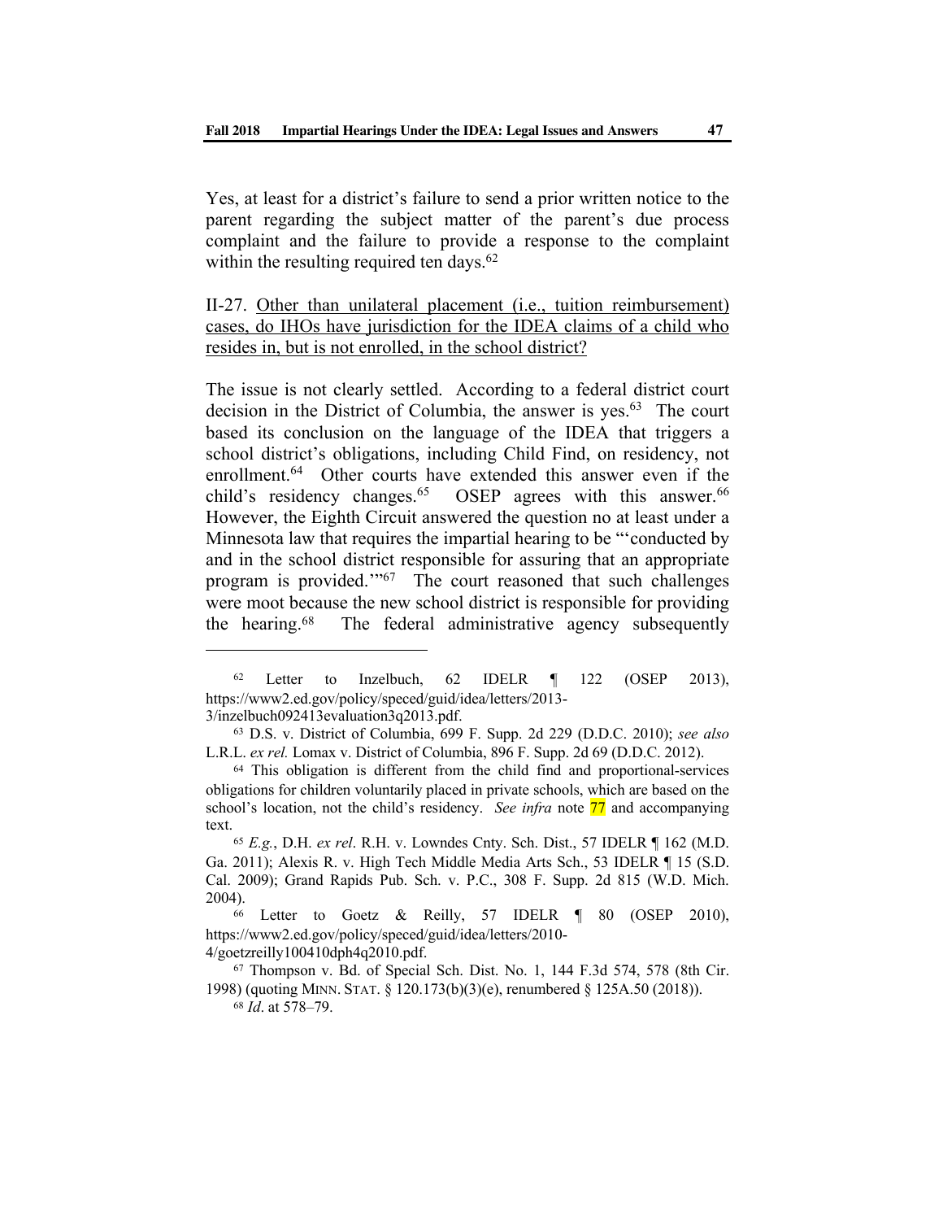Yes, at least for a district's failure to send a prior written notice to the parent regarding the subject matter of the parent's due process complaint and the failure to provide a response to the complaint within the resulting required ten days.[62]

II-27. <u>Other than unilateral placement (i.e., tuition reimbursement) cases, do IHOs have jurisdiction for the IDEA claims of a child who resides in, but is not enrolled, in the school district?</u>

The issue is not clearly settled. According to a federal district court decision in the District of Columbia, the answer is yes.[63] The court based its conclusion on the language of the IDEA that triggers a school district's obligations, including Child Find, on residency, not enrollment.[64] Other courts have extended this answer even if the child's residency changes.[65] OSEP agrees with this answer.[66] However, the Eighth Circuit answered the question no at least under a Minnesota law that requires the impartial hearing to be "'conducted by and in the school district responsible for assuring that an appropriate program is provided.'"[67] The court reasoned that such challenges were moot because the new school district is responsible for providing the hearing.[68] The federal administrative agency subsequently

---

[62] Letter to Inzelbuch, 62 IDELR ¶ 122 (OSEP 2013), https://www2.ed.gov/policy/speced/guid/idea/letters/2013-3/inzelbuch092413evaluation3q2013.pdf.

[63] D.S. v. District of Columbia, 699 F. Supp. 2d 229 (D.D.C. 2010); *see also* L.R.L. *ex rel.* Lomax v. District of Columbia, 896 F. Supp. 2d 69 (D.D.C. 2012).

[64] This obligation is different from the child find and proportional-services obligations for children voluntarily placed in private schools, which are based on the school's location, not the child's residency. *See infra* note 77 and accompanying text.

[65] *E.g.*, D.H. *ex rel*. R.H. v. Lowndes Cnty. Sch. Dist., 57 IDELR ¶ 162 (M.D. Ga. 2011); Alexis R. v. High Tech Middle Media Arts Sch., 53 IDELR ¶ 15 (S.D. Cal. 2009); Grand Rapids Pub. Sch. v. P.C., 308 F. Supp. 2d 815 (W.D. Mich. 2004).

[66] Letter to Goetz & Reilly, 57 IDELR ¶ 80 (OSEP 2010), https://www2.ed.gov/policy/speced/guid/idea/letters/2010-4/goetzreilly100410dph4q2010.pdf.

[67] Thompson v. Bd. of Special Sch. Dist. No. 1, 144 F.3d 574, 578 (8th Cir. 1998) (quoting MINN. STAT. § 120.173(b)(3)(e), renumbered § 125A.50 (2018)).

[68] *Id*. at 578–79.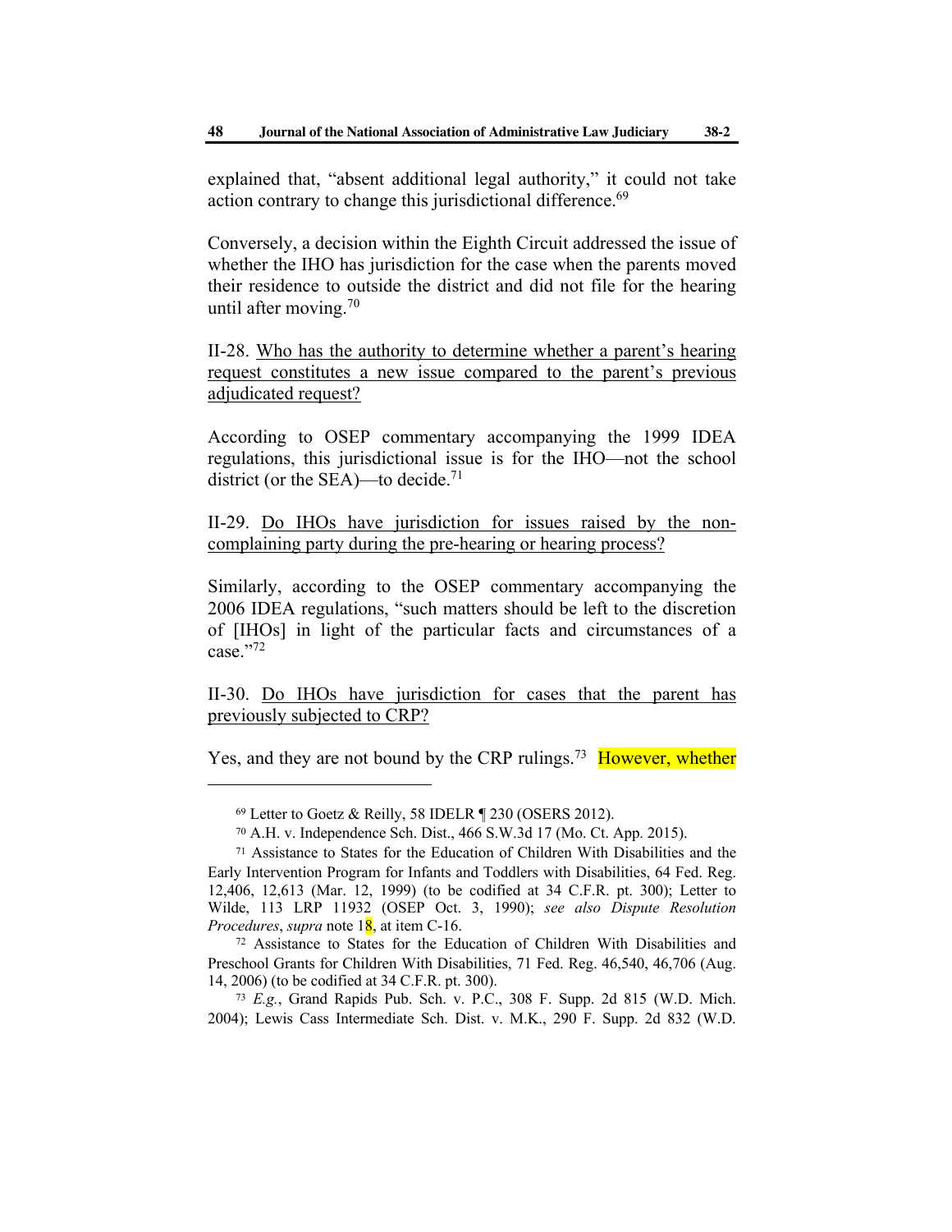explained that, "absent additional legal authority," it could not take action contrary to change this jurisdictional difference.[69]

Conversely, a decision within the Eighth Circuit addressed the issue of whether the IHO has jurisdiction for the case when the parents moved their residence to outside the district and did not file for the hearing until after moving.[70]

II-28. Who has the authority to determine whether a parent's hearing request constitutes a new issue compared to the parent's previous adjudicated request?

According to OSEP commentary accompanying the 1999 IDEA regulations, this jurisdictional issue is for the IHO—not the school district (or the SEA)—to decide.[71]

II-29. Do IHOs have jurisdiction for issues raised by the non-complaining party during the pre-hearing or hearing process?

Similarly, according to the OSEP commentary accompanying the 2006 IDEA regulations, "such matters should be left to the discretion of [IHOs] in light of the particular facts and circumstances of a case."[72]

II-30. Do IHOs have jurisdiction for cases that the parent has previously subjected to CRP?

Yes, and they are not bound by the CRP rulings.[73] However, whether

---

[69] Letter to Goetz & Reilly, 58 IDELR ¶ 230 (OSERS 2012).

[70] A.H. v. Independence Sch. Dist., 466 S.W.3d 17 (Mo. Ct. App. 2015).

[71] Assistance to States for the Education of Children With Disabilities and the Early Intervention Program for Infants and Toddlers with Disabilities, 64 Fed. Reg. 12,406, 12,613 (Mar. 12, 1999) (to be codified at 34 C.F.R. pt. 300); Letter to Wilde, 113 LRP 11932 (OSEP Oct. 3, 1990); *see also Dispute Resolution Procedures*, *supra* note 18, at item C-16.

[72] Assistance to States for the Education of Children With Disabilities and Preschool Grants for Children With Disabilities, 71 Fed. Reg. 46,540, 46,706 (Aug. 14, 2006) (to be codified at 34 C.F.R. pt. 300).

[73] *E.g.*, Grand Rapids Pub. Sch. v. P.C., 308 F. Supp. 2d 815 (W.D. Mich. 2004); Lewis Cass Intermediate Sch. Dist. v. M.K., 290 F. Supp. 2d 832 (W.D.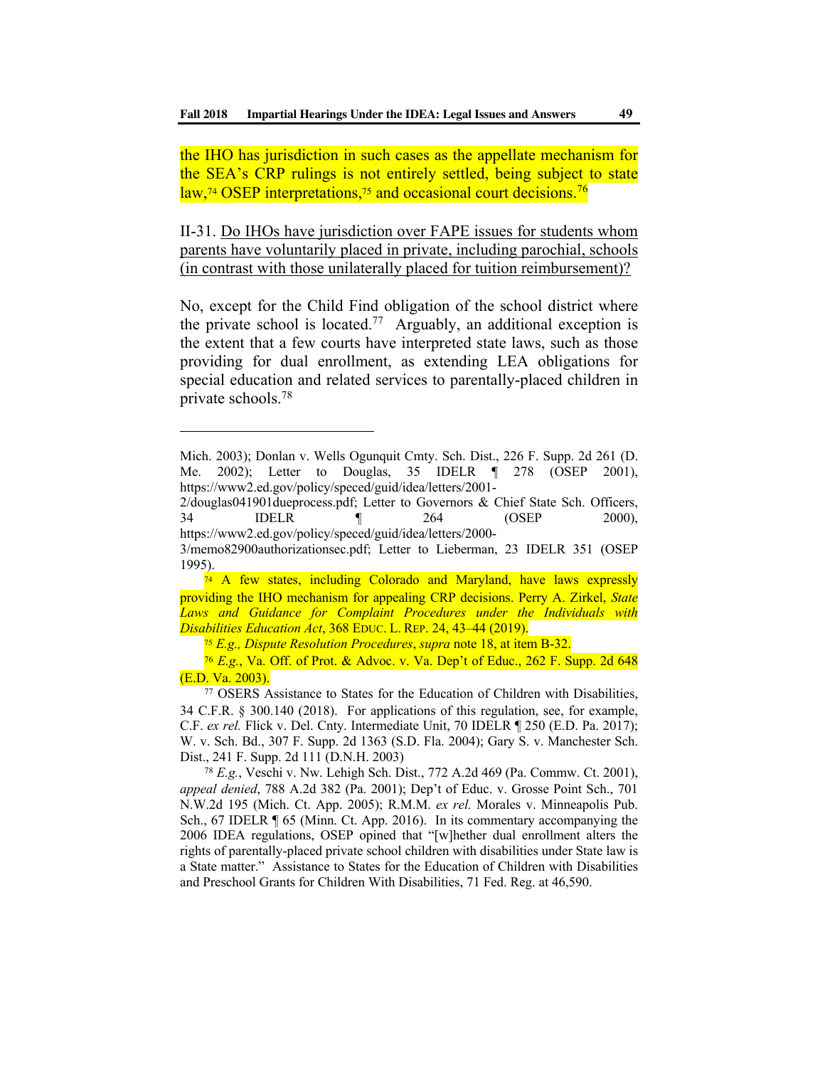the IHO has jurisdiction in such cases as the appellate mechanism for the SEA's CRP rulings is not entirely settled, being subject to state law,[74] OSEP interpretations,[75] and occasional court decisions.[76]

II-31. Do IHOs have jurisdiction over FAPE issues for students whom parents have voluntarily placed in private, including parochial, schools (in contrast with those unilaterally placed for tuition reimbursement)?

No, except for the Child Find obligation of the school district where the private school is located.[77] Arguably, an additional exception is the extent that a few courts have interpreted state laws, such as those providing for dual enrollment, as extending LEA obligations for special education and related services to parentally-placed children in private schools.[78]

---

Mich. 2003); Donlan v. Wells Ogunquit Cmty. Sch. Dist., 226 F. Supp. 2d 261 (D. Me. 2002); Letter to Douglas, 35 IDELR ¶ 278 (OSEP 2001), https://www2.ed.gov/policy/speced/guid/idea/letters/2001-2/douglas041901dueprocess.pdf; Letter to Governors & Chief State Sch. Officers, 34 IDELR ¶ 264 (OSEP 2000), https://www2.ed.gov/policy/speced/guid/idea/letters/2000-3/memo82900authorizationsec.pdf; Letter to Lieberman, 23 IDELR 351 (OSEP 1995).

[74] A few states, including Colorado and Maryland, have laws expressly providing the IHO mechanism for appealing CRP decisions. Perry A. Zirkel, *State Laws and Guidance for Complaint Procedures under the Individuals with Disabilities Education Act*, 368 EDUC. L. REP. 24, 43–44 (2019).

[75] *E.g., Dispute Resolution Procedures*, *supra* note 18, at item B-32.

[76] *E.g.*, Va. Off. of Prot. & Advoc. v. Va. Dep't of Educ., 262 F. Supp. 2d 648 (E.D. Va. 2003).

[77] OSERS Assistance to States for the Education of Children with Disabilities, 34 C.F.R. § 300.140 (2018). For applications of this regulation, see, for example, C.F. *ex rel.* Flick v. Del. Cnty. Intermediate Unit, 70 IDELR ¶ 250 (E.D. Pa. 2017); W. v. Sch. Bd., 307 F. Supp. 2d 1363 (S.D. Fla. 2004); Gary S. v. Manchester Sch. Dist., 241 F. Supp. 2d 111 (D.N.H. 2003)

[78] *E.g.*, Veschi v. Nw. Lehigh Sch. Dist., 772 A.2d 469 (Pa. Commw. Ct. 2001), *appeal denied*, 788 A.2d 382 (Pa. 2001); Dep't of Educ. v. Grosse Point Sch., 701 N.W.2d 195 (Mich. Ct. App. 2005); R.M.M. *ex rel.* Morales v. Minneapolis Pub. Sch., 67 IDELR ¶ 65 (Minn. Ct. App. 2016). In its commentary accompanying the 2006 IDEA regulations, OSEP opined that "[w]hether dual enrollment alters the rights of parentally-placed private school children with disabilities under State law is a State matter." Assistance to States for the Education of Children with Disabilities and Preschool Grants for Children With Disabilities, 71 Fed. Reg. at 46,590.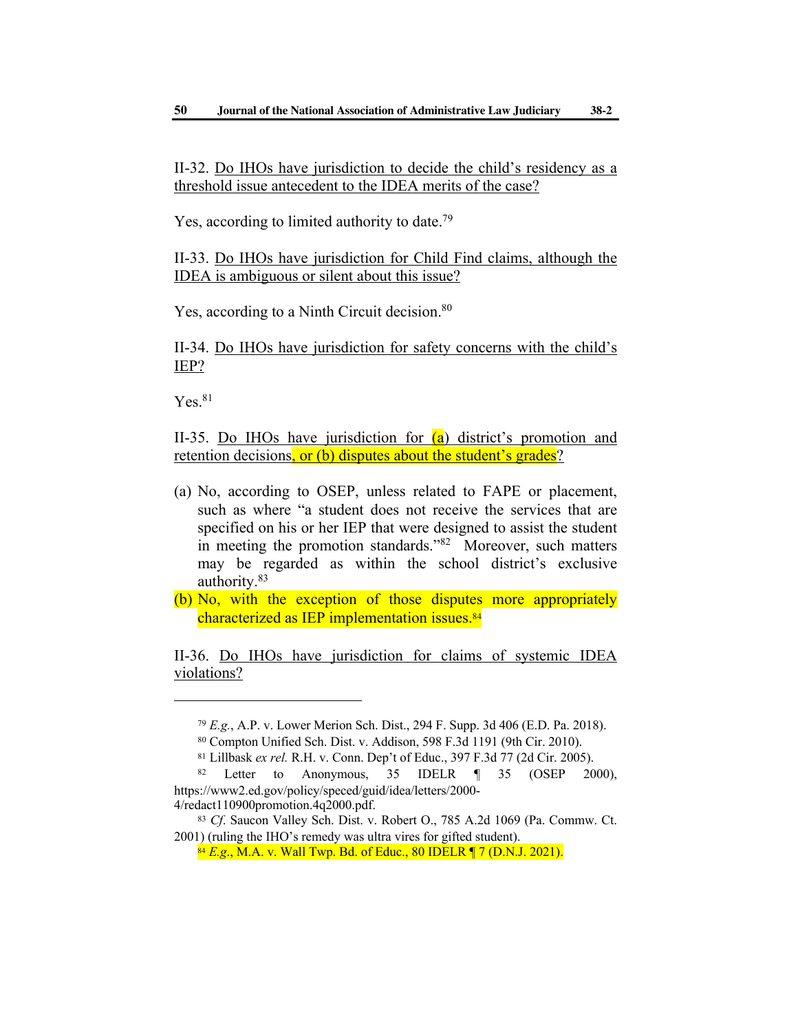II-32. Do IHOs have jurisdiction to decide the child's residency as a threshold issue antecedent to the IDEA merits of the case?

Yes, according to limited authority to date.[79]

II-33. Do IHOs have jurisdiction for Child Find claims, although the IDEA is ambiguous or silent about this issue?

Yes, according to a Ninth Circuit decision.[80]

II-34. Do IHOs have jurisdiction for safety concerns with the child's IEP?

Yes.[81]

II-35. Do IHOs have jurisdiction for (a) district's promotion and retention decisions, or (b) disputes about the student's grades?

(a) No, according to OSEP, unless related to FAPE or placement, such as where "a student does not receive the services that are specified on his or her IEP that were designed to assist the student in meeting the promotion standards."[82] Moreover, such matters may be regarded as within the school district's exclusive authority.[83]

(b) No, with the exception of those disputes more appropriately characterized as IEP implementation issues.[84]

II-36. Do IHOs have jurisdiction for claims of systemic IDEA violations?

---

[79] *E.g.*, A.P. v. Lower Merion Sch. Dist., 294 F. Supp. 3d 406 (E.D. Pa. 2018).

[80] Compton Unified Sch. Dist. v. Addison, 598 F.3d 1191 (9th Cir. 2010).

[81] Lillbask *ex rel.* R.H. v. Conn. Dep't of Educ., 397 F.3d 77 (2d Cir. 2005).

[82] Letter to Anonymous, 35 IDELR ¶ 35 (OSEP 2000), https://www2.ed.gov/policy/speced/guid/idea/letters/2000-4/redact110900promotion.4q2000.pdf.

[83] *Cf.* Saucon Valley Sch. Dist. v. Robert O., 785 A.2d 1069 (Pa. Commw. Ct. 2001) (ruling the IHO's remedy was ultra vires for gifted student).

[84] *E.g.*, M.A. v. Wall Twp. Bd. of Educ., 80 IDELR ¶ 7 (D.N.J. 2021).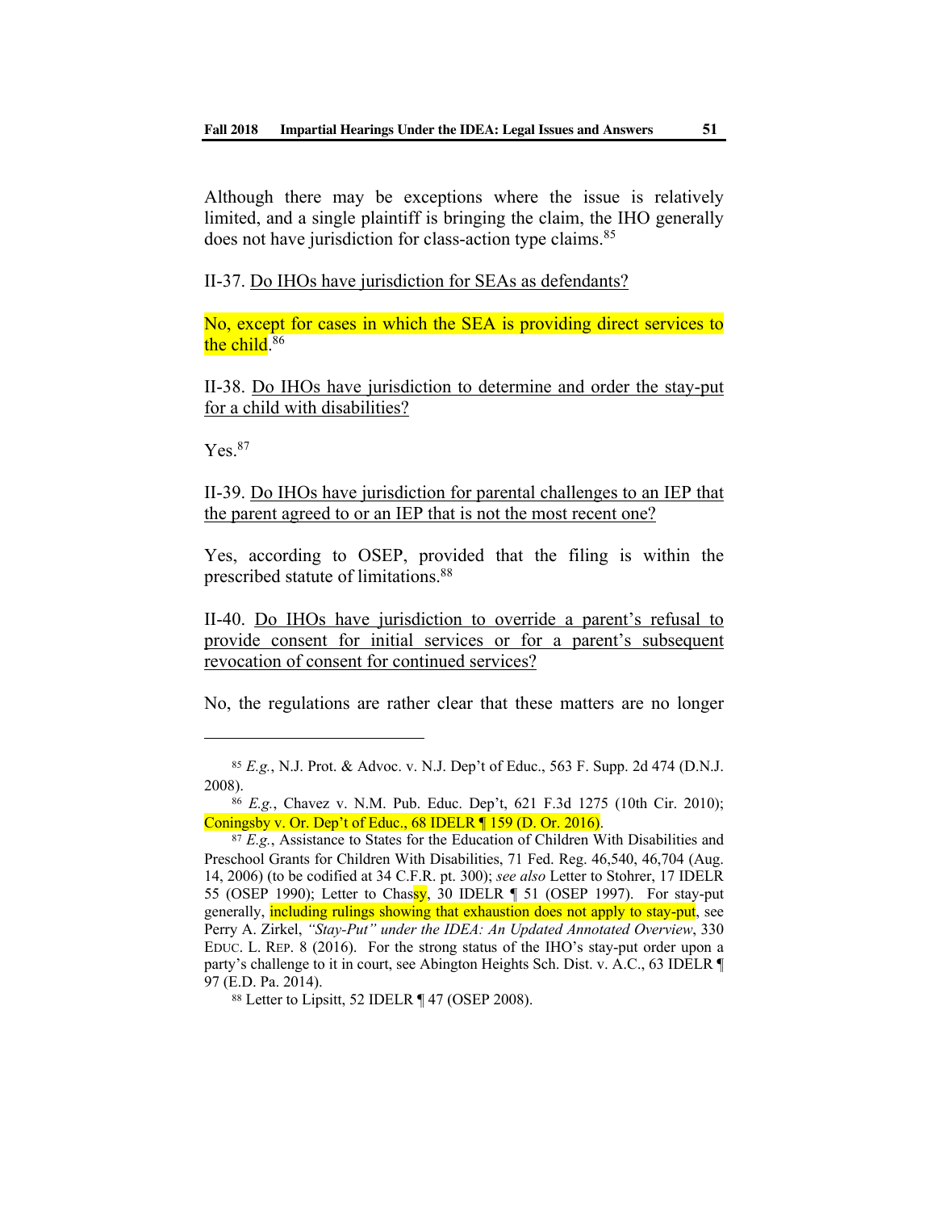Although there may be exceptions where the issue is relatively limited, and a single plaintiff is bringing the claim, the IHO generally does not have jurisdiction for class-action type claims.[85]

II-37. Do IHOs have jurisdiction for SEAs as defendants?

No, except for cases in which the SEA is providing direct services to the child.[86]

II-38. Do IHOs have jurisdiction to determine and order the stay-put for a child with disabilities?

Yes.[87]

II-39. Do IHOs have jurisdiction for parental challenges to an IEP that the parent agreed to or an IEP that is not the most recent one?

Yes, according to OSEP, provided that the filing is within the prescribed statute of limitations.[88]

II-40. Do IHOs have jurisdiction to override a parent's refusal to provide consent for initial services or for a parent's subsequent revocation of consent for continued services?

No, the regulations are rather clear that these matters are no longer

---

[85] *E.g.*, N.J. Prot. & Advoc. v. N.J. Dep't of Educ., 563 F. Supp. 2d 474 (D.N.J. 2008).

[86] *E.g.*, Chavez v. N.M. Pub. Educ. Dep't, 621 F.3d 1275 (10th Cir. 2010); Coningsby v. Or. Dep't of Educ., 68 IDELR ¶ 159 (D. Or. 2016).

[87] *E.g.*, Assistance to States for the Education of Children With Disabilities and Preschool Grants for Children With Disabilities, 71 Fed. Reg. 46,540, 46,704 (Aug. 14, 2006) (to be codified at 34 C.F.R. pt. 300); *see also* Letter to Stohrer, 17 IDELR 55 (OSEP 1990); Letter to Chassy, 30 IDELR ¶ 51 (OSEP 1997). For stay-put generally, including rulings showing that exhaustion does not apply to stay-put, see Perry A. Zirkel, *"Stay-Put" under the IDEA: An Updated Annotated Overview*, 330 EDUC. L. REP. 8 (2016). For the strong status of the IHO's stay-put order upon a party's challenge to it in court, see Abington Heights Sch. Dist. v. A.C., 63 IDELR ¶ 97 (E.D. Pa. 2014).

[88] Letter to Lipsitt, 52 IDELR ¶ 47 (OSEP 2008).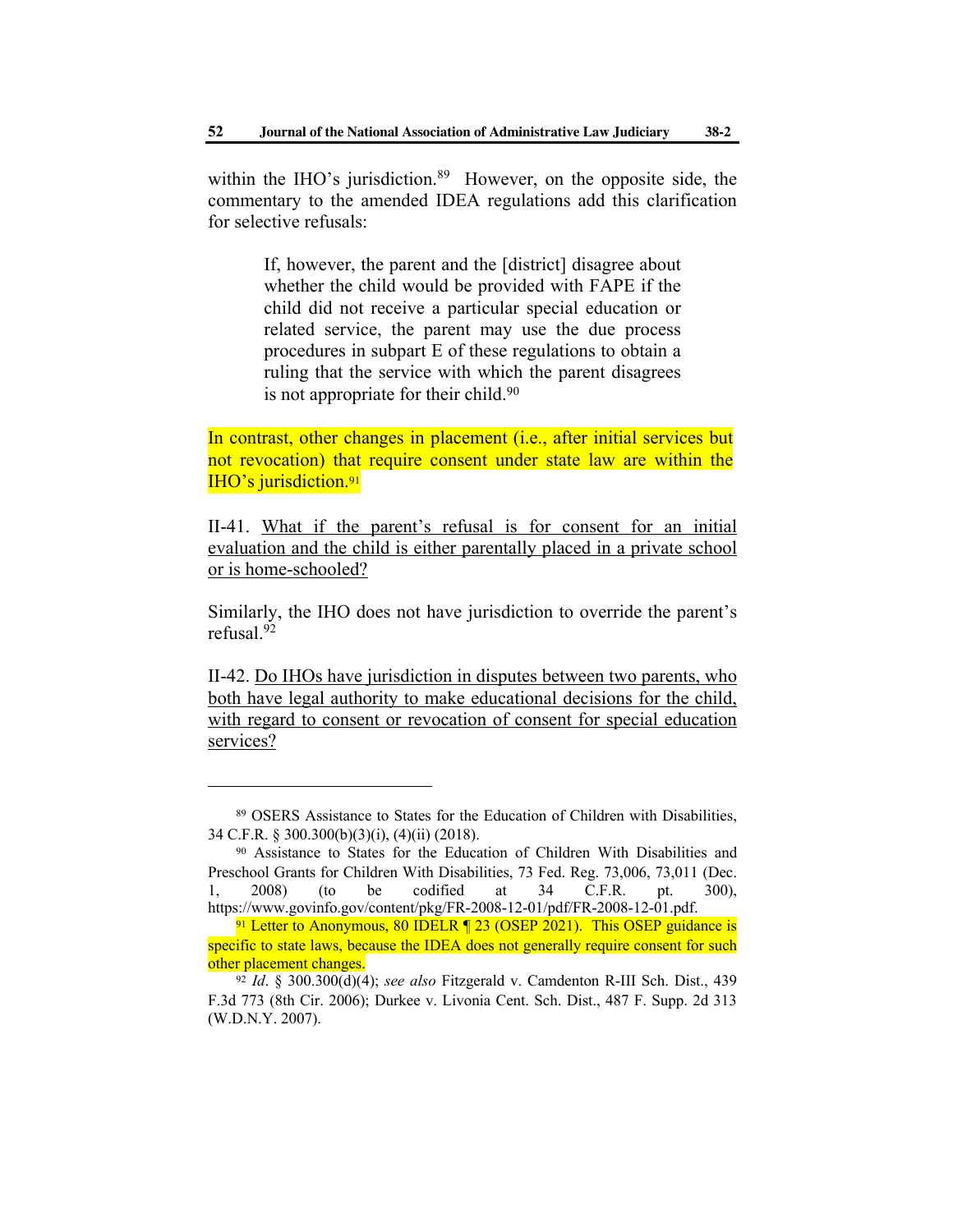within the IHO's jurisdiction.[89] However, on the opposite side, the commentary to the amended IDEA regulations add this clarification for selective refusals:

> If, however, the parent and the [district] disagree about whether the child would be provided with FAPE if the child did not receive a particular special education or related service, the parent may use the due process procedures in subpart E of these regulations to obtain a ruling that the service with which the parent disagrees is not appropriate for their child.[90]

In contrast, other changes in placement (i.e., after initial services but not revocation) that require consent under state law are within the IHO's jurisdiction.[91]

II-41. <u>What if the parent's refusal is for consent for an initial evaluation and the child is either parentally placed in a private school or is home-schooled?</u>

Similarly, the IHO does not have jurisdiction to override the parent's refusal.[92]

II-42. <u>Do IHOs have jurisdiction in disputes between two parents, who both have legal authority to make educational decisions for the child, with regard to consent or revocation of consent for special education services?</u>

---

[89] OSERS Assistance to States for the Education of Children with Disabilities, 34 C.F.R. § 300.300(b)(3)(i), (4)(ii) (2018).

[90] Assistance to States for the Education of Children With Disabilities and Preschool Grants for Children With Disabilities, 73 Fed. Reg. 73,006, 73,011 (Dec. 1, 2008) (to be codified at 34 C.F.R. pt. 300), https://www.govinfo.gov/content/pkg/FR-2008-12-01/pdf/FR-2008-12-01.pdf.

[91] Letter to Anonymous, 80 IDELR ¶ 23 (OSEP 2021). This OSEP guidance is specific to state laws, because the IDEA does not generally require consent for such other placement changes.

[92] *Id*. § 300.300(d)(4); *see also* Fitzgerald v. Camdenton R-III Sch. Dist., 439 F.3d 773 (8th Cir. 2006); Durkee v. Livonia Cent. Sch. Dist., 487 F. Supp. 2d 313 (W.D.N.Y. 2007).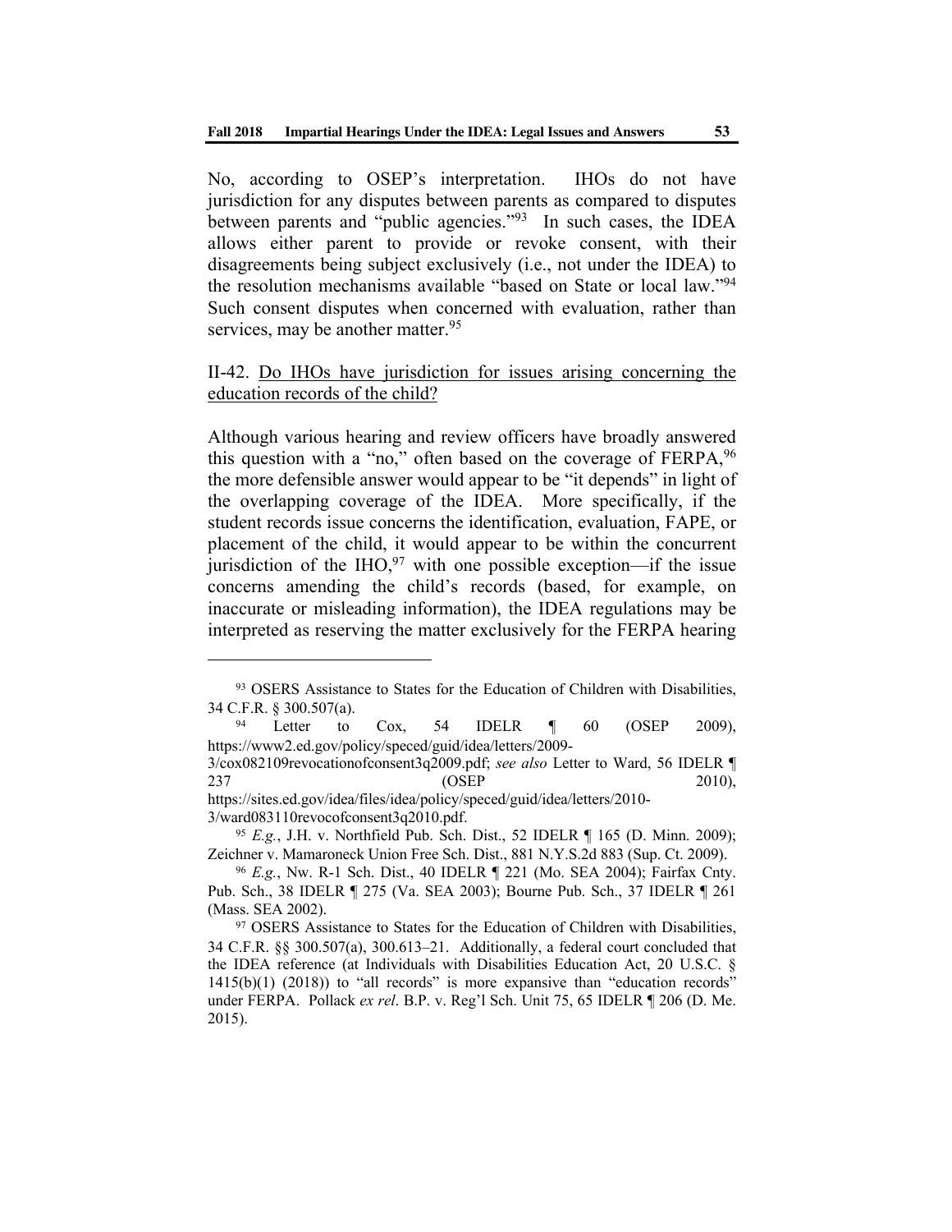No, according to OSEP's interpretation. IHOs do not have jurisdiction for any disputes between parents as compared to disputes between parents and "public agencies."[93] In such cases, the IDEA allows either parent to provide or revoke consent, with their disagreements being subject exclusively (i.e., not under the IDEA) to the resolution mechanisms available "based on State or local law."[94] Such consent disputes when concerned with evaluation, rather than services, may be another matter.[95]

II-42. <u>Do IHOs have jurisdiction for issues arising concerning the education records of the child?</u>

Although various hearing and review officers have broadly answered this question with a "no," often based on the coverage of FERPA,[96] the more defensible answer would appear to be "it depends" in light of the overlapping coverage of the IDEA. More specifically, if the student records issue concerns the identification, evaluation, FAPE, or placement of the child, it would appear to be within the concurrent jurisdiction of the IHO,[97] with one possible exception—if the issue concerns amending the child's records (based, for example, on inaccurate or misleading information), the IDEA regulations may be interpreted as reserving the matter exclusively for the FERPA hearing

---

[93] OSERS Assistance to States for the Education of Children with Disabilities, 34 C.F.R. § 300.507(a).

[94] Letter to Cox, 54 IDELR ¶ 60 (OSEP 2009), https://www2.ed.gov/policy/speced/guid/idea/letters/2009-3/cox082109revocationofconsent3q2009.pdf; *see also* Letter to Ward, 56 IDELR ¶ 237 (OSEP 2010), https://sites.ed.gov/idea/files/idea/policy/speced/guid/idea/letters/2010-3/ward083110revocofconsent3q2010.pdf.

[95] *E.g.*, J.H. v. Northfield Pub. Sch. Dist., 52 IDELR ¶ 165 (D. Minn. 2009); Zeichner v. Mamaroneck Union Free Sch. Dist., 881 N.Y.S.2d 883 (Sup. Ct. 2009).

[96] *E.g.*, Nw. R-1 Sch. Dist., 40 IDELR ¶ 221 (Mo. SEA 2004); Fairfax Cnty. Pub. Sch., 38 IDELR ¶ 275 (Va. SEA 2003); Bourne Pub. Sch., 37 IDELR ¶ 261 (Mass. SEA 2002).

[97] OSERS Assistance to States for the Education of Children with Disabilities, 34 C.F.R. §§ 300.507(a), 300.613–21. Additionally, a federal court concluded that the IDEA reference (at Individuals with Disabilities Education Act, 20 U.S.C. § 1415(b)(1) (2018)) to "all records" is more expansive than "education records" under FERPA. Pollack *ex rel*. B.P. v. Reg'l Sch. Unit 75, 65 IDELR ¶ 206 (D. Me. 2015).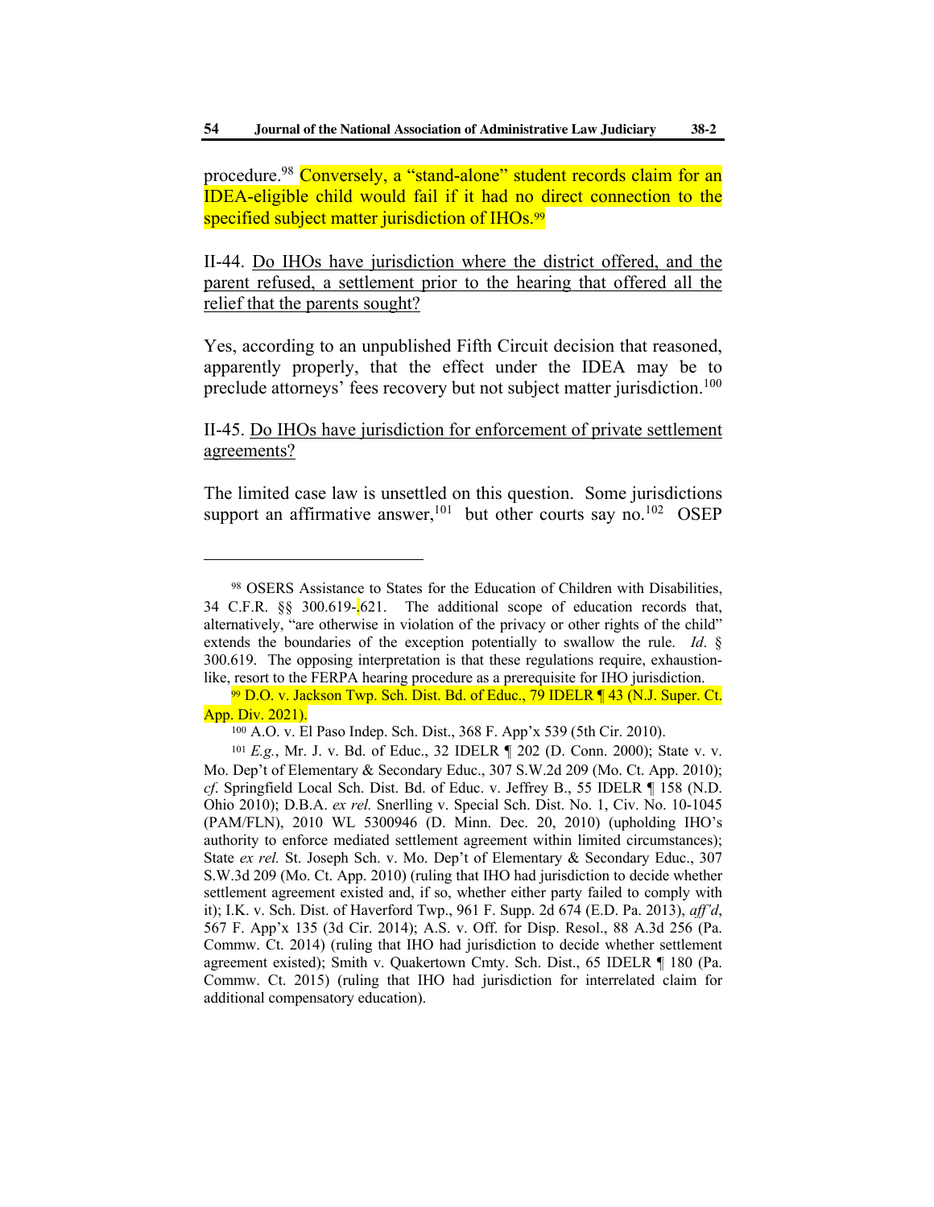procedure.[98] Conversely, a "stand-alone" student records claim for an IDEA-eligible child would fail if it had no direct connection to the specified subject matter jurisdiction of IHOs.[99]

II-44. <u>Do IHOs have jurisdiction where the district offered, and the parent refused, a settlement prior to the hearing that offered all the relief that the parents sought?</u>

Yes, according to an unpublished Fifth Circuit decision that reasoned, apparently properly, that the effect under the IDEA may be to preclude attorneys' fees recovery but not subject matter jurisdiction.[100]

II-45. <u>Do IHOs have jurisdiction for enforcement of private settlement agreements?</u>

The limited case law is unsettled on this question. Some jurisdictions support an affirmative answer,[101] but other courts say no.[102] OSEP

---

[98] OSERS Assistance to States for the Education of Children with Disabilities, 34 C.F.R. §§ 300.619-.621. The additional scope of education records that, alternatively, "are otherwise in violation of the privacy or other rights of the child" extends the boundaries of the exception potentially to swallow the rule. *Id*. § 300.619. The opposing interpretation is that these regulations require, exhaustion-like, resort to the FERPA hearing procedure as a prerequisite for IHO jurisdiction.

[99] D.O. v. Jackson Twp. Sch. Dist. Bd. of Educ., 79 IDELR ¶ 43 (N.J. Super. Ct. App. Div. 2021).

[100] A.O. v. El Paso Indep. Sch. Dist., 368 F. App'x 539 (5th Cir. 2010).

[101] *E.g.*, Mr. J. v. Bd. of Educ., 32 IDELR ¶ 202 (D. Conn. 2000); State v. v. Mo. Dep't of Elementary & Secondary Educ., 307 S.W.2d 209 (Mo. Ct. App. 2010); *cf*. Springfield Local Sch. Dist. Bd. of Educ. v. Jeffrey B., 55 IDELR ¶ 158 (N.D. Ohio 2010); D.B.A. *ex rel.* Snerlling v. Special Sch. Dist. No. 1, Civ. No. 10-1045 (PAM/FLN), 2010 WL 5300946 (D. Minn. Dec. 20, 2010) (upholding IHO's authority to enforce mediated settlement agreement within limited circumstances); State *ex rel.* St. Joseph Sch. v. Mo. Dep't of Elementary & Secondary Educ., 307 S.W.3d 209 (Mo. Ct. App. 2010) (ruling that IHO had jurisdiction to decide whether settlement agreement existed and, if so, whether either party failed to comply with it); I.K. v. Sch. Dist. of Haverford Twp., 961 F. Supp. 2d 674 (E.D. Pa. 2013), *aff'd*, 567 F. App'x 135 (3d Cir. 2014); A.S. v. Off. for Disp. Resol., 88 A.3d 256 (Pa. Commw. Ct. 2014) (ruling that IHO had jurisdiction to decide whether settlement agreement existed); Smith v. Quakertown Cmty. Sch. Dist., 65 IDELR ¶ 180 (Pa. Commw. Ct. 2015) (ruling that IHO had jurisdiction for interrelated claim for additional compensatory education).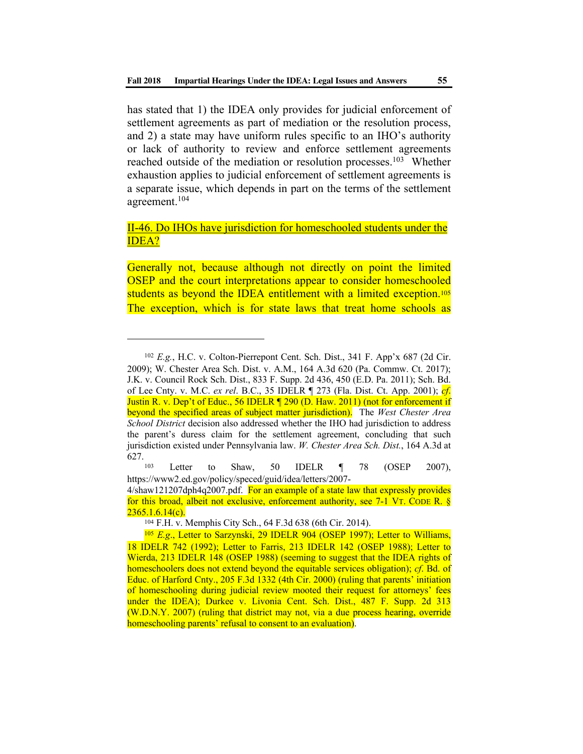has stated that 1) the IDEA only provides for judicial enforcement of settlement agreements as part of mediation or the resolution process, and 2) a state may have uniform rules specific to an IHO's authority or lack of authority to review and enforce settlement agreements reached outside of the mediation or resolution processes.[103] Whether exhaustion applies to judicial enforcement of settlement agreements is a separate issue, which depends in part on the terms of the settlement agreement.[104]

II-46. Do IHOs have jurisdiction for homeschooled students under the IDEA?

Generally not, because although not directly on point the limited OSEP and the court interpretations appear to consider homeschooled students as beyond the IDEA entitlement with a limited exception.[105] The exception, which is for state laws that treat home schools as

---

[102] *E.g.*, H.C. v. Colton-Pierrepont Cent. Sch. Dist., 341 F. App'x 687 (2d Cir. 2009); W. Chester Area Sch. Dist. v. A.M., 164 A.3d 620 (Pa. Commw. Ct. 2017); J.K. v. Council Rock Sch. Dist., 833 F. Supp. 2d 436, 450 (E.D. Pa. 2011); Sch. Bd. of Lee Cnty. v. M.C. *ex rel*. B.C., 35 IDELR ¶ 273 (Fla. Dist. Ct. App. 2001); *cf*. Justin R. v. Dep't of Educ., 56 IDELR ¶ 290 (D. Haw. 2011) (not for enforcement if beyond the specified areas of subject matter jurisdiction). The *West Chester Area School District* decision also addressed whether the IHO had jurisdiction to address the parent's duress claim for the settlement agreement, concluding that such jurisdiction existed under Pennsylvania law. *W. Chester Area Sch. Dist.*, 164 A.3d at 627.

[103] Letter to Shaw, 50 IDELR ¶ 78 (OSEP 2007), https://www2.ed.gov/policy/speced/guid/idea/letters/2007-4/shaw121207dph4q2007.pdf. For an example of a state law that expressly provides for this broad, albeit not exclusive, enforcement authority, see 7-1 VT. CODE R. § 2365.1.6.14(c).

[104] F.H. v. Memphis City Sch., 64 F.3d 638 (6th Cir. 2014).

[105] *E.g.*, Letter to Sarzynski, 29 IDELR 904 (OSEP 1997); Letter to Williams, 18 IDELR 742 (1992); Letter to Farris, 213 IDELR 142 (OSEP 1988); Letter to Wierda, 213 IDELR 148 (OSEP 1988) (seeming to suggest that the IDEA rights of homeschoolers does not extend beyond the equitable services obligation); *cf*. Bd. of Educ. of Harford Cnty., 205 F.3d 1332 (4th Cir. 2000) (ruling that parents' initiation of homeschooling during judicial review mooted their request for attorneys' fees under the IDEA); Durkee v. Livonia Cent. Sch. Dist., 487 F. Supp. 2d 313 (W.D.N.Y. 2007) (ruling that district may not, via a due process hearing, override homeschooling parents' refusal to consent to an evaluation).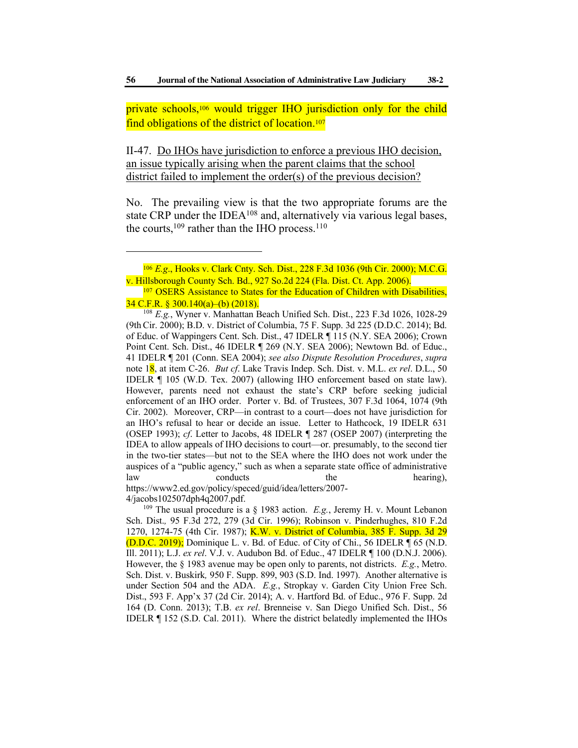private schools,[106] would trigger IHO jurisdiction only for the child find obligations of the district of location.[107]

II-47. <u>Do IHOs have jurisdiction to enforce a previous IHO decision, an issue typically arising when the parent claims that the school district failed to implement the order(s) of the previous decision?</u>

No. The prevailing view is that the two appropriate forums are the state CRP under the IDEA[108] and, alternatively via various legal bases, the courts,[109] rather than the IHO process.[110]

---

[106] *E.g.*, Hooks v. Clark Cnty. Sch. Dist., 228 F.3d 1036 (9th Cir. 2000); M.C.G. v. Hillsborough County Sch. Bd., 927 So.2d 224 (Fla. Dist. Ct. App. 2006).

[107] OSERS Assistance to States for the Education of Children with Disabilities, 34 C.F.R. § 300.140(a)–(b) (2018).

[108] *E.g.*, Wyner v. Manhattan Beach Unified Sch. Dist., 223 F.3d 1026, 1028-29 (9th Cir. 2000); B.D. v. District of Columbia, 75 F. Supp. 3d 225 (D.D.C. 2014); Bd. of Educ. of Wappingers Cent. Sch. Dist., 47 IDELR ¶ 115 (N.Y. SEA 2006); Crown Point Cent. Sch. Dist., 46 IDELR ¶ 269 (N.Y. SEA 2006); Newtown Bd. of Educ., 41 IDELR ¶ 201 (Conn. SEA 2004); *see also Dispute Resolution Procedures*, *supra* note 18, at item C-26. *But cf.* Lake Travis Indep. Sch. Dist. v. M.L. *ex rel*. D.L., 50 IDELR ¶ 105 (W.D. Tex. 2007) (allowing IHO enforcement based on state law). However, parents need not exhaust the state's CRP before seeking judicial enforcement of an IHO order. Porter v. Bd. of Trustees, 307 F.3d 1064, 1074 (9th Cir. 2002). Moreover, CRP—in contrast to a court—does not have jurisdiction for an IHO's refusal to hear or decide an issue. Letter to Hathcock, 19 IDELR 631 (OSEP 1993); *cf.* Letter to Jacobs, 48 IDELR ¶ 287 (OSEP 2007) (interpreting the IDEA to allow appeals of IHO decisions to court—or. presumably, to the second tier in the two-tier states—but not to the SEA where the IHO does not work under the auspices of a "public agency," such as when a separate state office of administrative law conducts the hearing), https://www2.ed.gov/policy/speced/guid/idea/letters/2007-4/jacobs102507dph4q2007.pdf.

[109] The usual procedure is a § 1983 action. *E.g.*, Jeremy H. v. Mount Lebanon Sch. Dist., 95 F.3d 272, 279 (3d Cir. 1996); Robinson v. Pinderhughes, 810 F.2d 1270, 1274-75 (4th Cir. 1987); K.W. v. District of Columbia, 385 F. Supp. 3d 29 (D.D.C. 2019); Dominique L. v. Bd. of Educ. of City of Chi., 56 IDELR ¶ 65 (N.D. Ill. 2011); L.J. *ex rel*. V.J. v. Audubon Bd. of Educ., 47 IDELR ¶ 100 (D.N.J. 2006). However, the § 1983 avenue may be open only to parents, not districts. *E.g.*, Metro. Sch. Dist. v. Buskirk, 950 F. Supp. 899, 903 (S.D. Ind. 1997). Another alternative is under Section 504 and the ADA. *E.g.*, Stropkay v. Garden City Union Free Sch. Dist., 593 F. App'x 37 (2d Cir. 2014); A. v. Hartford Bd. of Educ., 976 F. Supp. 2d 164 (D. Conn. 2013); T.B. *ex rel*. Brenneise v. San Diego Unified Sch. Dist., 56 IDELR ¶ 152 (S.D. Cal. 2011). Where the district belatedly implemented the IHOs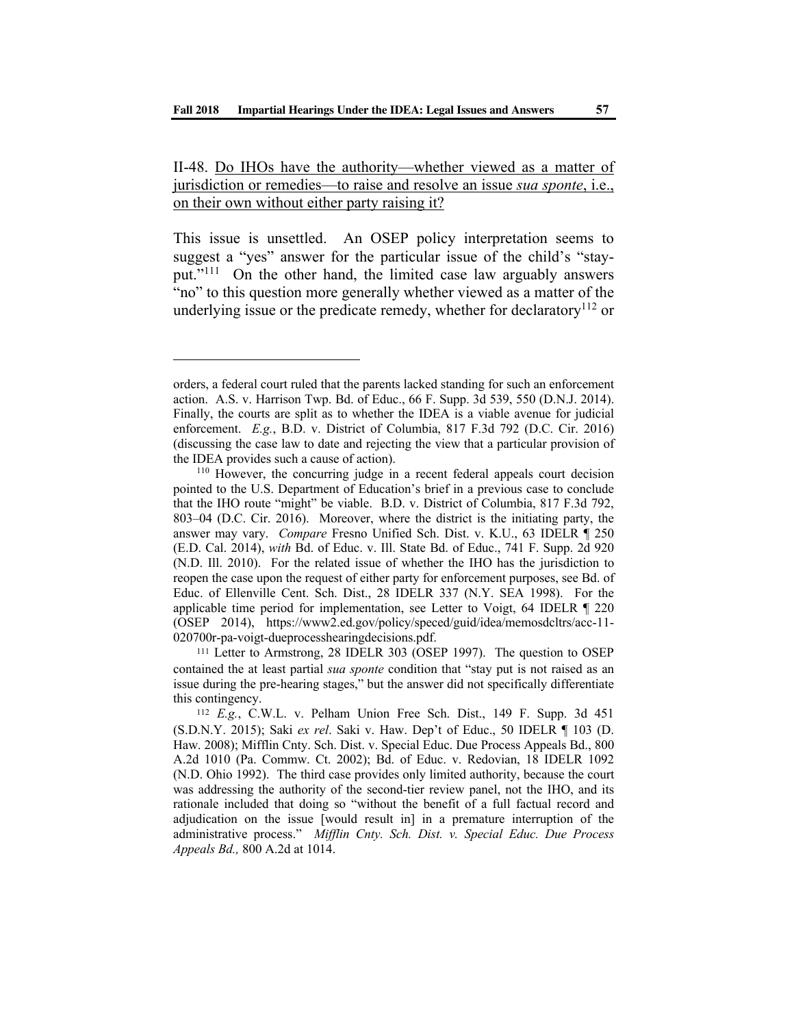II-48. Do IHOs have the authority—whether viewed as a matter of jurisdiction or remedies—to raise and resolve an issue *sua sponte*, i.e., on their own without either party raising it?

This issue is unsettled. An OSEP policy interpretation seems to suggest a "yes" answer for the particular issue of the child's "stay-put."[111] On the other hand, the limited case law arguably answers "no" to this question more generally whether viewed as a matter of the underlying issue or the predicate remedy, whether for declaratory[112] or

---

orders, a federal court ruled that the parents lacked standing for such an enforcement action. A.S. v. Harrison Twp. Bd. of Educ., 66 F. Supp. 3d 539, 550 (D.N.J. 2014). Finally, the courts are split as to whether the IDEA is a viable avenue for judicial enforcement. *E.g.*, B.D. v. District of Columbia, 817 F.3d 792 (D.C. Cir. 2016) (discussing the case law to date and rejecting the view that a particular provision of the IDEA provides such a cause of action).

[110] However, the concurring judge in a recent federal appeals court decision pointed to the U.S. Department of Education's brief in a previous case to conclude that the IHO route "might" be viable. B.D. v. District of Columbia, 817 F.3d 792, 803–04 (D.C. Cir. 2016). Moreover, where the district is the initiating party, the answer may vary. *Compare* Fresno Unified Sch. Dist. v. K.U., 63 IDELR ¶ 250 (E.D. Cal. 2014), *with* Bd. of Educ. v. Ill. State Bd. of Educ., 741 F. Supp. 2d 920 (N.D. Ill. 2010). For the related issue of whether the IHO has the jurisdiction to reopen the case upon the request of either party for enforcement purposes, see Bd. of Educ. of Ellenville Cent. Sch. Dist., 28 IDELR 337 (N.Y. SEA 1998). For the applicable time period for implementation, see Letter to Voigt, 64 IDELR ¶ 220 (OSEP 2014), https://www2.ed.gov/policy/speced/guid/idea/memosdcltrs/acc-11-020700r-pa-voigt-dueprocesshearingdecisions.pdf.

[111] Letter to Armstrong, 28 IDELR 303 (OSEP 1997). The question to OSEP contained the at least partial *sua sponte* condition that "stay put is not raised as an issue during the pre-hearing stages," but the answer did not specifically differentiate this contingency.

[112] *E.g.*, C.W.L. v. Pelham Union Free Sch. Dist., 149 F. Supp. 3d 451 (S.D.N.Y. 2015); Saki *ex rel*. Saki v. Haw. Dep't of Educ., 50 IDELR ¶ 103 (D. Haw. 2008); Mifflin Cnty. Sch. Dist. v. Special Educ. Due Process Appeals Bd., 800 A.2d 1010 (Pa. Commw. Ct. 2002); Bd. of Educ. v. Redovian, 18 IDELR 1092 (N.D. Ohio 1992). The third case provides only limited authority, because the court was addressing the authority of the second-tier review panel, not the IHO, and its rationale included that doing so "without the benefit of a full factual record and adjudication on the issue [would result in] in a premature interruption of the administrative process." *Mifflin Cnty. Sch. Dist. v. Special Educ. Due Process Appeals Bd.,* 800 A.2d at 1014.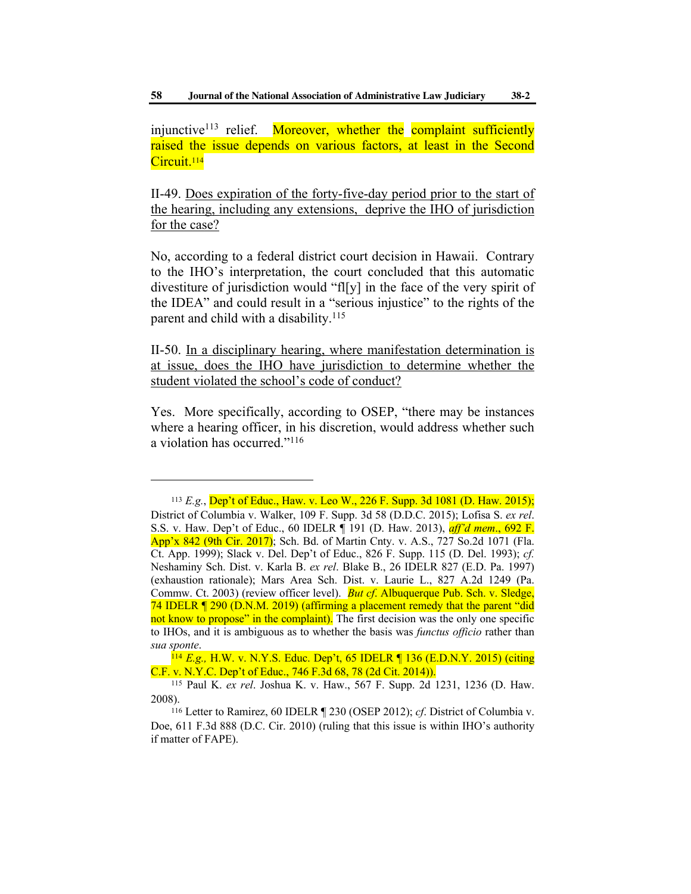injunctive[113] relief. Moreover, whether the complaint sufficiently raised the issue depends on various factors, at least in the Second Circuit.[114]

II-49. <u>Does expiration of the forty-five-day period prior to the start of the hearing, including any extensions, deprive the IHO of jurisdiction for the case?</u>

No, according to a federal district court decision in Hawaii. Contrary to the IHO's interpretation, the court concluded that this automatic divestiture of jurisdiction would "fl[y] in the face of the very spirit of the IDEA" and could result in a "serious injustice" to the rights of the parent and child with a disability.[115]

II-50. <u>In a disciplinary hearing, where manifestation determination is at issue, does the IHO have jurisdiction to determine whether the student violated the school's code of conduct?</u>

Yes. More specifically, according to OSEP, "there may be instances where a hearing officer, in his discretion, would address whether such a violation has occurred."[116]

---

[113] *E.g.*, Dep't of Educ., Haw. v. Leo W., 226 F. Supp. 3d 1081 (D. Haw. 2015); District of Columbia v. Walker, 109 F. Supp. 3d 58 (D.D.C. 2015); Lofisa S. *ex rel*. S.S. v. Haw. Dep't of Educ., 60 IDELR ¶ 191 (D. Haw. 2013), *aff'd mem*., 692 F. App'x 842 (9th Cir. 2017); Sch. Bd. of Martin Cnty. v. A.S., 727 So.2d 1071 (Fla. Ct. App. 1999); Slack v. Del. Dep't of Educ., 826 F. Supp. 115 (D. Del. 1993); *cf.* Neshaminy Sch. Dist. v. Karla B. *ex rel*. Blake B., 26 IDELR 827 (E.D. Pa. 1997) (exhaustion rationale); Mars Area Sch. Dist. v. Laurie L., 827 A.2d 1249 (Pa. Commw. Ct. 2003) (review officer level). *But cf*. Albuquerque Pub. Sch. v. Sledge, 74 IDELR ¶ 290 (D.N.M. 2019) (affirming a placement remedy that the parent "did not know to propose" in the complaint). The first decision was the only one specific to IHOs, and it is ambiguous as to whether the basis was *functus officio* rather than *sua sponte*.

[114] *E.g.,* H.W. v. N.Y.S. Educ. Dep't, 65 IDELR ¶ 136 (E.D.N.Y. 2015) (citing C.F. v. N.Y.C. Dep't of Educ., 746 F.3d 68, 78 (2d Cit. 2014)).

[115] Paul K. *ex rel*. Joshua K. v. Haw., 567 F. Supp. 2d 1231, 1236 (D. Haw. 2008).

[116] Letter to Ramirez, 60 IDELR ¶ 230 (OSEP 2012); *cf*. District of Columbia v. Doe, 611 F.3d 888 (D.C. Cir. 2010) (ruling that this issue is within IHO's authority if matter of FAPE).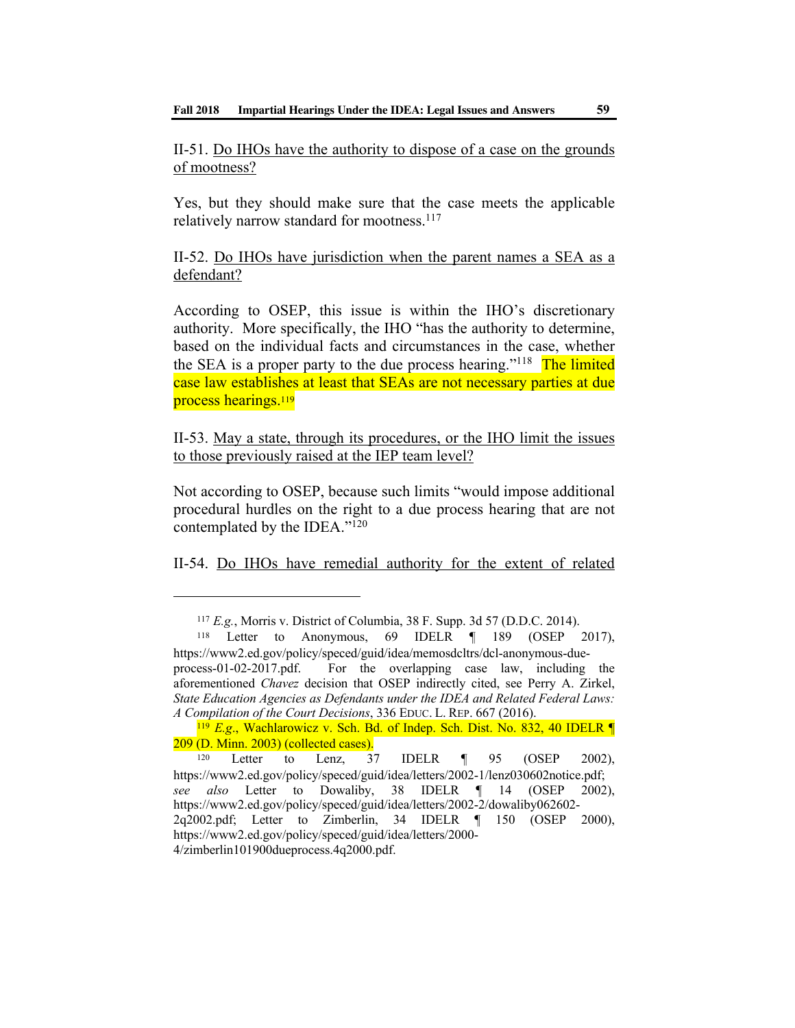II-51. <u>Do IHOs have the authority to dispose of a case on the grounds of mootness?</u>

Yes, but they should make sure that the case meets the applicable relatively narrow standard for mootness.[117]

II-52. <u>Do IHOs have jurisdiction when the parent names a SEA as a defendant?</u>

According to OSEP, this issue is within the IHO's discretionary authority. More specifically, the IHO "has the authority to determine, based on the individual facts and circumstances in the case, whether the SEA is a proper party to the due process hearing."[118] The limited case law establishes at least that SEAs are not necessary parties at due process hearings.[119]

II-53. <u>May a state, through its procedures, or the IHO limit the issues to those previously raised at the IEP team level?</u>

Not according to OSEP, because such limits "would impose additional procedural hurdles on the right to a due process hearing that are not contemplated by the IDEA."[120]

II-54. <u>Do IHOs have remedial authority for the extent of related</u>

---

[117] *E.g.*, Morris v. District of Columbia, 38 F. Supp. 3d 57 (D.D.C. 2014).

[118] Letter to Anonymous, 69 IDELR ¶ 189 (OSEP 2017), https://www2.ed.gov/policy/speced/guid/idea/memosdcltrs/dcl-anonymous-due-process-01-02-2017.pdf. For the overlapping case law, including the aforementioned *Chavez* decision that OSEP indirectly cited, see Perry A. Zirkel, *State Education Agencies as Defendants under the IDEA and Related Federal Laws: A Compilation of the Court Decisions*, 336 EDUC. L. REP. 667 (2016).

[119] *E.g.*, Wachlarowicz v. Sch. Bd. of Indep. Sch. Dist. No. 832, 40 IDELR ¶ 209 (D. Minn. 2003) (collected cases).

[120] Letter to Lenz, 37 IDELR ¶ 95 (OSEP 2002), https://www2.ed.gov/policy/speced/guid/idea/letters/2002-1/lenz030602notice.pdf; *see also* Letter to Dowaliby, 38 IDELR ¶ 14 (OSEP 2002), https://www2.ed.gov/policy/speced/guid/idea/letters/2002-2/dowaliby062602-2q2002.pdf; Letter to Zimberlin, 34 IDELR ¶ 150 (OSEP 2000), https://www2.ed.gov/policy/speced/guid/idea/letters/2000-4/zimberlin101900dueprocess.4q2000.pdf.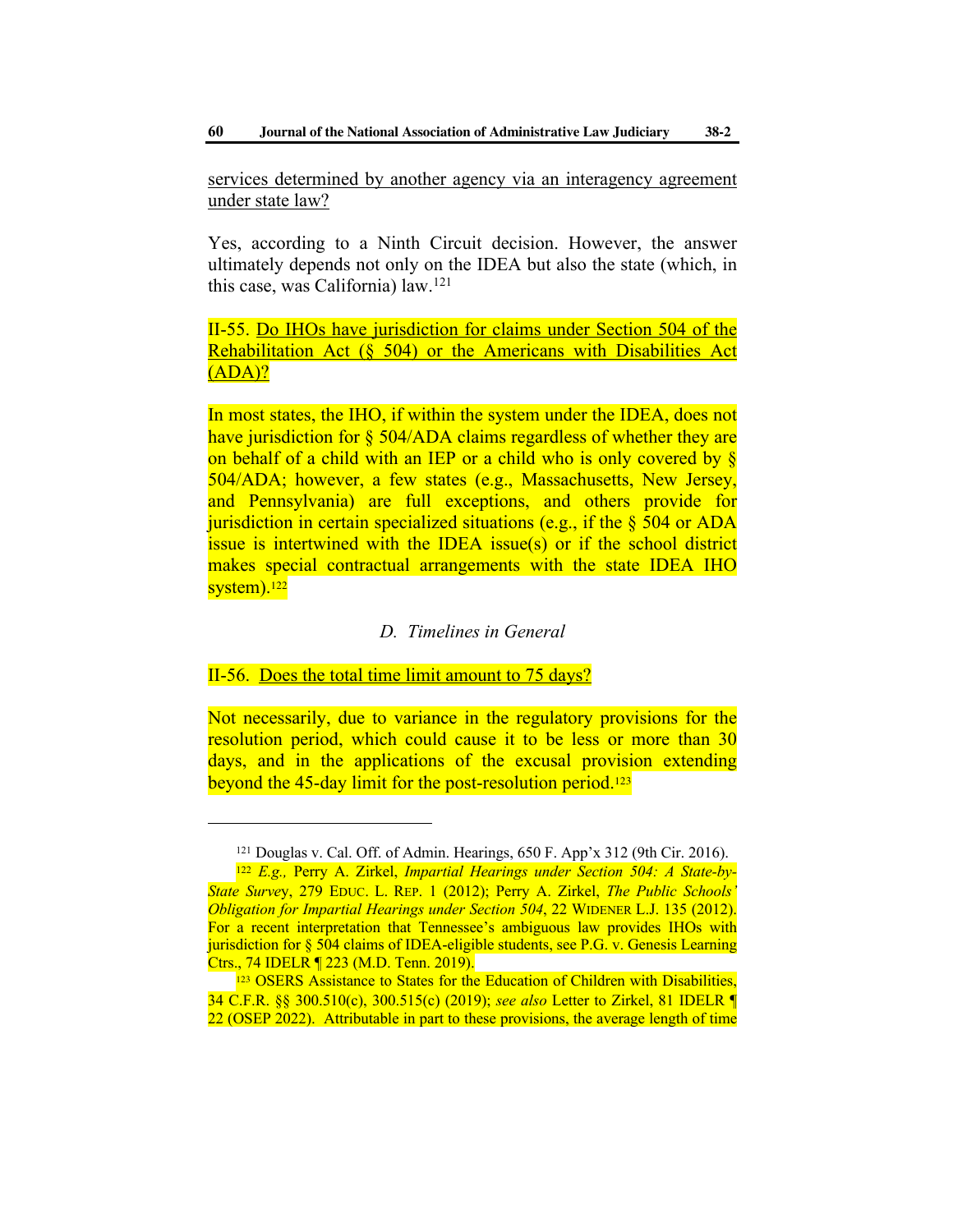<u>services determined by another agency via an interagency agreement under state law?</u>

Yes, according to a Ninth Circuit decision. However, the answer ultimately depends not only on the IDEA but also the state (which, in this case, was California) law.[121]

II-55. <u>Do IHOs have jurisdiction for claims under Section 504 of the Rehabilitation Act (§ 504) or the Americans with Disabilities Act (ADA)?</u>

In most states, the IHO, if within the system under the IDEA, does not have jurisdiction for § 504/ADA claims regardless of whether they are on behalf of a child with an IEP or a child who is only covered by § 504/ADA; however, a few states (e.g., Massachusetts, New Jersey, and Pennsylvania) are full exceptions, and others provide for jurisdiction in certain specialized situations (e.g., if the § 504 or ADA issue is intertwined with the IDEA issue(s) or if the school district makes special contractual arrangements with the state IDEA IHO system).[122]

### *D. Timelines in General*

II-56. <u>Does the total time limit amount to 75 days?</u>

Not necessarily, due to variance in the regulatory provisions for the resolution period, which could cause it to be less or more than 30 days, and in the applications of the excusal provision extending beyond the 45-day limit for the post-resolution period.[123]

---

[121] Douglas v. Cal. Off. of Admin. Hearings, 650 F. App'x 312 (9th Cir. 2016).

[122] *E.g.,* Perry A. Zirkel, *Impartial Hearings under Section 504: A State-by-State Survey*, 279 EDUC. L. REP. 1 (2012); Perry A. Zirkel, *The Public Schools' Obligation for Impartial Hearings under Section 504*, 22 WIDENER L.J. 135 (2012). For a recent interpretation that Tennessee's ambiguous law provides IHOs with jurisdiction for § 504 claims of IDEA-eligible students, see P.G. v. Genesis Learning Ctrs., 74 IDELR ¶ 223 (M.D. Tenn. 2019).

[123] OSERS Assistance to States for the Education of Children with Disabilities, 34 C.F.R. §§ 300.510(c), 300.515(c) (2019); *see also* Letter to Zirkel, 81 IDELR ¶ 22 (OSEP 2022). Attributable in part to these provisions, the average length of time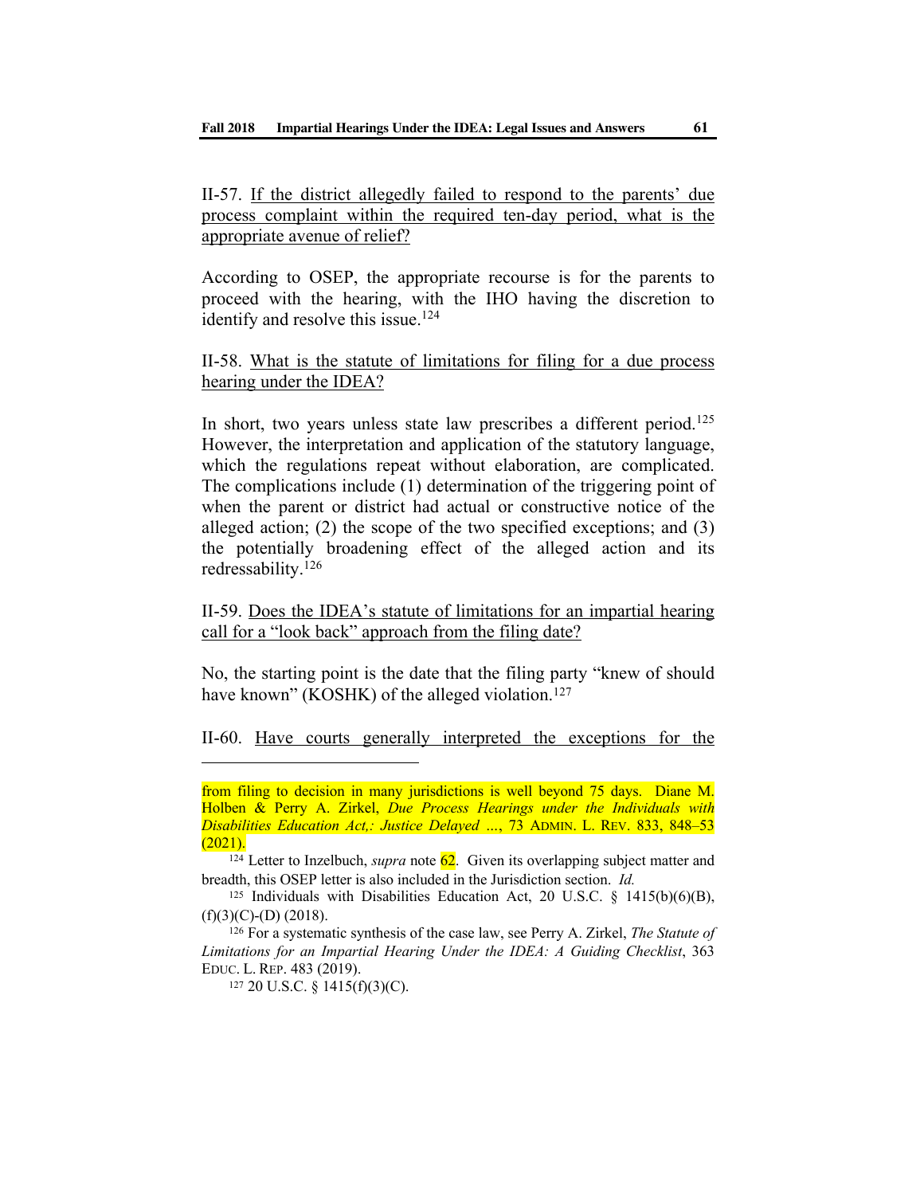II-57. <u>If the district allegedly failed to respond to the parents' due process complaint within the required ten-day period, what is the appropriate avenue of relief?</u>

According to OSEP, the appropriate recourse is for the parents to proceed with the hearing, with the IHO having the discretion to identify and resolve this issue.[124]

II-58. <u>What is the statute of limitations for filing for a due process hearing under the IDEA?</u>

In short, two years unless state law prescribes a different period.[125] However, the interpretation and application of the statutory language, which the regulations repeat without elaboration, are complicated. The complications include (1) determination of the triggering point of when the parent or district had actual or constructive notice of the alleged action; (2) the scope of the two specified exceptions; and (3) the potentially broadening effect of the alleged action and its redressability.[126]

II-59. <u>Does the IDEA's statute of limitations for an impartial hearing call for a "look back" approach from the filing date?</u>

No, the starting point is the date that the filing party "knew of should have known" (KOSHK) of the alleged violation.[127]

II-60. <u>Have courts generally interpreted the exceptions for the</u>

---

from filing to decision in many jurisdictions is well beyond 75 days. Diane M. Holben & Perry A. Zirkel, *Due Process Hearings under the Individuals with Disabilities Education Act,: Justice Delayed ...*, 73 ADMIN. L. REV. 833, 848–53 (2021).

[124] Letter to Inzelbuch, *supra* note 62. Given its overlapping subject matter and breadth, this OSEP letter is also included in the Jurisdiction section. *Id.*

[125] Individuals with Disabilities Education Act, 20 U.S.C. § 1415(b)(6)(B), (f)(3)(C)-(D) (2018).

[126] For a systematic synthesis of the case law, see Perry A. Zirkel, *The Statute of Limitations for an Impartial Hearing Under the IDEA: A Guiding Checklist*, 363 EDUC. L. REP. 483 (2019).

[127] 20 U.S.C. § 1415(f)(3)(C).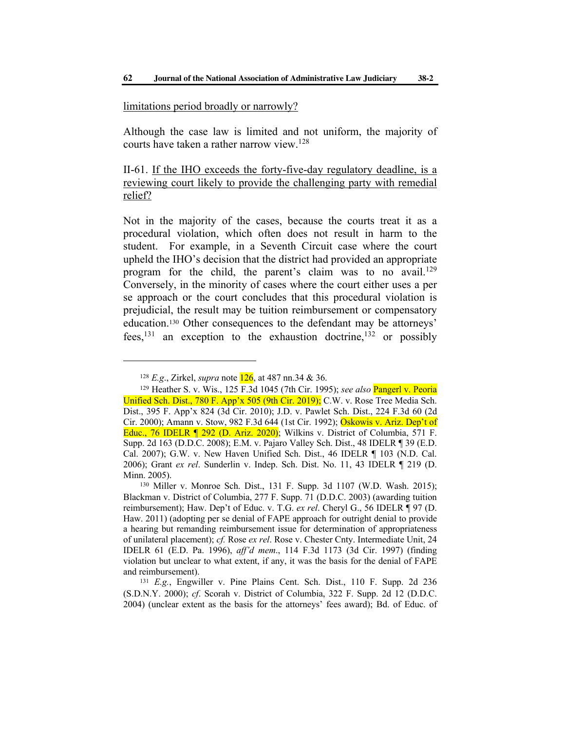limitations period broadly or narrowly?

Although the case law is limited and not uniform, the majority of courts have taken a rather narrow view.[128]

II-61. If the IHO exceeds the forty-five-day regulatory deadline, is a reviewing court likely to provide the challenging party with remedial relief?

Not in the majority of the cases, because the courts treat it as a procedural violation, which often does not result in harm to the student. For example, in a Seventh Circuit case where the court upheld the IHO's decision that the district had provided an appropriate program for the child, the parent's claim was to no avail.[129] Conversely, in the minority of cases where the court either uses a per se approach or the court concludes that this procedural violation is prejudicial, the result may be tuition reimbursement or compensatory education.[130] Other consequences to the defendant may be attorneys' fees,[131] an exception to the exhaustion doctrine,[132] or possibly

---

[128] *E.g.*, Zirkel, *supra* note 126, at 487 nn.34 & 36.

[129] Heather S. v. Wis., 125 F.3d 1045 (7th Cir. 1995); *see also* Pangerl v. Peoria Unified Sch. Dist., 780 F. App'x 505 (9th Cir. 2019); C.W. v. Rose Tree Media Sch. Dist., 395 F. App'x 824 (3d Cir. 2010); J.D. v. Pawlet Sch. Dist., 224 F.3d 60 (2d Cir. 2000); Amann v. Stow, 982 F.3d 644 (1st Cir. 1992); Oskowis v. Ariz. Dep't of Educ., 76 IDELR ¶ 292 (D. Ariz. 2020); Wilkins v. District of Columbia, 571 F. Supp. 2d 163 (D.D.C. 2008); E.M. v. Pajaro Valley Sch. Dist., 48 IDELR ¶ 39 (E.D. Cal. 2007); G.W. v. New Haven Unified Sch. Dist., 46 IDELR ¶ 103 (N.D. Cal. 2006); Grant *ex rel*. Sunderlin v. Indep. Sch. Dist. No. 11, 43 IDELR ¶ 219 (D. Minn. 2005).

[130] Miller v. Monroe Sch. Dist., 131 F. Supp. 3d 1107 (W.D. Wash. 2015); Blackman v. District of Columbia, 277 F. Supp. 71 (D.D.C. 2003) (awarding tuition reimbursement); Haw. Dep't of Educ. v. T.G. *ex rel*. Cheryl G., 56 IDELR ¶ 97 (D. Haw. 2011) (adopting per se denial of FAPE approach for outright denial to provide a hearing but remanding reimbursement issue for determination of appropriateness of unilateral placement); *cf.* Rose *ex rel*. Rose v. Chester Cnty. Intermediate Unit, 24 IDELR 61 (E.D. Pa. 1996), *aff'd mem*., 114 F.3d 1173 (3d Cir. 1997) (finding violation but unclear to what extent, if any, it was the basis for the denial of FAPE and reimbursement).

[131] *E.g.*, Engwiller v. Pine Plains Cent. Sch. Dist., 110 F. Supp. 2d 236 (S.D.N.Y. 2000); *cf*. Scorah v. District of Columbia, 322 F. Supp. 2d 12 (D.D.C. 2004) (unclear extent as the basis for the attorneys' fees award); Bd. of Educ. of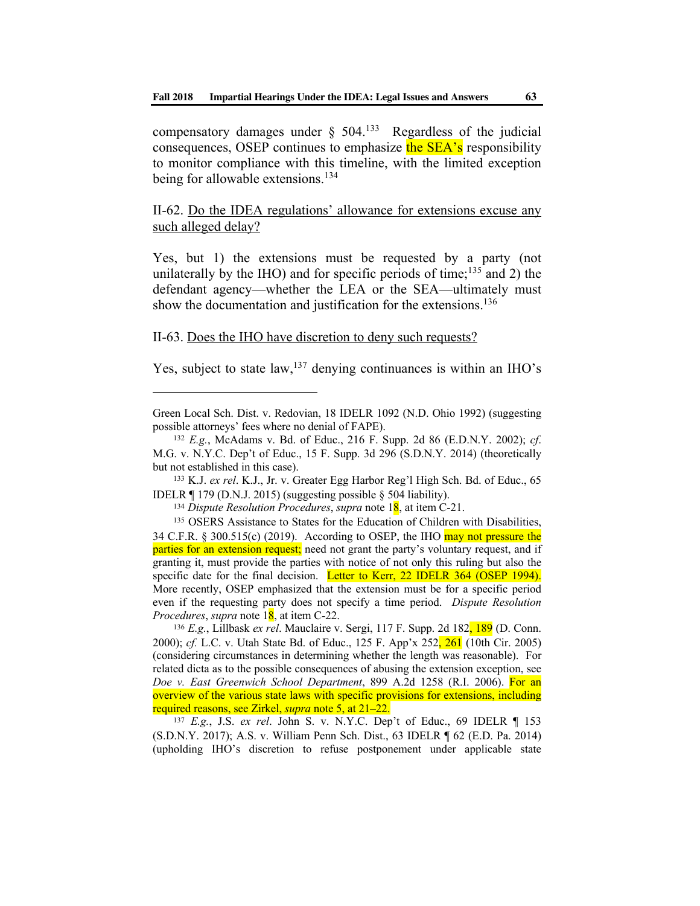compensatory damages under § 504.[133] Regardless of the judicial consequences, OSEP continues to emphasize the SEA's responsibility to monitor compliance with this timeline, with the limited exception being for allowable extensions.[134]

II-62. <u>Do the IDEA regulations' allowance for extensions excuse any such alleged delay?</u>

Yes, but 1) the extensions must be requested by a party (not unilaterally by the IHO) and for specific periods of time;[135] and 2) the defendant agency—whether the LEA or the SEA—ultimately must show the documentation and justification for the extensions.[136]

II-63. <u>Does the IHO have discretion to deny such requests?</u>

Yes, subject to state law,[137] denying continuances is within an IHO's

---

Green Local Sch. Dist. v. Redovian, 18 IDELR 1092 (N.D. Ohio 1992) (suggesting possible attorneys' fees where no denial of FAPE).

[132] *E.g.*, McAdams v. Bd. of Educ., 216 F. Supp. 2d 86 (E.D.N.Y. 2002); *cf.* M.G. v. N.Y.C. Dep't of Educ., 15 F. Supp. 3d 296 (S.D.N.Y. 2014) (theoretically but not established in this case).

[133] K.J. *ex rel*. K.J., Jr. v. Greater Egg Harbor Reg'l High Sch. Bd. of Educ., 65 IDELR ¶ 179 (D.N.J. 2015) (suggesting possible § 504 liability).

[134] *Dispute Resolution Procedures*, *supra* note 18, at item C-21.

[135] OSERS Assistance to States for the Education of Children with Disabilities, 34 C.F.R. § 300.515(c) (2019). According to OSEP, the IHO may not pressure the parties for an extension request; need not grant the party's voluntary request, and if granting it, must provide the parties with notice of not only this ruling but also the specific date for the final decision. Letter to Kerr, 22 IDELR 364 (OSEP 1994). More recently, OSEP emphasized that the extension must be for a specific period even if the requesting party does not specify a time period. *Dispute Resolution Procedures*, *supra* note 18, at item C-22.

[136] *E.g.*, Lillbask *ex rel*. Mauclaire v. Sergi, 117 F. Supp. 2d 182, 189 (D. Conn. 2000); *cf.* L.C. v. Utah State Bd. of Educ., 125 F. App'x 252, 261 (10th Cir. 2005) (considering circumstances in determining whether the length was reasonable). For related dicta as to the possible consequences of abusing the extension exception, see *Doe v. East Greenwich School Department*, 899 A.2d 1258 (R.I. 2006). For an overview of the various state laws with specific provisions for extensions, including required reasons, see Zirkel, *supra* note 5, at 21–22.

[137] *E.g.*, J.S. *ex rel*. John S. v. N.Y.C. Dep't of Educ., 69 IDELR ¶ 153 (S.D.N.Y. 2017); A.S. v. William Penn Sch. Dist., 63 IDELR ¶ 62 (E.D. Pa. 2014) (upholding IHO's discretion to refuse postponement under applicable state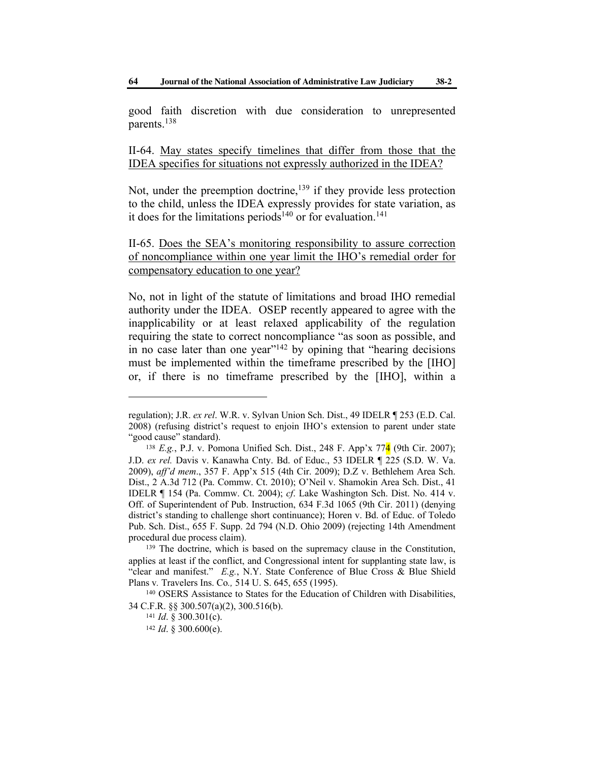good faith discretion with due consideration to unrepresented parents.[138]

II-64. <u>May states specify timelines that differ from those that the IDEA specifies for situations not expressly authorized in the IDEA?</u>

Not, under the preemption doctrine,[139] if they provide less protection to the child, unless the IDEA expressly provides for state variation, as it does for the limitations periods[140] or for evaluation.[141]

II-65. <u>Does the SEA's monitoring responsibility to assure correction of noncompliance within one year limit the IHO's remedial order for compensatory education to one year?</u>

No, not in light of the statute of limitations and broad IHO remedial authority under the IDEA. OSEP recently appeared to agree with the inapplicability or at least relaxed applicability of the regulation requiring the state to correct noncompliance "as soon as possible, and in no case later than one year"[142] by opining that "hearing decisions must be implemented within the timeframe prescribed by the [IHO] or, if there is no timeframe prescribed by the [IHO], within a

---

regulation); J.R. *ex rel*. W.R. v. Sylvan Union Sch. Dist., 49 IDELR ¶ 253 (E.D. Cal. 2008) (refusing district's request to enjoin IHO's extension to parent under state "good cause" standard).

[138] *E.g.*, P.J. v. Pomona Unified Sch. Dist., 248 F. App'x 774 (9th Cir. 2007); J.D. *ex rel.* Davis v. Kanawha Cnty. Bd. of Educ., 53 IDELR ¶ 225 (S.D. W. Va. 2009), *aff'd mem*., 357 F. App'x 515 (4th Cir. 2009); D.Z v. Bethlehem Area Sch. Dist., 2 A.3d 712 (Pa. Commw. Ct. 2010); O'Neil v. Shamokin Area Sch. Dist., 41 IDELR ¶ 154 (Pa. Commw. Ct. 2004); *cf*. Lake Washington Sch. Dist. No. 414 v. Off. of Superintendent of Pub. Instruction, 634 F.3d 1065 (9th Cir. 2011) (denying district's standing to challenge short continuance); Horen v. Bd. of Educ. of Toledo Pub. Sch. Dist., 655 F. Supp. 2d 794 (N.D. Ohio 2009) (rejecting 14th Amendment procedural due process claim).

[139] The doctrine, which is based on the supremacy clause in the Constitution, applies at least if the conflict, and Congressional intent for supplanting state law, is "clear and manifest." *E.g.*, N.Y. State Conference of Blue Cross & Blue Shield Plans v. Travelers Ins. Co*.,* 514 U. S. 645, 655 (1995).

[140] OSERS Assistance to States for the Education of Children with Disabilities, 34 C.F.R. §§ 300.507(a)(2), 300.516(b).

[141] *Id*. § 300.301(c).

[142] *Id*. § 300.600(e).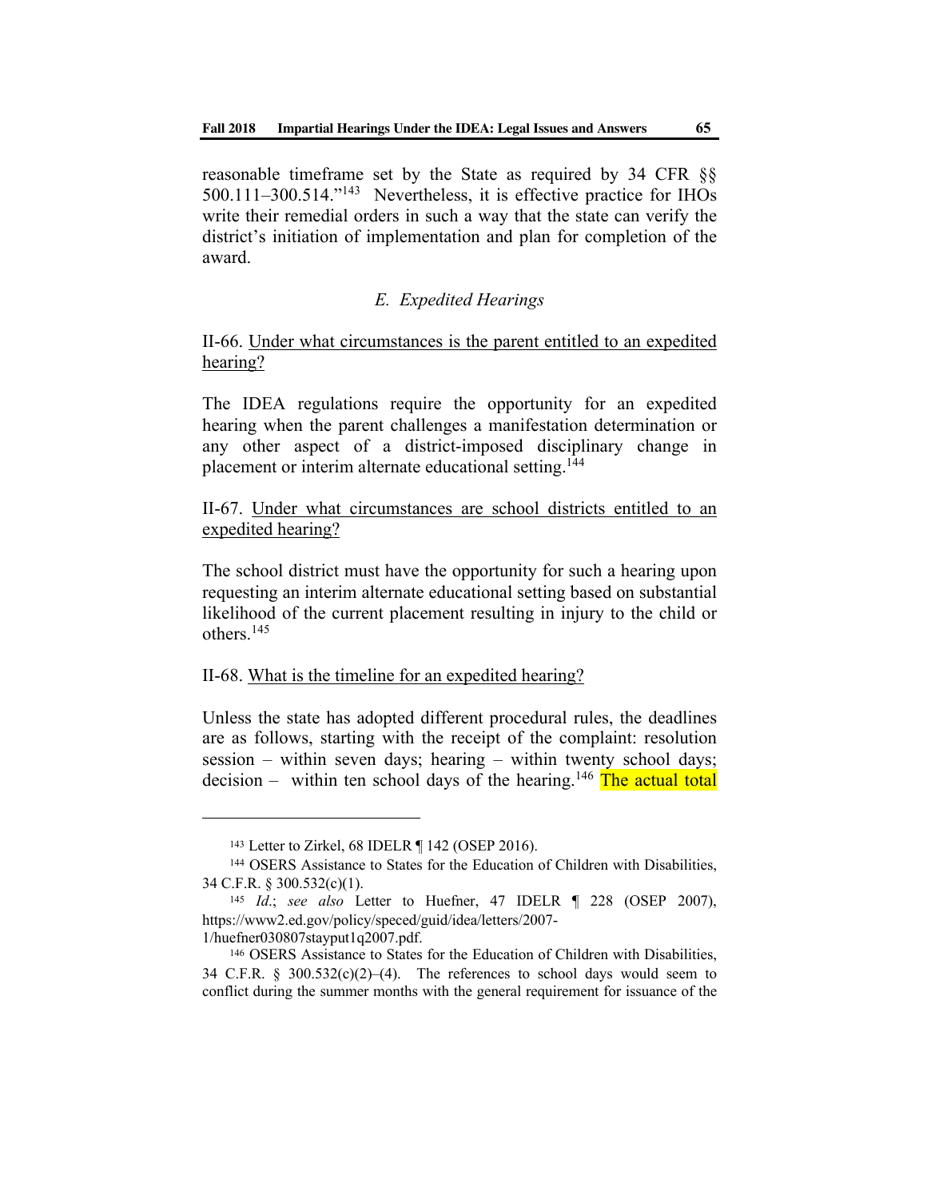reasonable timeframe set by the State as required by 34 CFR §§ 500.111–300.514."[143] Nevertheless, it is effective practice for IHOs write their remedial orders in such a way that the state can verify the district's initiation of implementation and plan for completion of the award.

### *E. Expedited Hearings*

II-66. <u>Under what circumstances is the parent entitled to an expedited hearing?</u>

The IDEA regulations require the opportunity for an expedited hearing when the parent challenges a manifestation determination or any other aspect of a district-imposed disciplinary change in placement or interim alternate educational setting.[144]

II-67. <u>Under what circumstances are school districts entitled to an expedited hearing?</u>

The school district must have the opportunity for such a hearing upon requesting an interim alternate educational setting based on substantial likelihood of the current placement resulting in injury to the child or others.[145]

II-68. <u>What is the timeline for an expedited hearing?</u>

Unless the state has adopted different procedural rules, the deadlines are as follows, starting with the receipt of the complaint: resolution session – within seven days; hearing – within twenty school days; decision – within ten school days of the hearing.[146] The actual total

---

[143] Letter to Zirkel, 68 IDELR ¶ 142 (OSEP 2016).

[144] OSERS Assistance to States for the Education of Children with Disabilities, 34 C.F.R. § 300.532(c)(1).

[145] *Id.*; *see also* Letter to Huefner, 47 IDELR ¶ 228 (OSEP 2007), https://www2.ed.gov/policy/speced/guid/idea/letters/2007-1/huefner030807stayput1q2007.pdf.

[146] OSERS Assistance to States for the Education of Children with Disabilities, 34 C.F.R. § 300.532(c)(2)–(4). The references to school days would seem to conflict during the summer months with the general requirement for issuance of the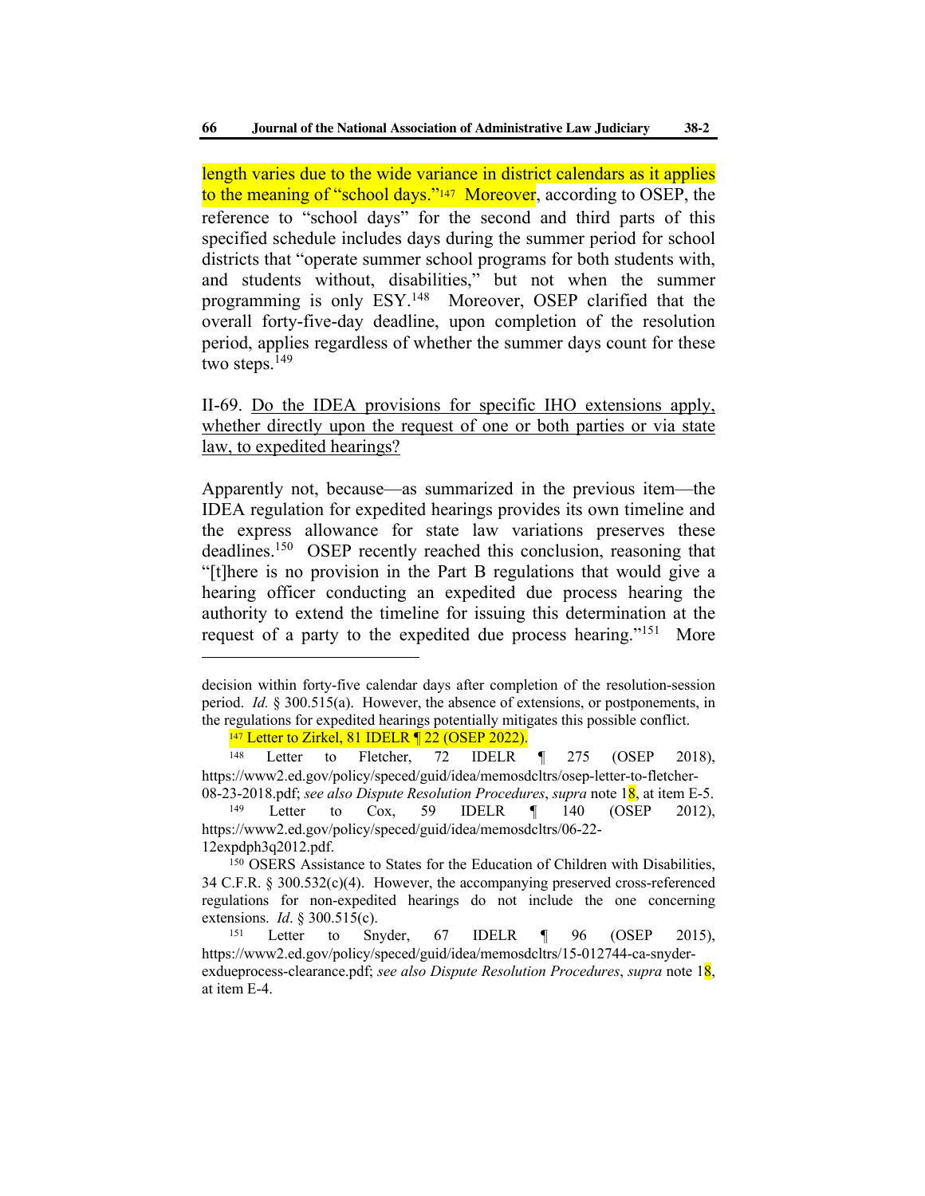length varies due to the wide variance in district calendars as it applies to the meaning of "school days."[147] Moreover, according to OSEP, the reference to "school days" for the second and third parts of this specified schedule includes days during the summer period for school districts that "operate summer school programs for both students with, and students without, disabilities," but not when the summer programming is only ESY.[148] Moreover, OSEP clarified that the overall forty-five-day deadline, upon completion of the resolution period, applies regardless of whether the summer days count for these two steps.[149]

II-69. <u>Do the IDEA provisions for specific IHO extensions apply, whether directly upon the request of one or both parties or via state law, to expedited hearings?</u>

Apparently not, because—as summarized in the previous item—the IDEA regulation for expedited hearings provides its own timeline and the express allowance for state law variations preserves these deadlines.[150] OSEP recently reached this conclusion, reasoning that "[t]here is no provision in the Part B regulations that would give a hearing officer conducting an expedited due process hearing the authority to extend the timeline for issuing this determination at the request of a party to the expedited due process hearing."[151] More

---

decision within forty-five calendar days after completion of the resolution-session period. *Id.* § 300.515(a). However, the absence of extensions, or postponements, in the regulations for expedited hearings potentially mitigates this possible conflict.

[147] Letter to Zirkel, 81 IDELR ¶ 22 (OSEP 2022).

[148] Letter to Fletcher, 72 IDELR ¶ 275 (OSEP 2018), https://www2.ed.gov/policy/speced/guid/idea/memosdcltrs/osep-letter-to-fletcher-08-23-2018.pdf; *see also Dispute Resolution Procedures*, *supra* note 18, at item E-5.

[149] Letter to Cox, 59 IDELR ¶ 140 (OSEP 2012), https://www2.ed.gov/policy/speced/guid/idea/memosdcltrs/06-22-12expdph3q2012.pdf.

[150] OSERS Assistance to States for the Education of Children with Disabilities, 34 C.F.R. § 300.532(c)(4). However, the accompanying preserved cross-referenced regulations for non-expedited hearings do not include the one concerning extensions. *Id*. § 300.515(c).

[151] Letter to Snyder, 67 IDELR ¶ 96 (OSEP 2015), https://www2.ed.gov/policy/speced/guid/idea/memosdcltrs/15-012744-ca-snyder-exdueprocess-clearance.pdf; *see also Dispute Resolution Procedures*, *supra* note 18, at item E-4.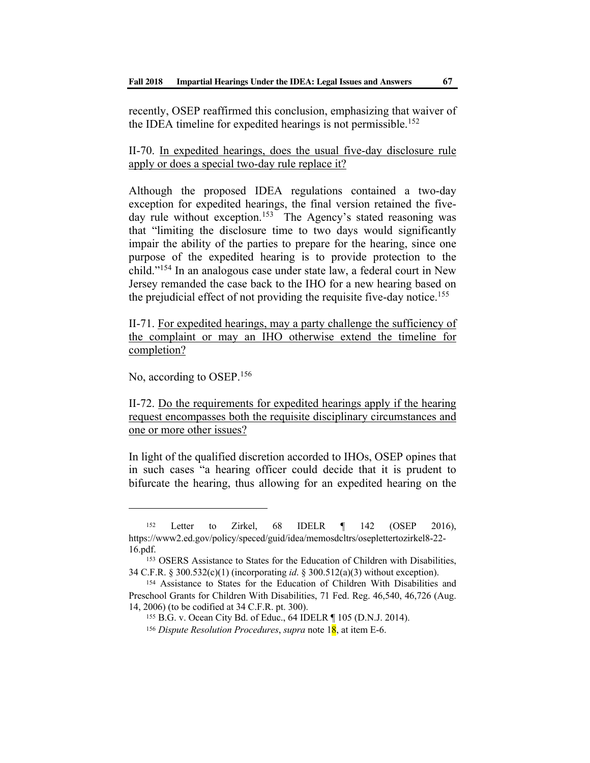recently, OSEP reaffirmed this conclusion, emphasizing that waiver of the IDEA timeline for expedited hearings is not permissible.[152]

II-70. In expedited hearings, does the usual five-day disclosure rule apply or does a special two-day rule replace it?

Although the proposed IDEA regulations contained a two-day exception for expedited hearings, the final version retained the five-day rule without exception.[153] The Agency's stated reasoning was that "limiting the disclosure time to two days would significantly impair the ability of the parties to prepare for the hearing, since one purpose of the expedited hearing is to provide protection to the child."[154] In an analogous case under state law, a federal court in New Jersey remanded the case back to the IHO for a new hearing based on the prejudicial effect of not providing the requisite five-day notice.[155]

II-71. For expedited hearings, may a party challenge the sufficiency of the complaint or may an IHO otherwise extend the timeline for completion?

No, according to OSEP.[156]

II-72. Do the requirements for expedited hearings apply if the hearing request encompasses both the requisite disciplinary circumstances and one or more other issues?

In light of the qualified discretion accorded to IHOs, OSEP opines that in such cases "a hearing officer could decide that it is prudent to bifurcate the hearing, thus allowing for an expedited hearing on the

---

[152] Letter to Zirkel, 68 IDELR ¶ 142 (OSEP 2016), https://www2.ed.gov/policy/speced/guid/idea/memosdcltrs/oseplettertozirkel8-22-16.pdf.

[153] OSERS Assistance to States for the Education of Children with Disabilities, 34 C.F.R. § 300.532(c)(1) (incorporating *id*. § 300.512(a)(3) without exception).

[154] Assistance to States for the Education of Children With Disabilities and Preschool Grants for Children With Disabilities, 71 Fed. Reg. 46,540, 46,726 (Aug. 14, 2006) (to be codified at 34 C.F.R. pt. 300).

[155] B.G. v. Ocean City Bd. of Educ., 64 IDELR ¶ 105 (D.N.J. 2014).

[156] *Dispute Resolution Procedures*, *supra* note 18, at item E-6.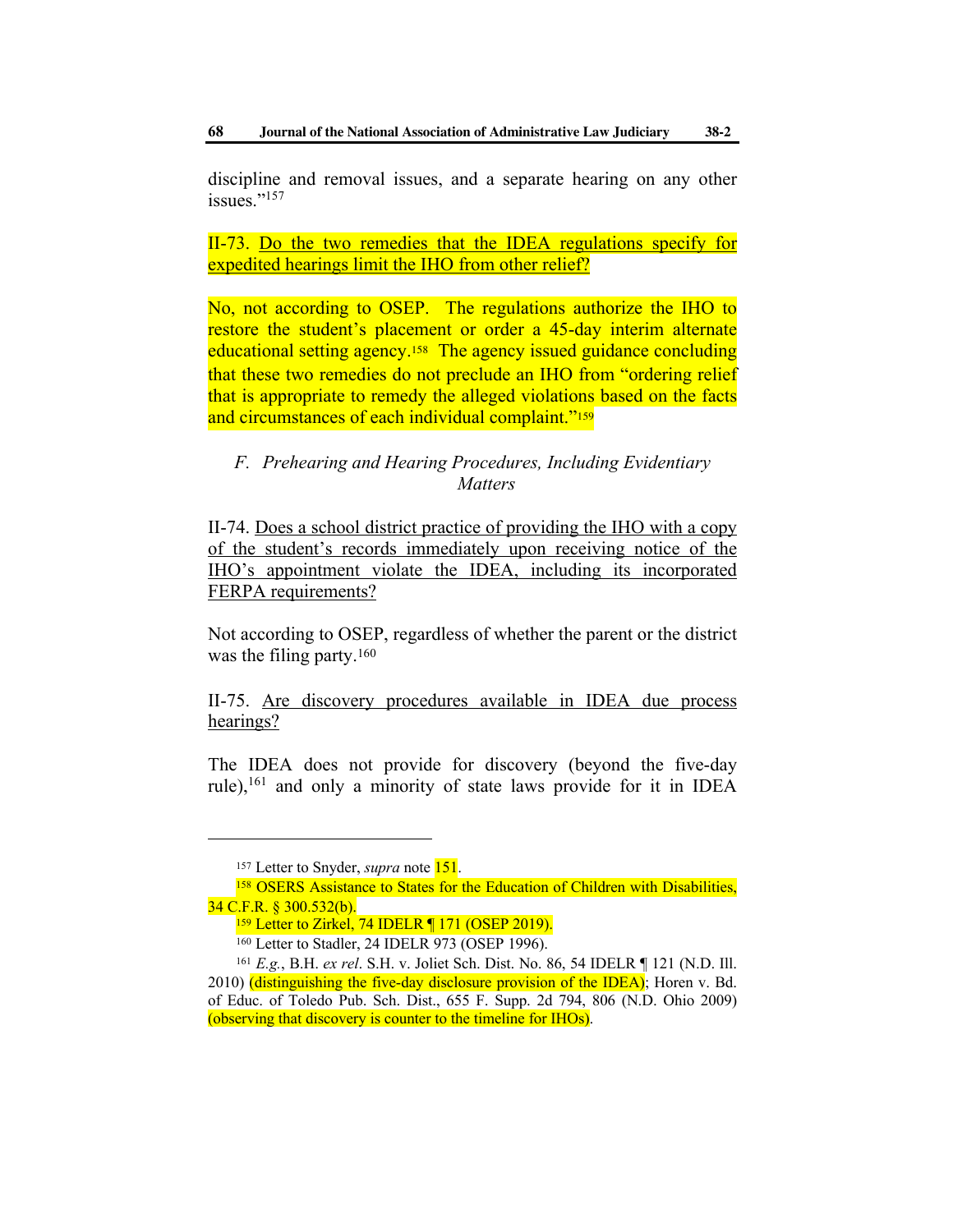discipline and removal issues, and a separate hearing on any other issues."[157]

II-73. <u>Do the two remedies that the IDEA regulations specify for expedited hearings limit the IHO from other relief?</u>

No, not according to OSEP. The regulations authorize the IHO to restore the student's placement or order a 45-day interim alternate educational setting agency.[158] The agency issued guidance concluding that these two remedies do not preclude an IHO from "ordering relief that is appropriate to remedy the alleged violations based on the facts and circumstances of each individual complaint."[159]

*F. Prehearing and Hearing Procedures, Including Evidentiary Matters*

II-74. <u>Does a school district practice of providing the IHO with a copy of the student's records immediately upon receiving notice of the IHO's appointment violate the IDEA, including its incorporated FERPA requirements?</u>

Not according to OSEP, regardless of whether the parent or the district was the filing party.[160]

II-75. <u>Are discovery procedures available in IDEA due process hearings?</u>

The IDEA does not provide for discovery (beyond the five-day rule),[161] and only a minority of state laws provide for it in IDEA

---

[157] Letter to Snyder, *supra* note 151.

[158] OSERS Assistance to States for the Education of Children with Disabilities, 34 C.F.R. § 300.532(b).

[159] Letter to Zirkel, 74 IDELR ¶ 171 (OSEP 2019).

[160] Letter to Stadler, 24 IDELR 973 (OSEP 1996).

[161] *E.g.*, B.H. *ex rel*. S.H. v. Joliet Sch. Dist. No. 86, 54 IDELR ¶ 121 (N.D. Ill. 2010) (distinguishing the five-day disclosure provision of the IDEA); Horen v. Bd. of Educ. of Toledo Pub. Sch. Dist., 655 F. Supp. 2d 794, 806 (N.D. Ohio 2009) (observing that discovery is counter to the timeline for IHOs).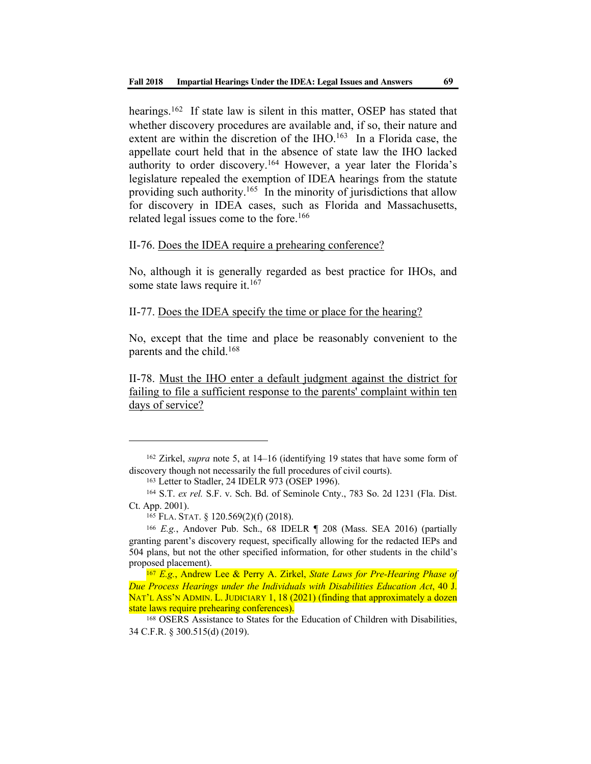hearings.[162] If state law is silent in this matter, OSEP has stated that whether discovery procedures are available and, if so, their nature and extent are within the discretion of the IHO.[163] In a Florida case, the appellate court held that in the absence of state law the IHO lacked authority to order discovery.[164] However, a year later the Florida's legislature repealed the exemption of IDEA hearings from the statute providing such authority.[165] In the minority of jurisdictions that allow for discovery in IDEA cases, such as Florida and Massachusetts, related legal issues come to the fore.[166]

II-76. <u>Does the IDEA require a prehearing conference?</u>

No, although it is generally regarded as best practice for IHOs, and some state laws require it.[167]

II-77. <u>Does the IDEA specify the time or place for the hearing?</u>

No, except that the time and place be reasonably convenient to the parents and the child.[168]

II-78. <u>Must the IHO enter a default judgment against the district for failing to file a sufficient response to the parents' complaint within ten days of service?</u>

---

[162] Zirkel, *supra* note 5, at 14–16 (identifying 19 states that have some form of discovery though not necessarily the full procedures of civil courts).

[163] Letter to Stadler, 24 IDELR 973 (OSEP 1996).

[164] S.T. *ex rel.* S.F. v. Sch. Bd. of Seminole Cnty., 783 So. 2d 1231 (Fla. Dist. Ct. App. 2001).

[165] FLA. STAT. § 120.569(2)(f) (2018).

[166] *E.g.*, Andover Pub. Sch., 68 IDELR ¶ 208 (Mass. SEA 2016) (partially granting parent's discovery request, specifically allowing for the redacted IEPs and 504 plans, but not the other specified information, for other students in the child's proposed placement).

[167] *E.g.*, Andrew Lee & Perry A. Zirkel, *State Laws for Pre-Hearing Phase of Due Process Hearings under the Individuals with Disabilities Education Act*, 40 J. NAT'L ASS'N ADMIN. L. JUDICIARY 1, 18 (2021) (finding that approximately a dozen state laws require prehearing conferences).

[168] OSERS Assistance to States for the Education of Children with Disabilities, 34 C.F.R. § 300.515(d) (2019).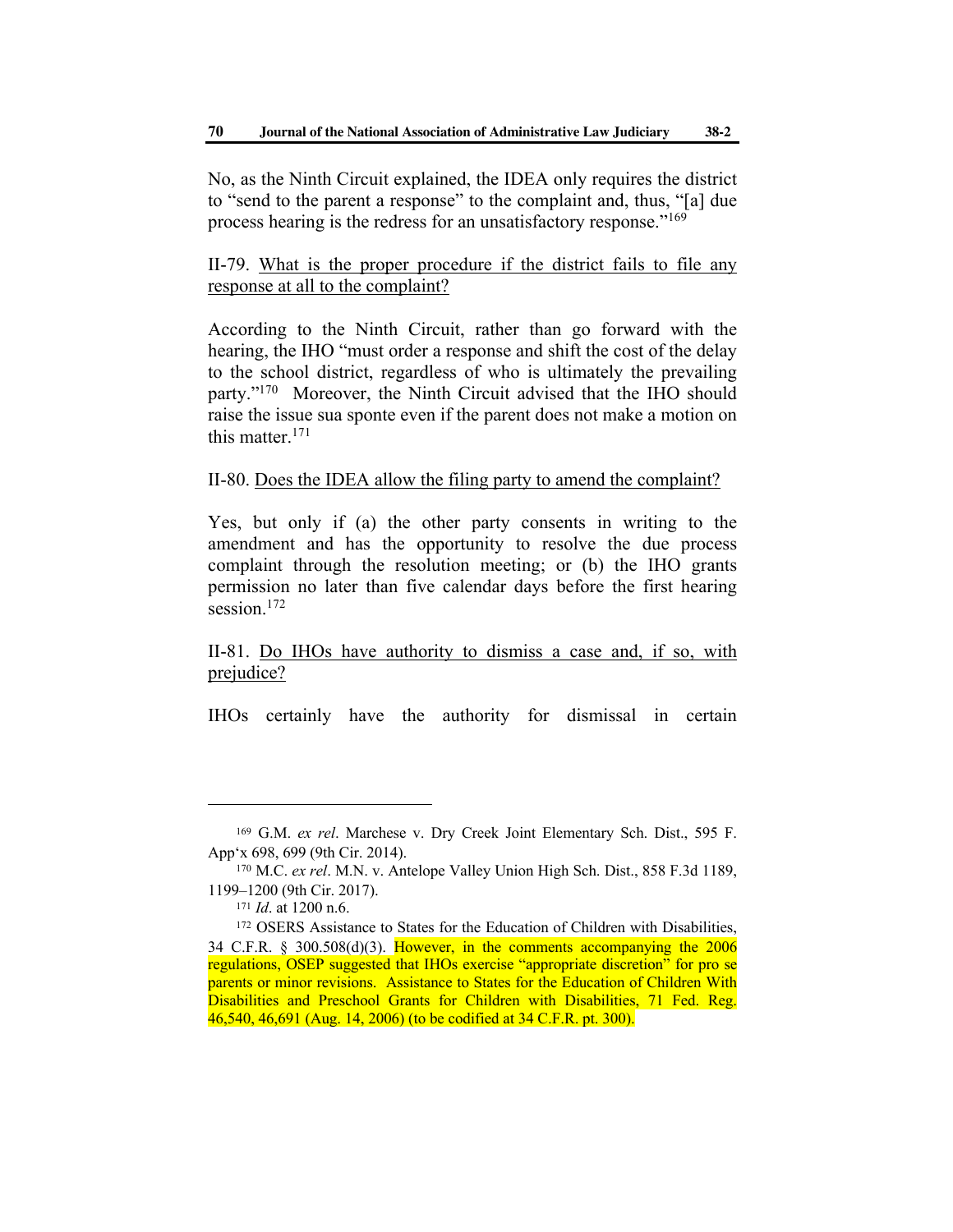No, as the Ninth Circuit explained, the IDEA only requires the district to "send to the parent a response" to the complaint and, thus, "[a] due process hearing is the redress for an unsatisfactory response."[169]

II-79. <u>What is the proper procedure if the district fails to file any response at all to the complaint?</u>

According to the Ninth Circuit, rather than go forward with the hearing, the IHO "must order a response and shift the cost of the delay to the school district, regardless of who is ultimately the prevailing party."[170] Moreover, the Ninth Circuit advised that the IHO should raise the issue sua sponte even if the parent does not make a motion on this matter.[171]

II-80. <u>Does the IDEA allow the filing party to amend the complaint?</u>

Yes, but only if (a) the other party consents in writing to the amendment and has the opportunity to resolve the due process complaint through the resolution meeting; or (b) the IHO grants permission no later than five calendar days before the first hearing session.[172]

II-81. <u>Do IHOs have authority to dismiss a case and, if so, with prejudice?</u>

IHOs certainly have the authority for dismissal in certain

---

[169] G.M. *ex rel*. Marchese v. Dry Creek Joint Elementary Sch. Dist., 595 F. App'x 698, 699 (9th Cir. 2014).

[170] M.C. *ex rel*. M.N. v. Antelope Valley Union High Sch. Dist., 858 F.3d 1189, 1199–1200 (9th Cir. 2017).

[171] *Id*. at 1200 n.6.

[172] OSERS Assistance to States for the Education of Children with Disabilities, 34 C.F.R. § 300.508(d)(3). However, in the comments accompanying the 2006 regulations, OSEP suggested that IHOs exercise "appropriate discretion" for pro se parents or minor revisions. Assistance to States for the Education of Children With Disabilities and Preschool Grants for Children with Disabilities, 71 Fed. Reg. 46,540, 46,691 (Aug. 14, 2006) (to be codified at 34 C.F.R. pt. 300).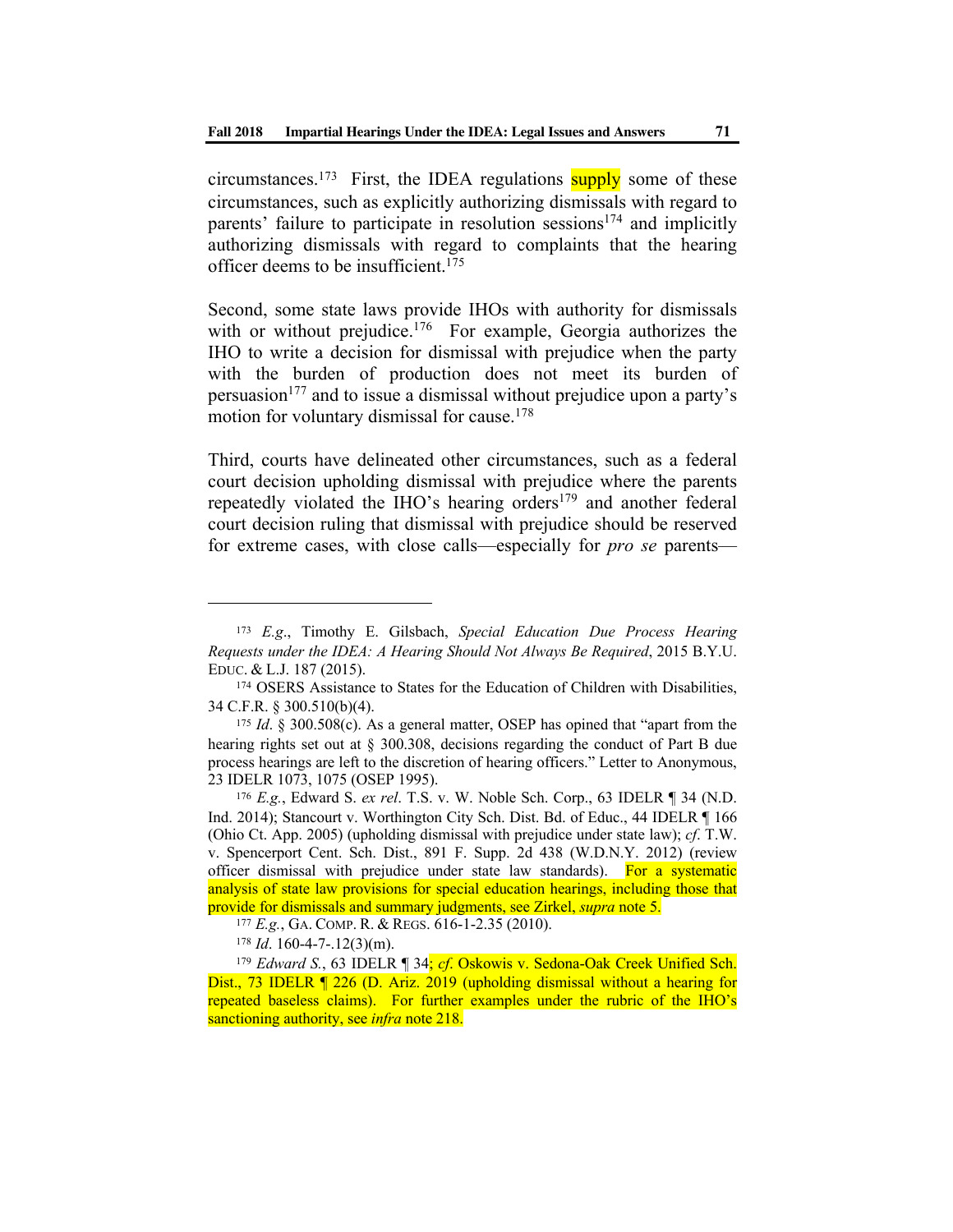circumstances.[173] First, the IDEA regulations supply some of these circumstances, such as explicitly authorizing dismissals with regard to parents' failure to participate in resolution sessions[174] and implicitly authorizing dismissals with regard to complaints that the hearing officer deems to be insufficient.[175]

Second, some state laws provide IHOs with authority for dismissals with or without prejudice.[176] For example, Georgia authorizes the IHO to write a decision for dismissal with prejudice when the party with the burden of production does not meet its burden of persuasion[177] and to issue a dismissal without prejudice upon a party's motion for voluntary dismissal for cause.[178]

Third, courts have delineated other circumstances, such as a federal court decision upholding dismissal with prejudice where the parents repeatedly violated the IHO's hearing orders[179] and another federal court decision ruling that dismissal with prejudice should be reserved for extreme cases, with close calls—especially for *pro se* parents—

---

[173] *E.g.*, Timothy E. Gilsbach, *Special Education Due Process Hearing Requests under the IDEA: A Hearing Should Not Always Be Required*, 2015 B.Y.U. EDUC. & L.J. 187 (2015).

[174] OSERS Assistance to States for the Education of Children with Disabilities, 34 C.F.R. § 300.510(b)(4).

[175] *Id*. § 300.508(c). As a general matter, OSEP has opined that "apart from the hearing rights set out at § 300.308, decisions regarding the conduct of Part B due process hearings are left to the discretion of hearing officers." Letter to Anonymous, 23 IDELR 1073, 1075 (OSEP 1995).

[176] *E.g.*, Edward S. *ex rel*. T.S. v. W. Noble Sch. Corp., 63 IDELR ¶ 34 (N.D. Ind. 2014); Stancourt v. Worthington City Sch. Dist. Bd. of Educ., 44 IDELR ¶ 166 (Ohio Ct. App. 2005) (upholding dismissal with prejudice under state law); *cf*. T.W. v. Spencerport Cent. Sch. Dist., 891 F. Supp. 2d 438 (W.D.N.Y. 2012) (review officer dismissal with prejudice under state law standards). For a systematic analysis of state law provisions for special education hearings, including those that provide for dismissals and summary judgments, see Zirkel, *supra* note 5.

[177] *E.g.*, GA. COMP. R. & REGS. 616-1-2.35 (2010).

[178] *Id*. 160-4-7-.12(3)(m).

[179] *Edward S.*, 63 IDELR ¶ 34; *cf*. Oskowis v. Sedona-Oak Creek Unified Sch. Dist., 73 IDELR ¶ 226 (D. Ariz. 2019 (upholding dismissal without a hearing for repeated baseless claims). For further examples under the rubric of the IHO's sanctioning authority, see *infra* note 218.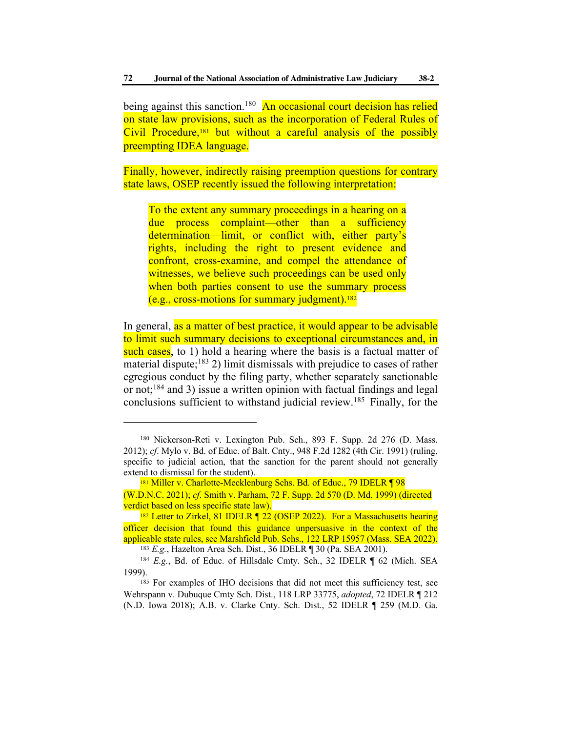being against this sanction.[180] An occasional court decision has relied on state law provisions, such as the incorporation of Federal Rules of Civil Procedure,[181] but without a careful analysis of the possibly preempting IDEA language.

Finally, however, indirectly raising preemption questions for contrary state laws, OSEP recently issued the following interpretation:

> To the extent any summary proceedings in a hearing on a due process complaint—other than a sufficiency determination—limit, or conflict with, either party's rights, including the right to present evidence and confront, cross-examine, and compel the attendance of witnesses, we believe such proceedings can be used only when both parties consent to use the summary process (e.g., cross-motions for summary judgment).[182]

In general, as a matter of best practice, it would appear to be advisable to limit such summary decisions to exceptional circumstances and, in such cases, to 1) hold a hearing where the basis is a factual matter of material dispute;[183] 2) limit dismissals with prejudice to cases of rather egregious conduct by the filing party, whether separately sanctionable or not;[184] and 3) issue a written opinion with factual findings and legal conclusions sufficient to withstand judicial review.[185] Finally, for the

---

[180] Nickerson-Reti v. Lexington Pub. Sch., 893 F. Supp. 2d 276 (D. Mass. 2012); *cf*. Mylo v. Bd. of Educ. of Balt. Cnty., 948 F.2d 1282 (4th Cir. 1991) (ruling, specific to judicial action, that the sanction for the parent should not generally extend to dismissal for the student).

[181] Miller v. Charlotte-Mecklenburg Schs. Bd. of Educ., 79 IDELR ¶ 98 (W.D.N.C. 2021); *cf*. Smith v. Parham, 72 F. Supp. 2d 570 (D. Md. 1999) (directed verdict based on less specific state law).

[182] Letter to Zirkel, 81 IDELR ¶ 22 (OSEP 2022). For a Massachusetts hearing officer decision that found this guidance unpersuasive in the context of the applicable state rules, see Marshfield Pub. Schs., 122 LRP 15957 (Mass. SEA 2022).

[183] *E.g.*, Hazelton Area Sch. Dist., 36 IDELR ¶ 30 (Pa. SEA 2001).

[184] *E.g.*, Bd. of Educ. of Hillsdale Cmty. Sch., 32 IDELR ¶ 62 (Mich. SEA 1999).

[185] For examples of IHO decisions that did not meet this sufficiency test, see Wehrspann v. Dubuque Cmty Sch. Dist., 118 LRP 33775, *adopted*, 72 IDELR ¶ 212 (N.D. Iowa 2018); A.B. v. Clarke Cnty. Sch. Dist., 52 IDELR ¶ 259 (M.D. Ga.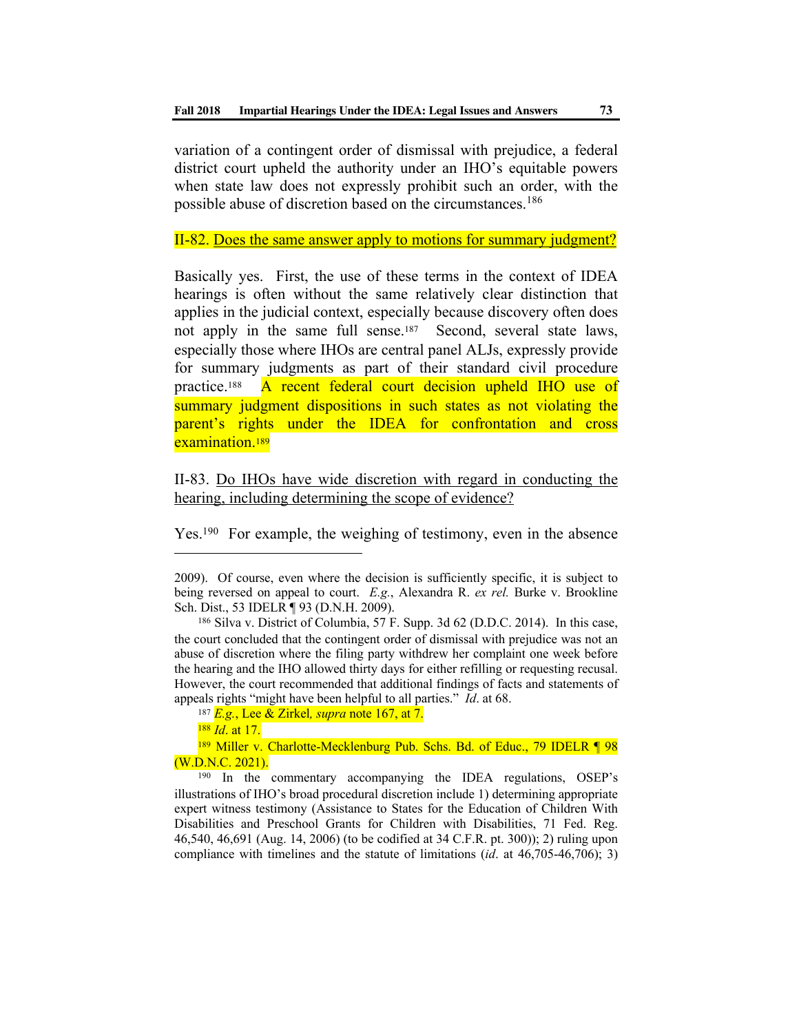variation of a contingent order of dismissal with prejudice, a federal district court upheld the authority under an IHO's equitable powers when state law does not expressly prohibit such an order, with the possible abuse of discretion based on the circumstances.[186]

II-82. <u>Does the same answer apply to motions for summary judgment?</u>

Basically yes. First, the use of these terms in the context of IDEA hearings is often without the same relatively clear distinction that applies in the judicial context, especially because discovery often does not apply in the same full sense.[187] Second, several state laws, especially those where IHOs are central panel ALJs, expressly provide for summary judgments as part of their standard civil procedure practice.[188] A recent federal court decision upheld IHO use of summary judgment dispositions in such states as not violating the parent's rights under the IDEA for confrontation and cross examination.[189]

II-83. <u>Do IHOs have wide discretion with regard in conducting the hearing, including determining the scope of evidence?</u>

Yes.[190] For example, the weighing of testimony, even in the absence

---

2009). Of course, even where the decision is sufficiently specific, it is subject to being reversed on appeal to court. *E.g.*, Alexandra R. *ex rel.* Burke v. Brookline Sch. Dist., 53 IDELR ¶ 93 (D.N.H. 2009).

[186] Silva v. District of Columbia, 57 F. Supp. 3d 62 (D.D.C. 2014). In this case, the court concluded that the contingent order of dismissal with prejudice was not an abuse of discretion where the filing party withdrew her complaint one week before the hearing and the IHO allowed thirty days for either refilling or requesting recusal. However, the court recommended that additional findings of facts and statements of appeals rights "might have been helpful to all parties." *Id*. at 68.

[187] *E.g.*, Lee & Zirkel*, supra* note 167, at 7.

[188] *Id*. at 17.

[189] Miller v. Charlotte-Mecklenburg Pub. Schs. Bd. of Educ., 79 IDELR ¶ 98 (W.D.N.C. 2021).

[190] In the commentary accompanying the IDEA regulations, OSEP's illustrations of IHO's broad procedural discretion include 1) determining appropriate expert witness testimony (Assistance to States for the Education of Children With Disabilities and Preschool Grants for Children with Disabilities, 71 Fed. Reg. 46,540, 46,691 (Aug. 14, 2006) (to be codified at 34 C.F.R. pt. 300)); 2) ruling upon compliance with timelines and the statute of limitations (*id*. at 46,705-46,706); 3)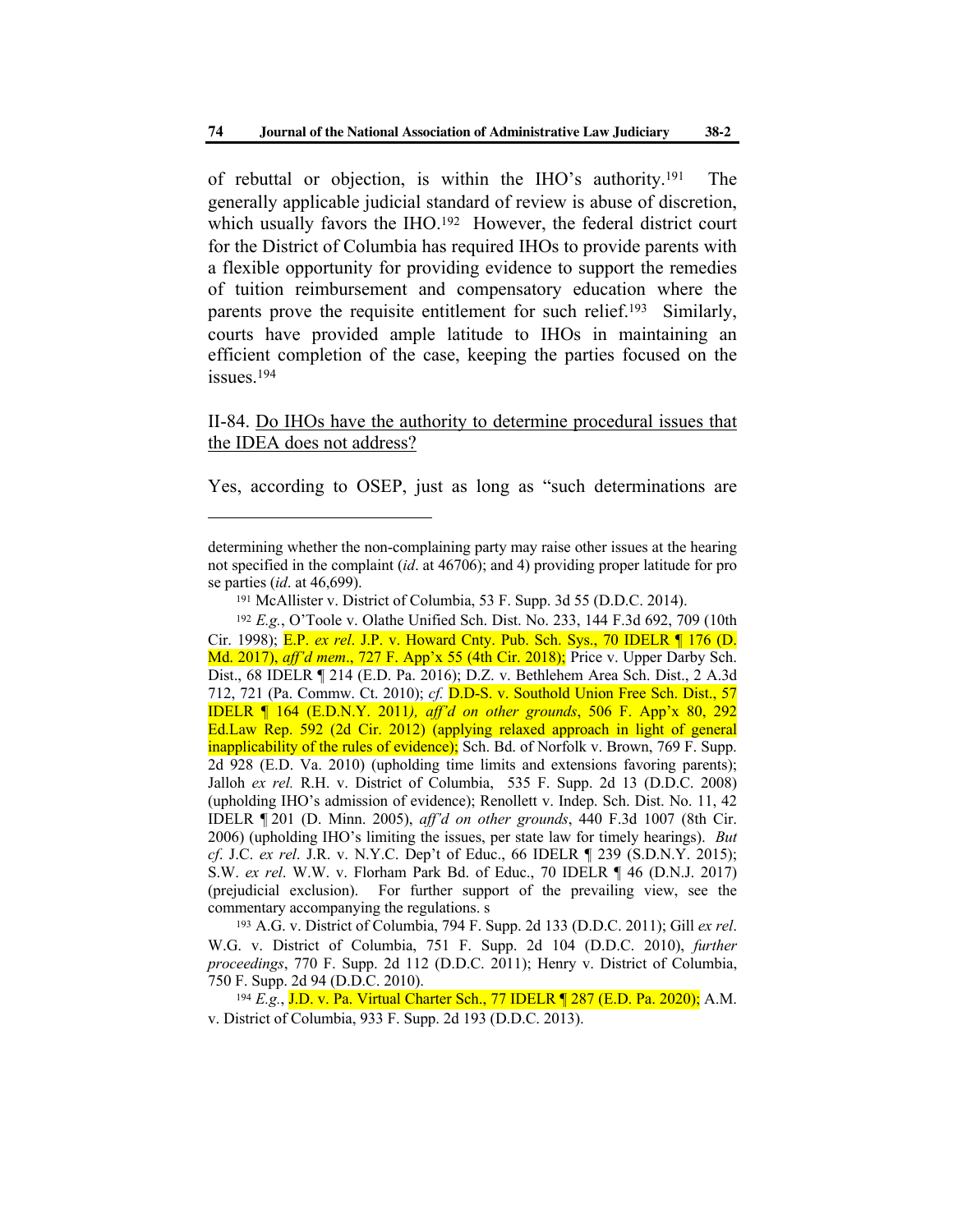of rebuttal or objection, is within the IHO's authority.[191] The generally applicable judicial standard of review is abuse of discretion, which usually favors the IHO.[192] However, the federal district court for the District of Columbia has required IHOs to provide parents with a flexible opportunity for providing evidence to support the remedies of tuition reimbursement and compensatory education where the parents prove the requisite entitlement for such relief.[193] Similarly, courts have provided ample latitude to IHOs in maintaining an efficient completion of the case, keeping the parties focused on the issues.[194]

II-84. <u>Do IHOs have the authority to determine procedural issues that the IDEA does not address?</u>

Yes, according to OSEP, just as long as "such determinations are

---

determining whether the non-complaining party may raise other issues at the hearing not specified in the complaint (*id*. at 46706); and 4) providing proper latitude for pro se parties (*id*. at 46,699).

[191] McAllister v. District of Columbia, 53 F. Supp. 3d 55 (D.D.C. 2014).

[192] *E.g.*, O'Toole v. Olathe Unified Sch. Dist. No. 233, 144 F.3d 692, 709 (10th Cir. 1998); E.P. *ex rel*. J.P. v. Howard Cnty. Pub. Sch. Sys., 70 IDELR ¶ 176 (D. Md. 2017), *aff'd mem*., 727 F. App'x 55 (4th Cir. 2018); Price v. Upper Darby Sch. Dist., 68 IDELR ¶ 214 (E.D. Pa. 2016); D.Z. v. Bethlehem Area Sch. Dist., 2 A.3d 712, 721 (Pa. Commw. Ct. 2010); *cf.* D.D-S. v. Southold Union Free Sch. Dist., 57 IDELR ¶ 164 (E.D.N.Y. 2011*), aff'd on other grounds*, 506 F. App'x 80, 292 Ed.Law Rep. 592 (2d Cir. 2012) (applying relaxed approach in light of general inapplicability of the rules of evidence); Sch. Bd. of Norfolk v. Brown, 769 F. Supp. 2d 928 (E.D. Va. 2010) (upholding time limits and extensions favoring parents); Jalloh *ex rel.* R.H. v. District of Columbia, 535 F. Supp. 2d 13 (D.D.C. 2008) (upholding IHO's admission of evidence); Renollett v. Indep. Sch. Dist. No. 11, 42 IDELR ¶ 201 (D. Minn. 2005), *aff'd on other grounds*, 440 F.3d 1007 (8th Cir. 2006) (upholding IHO's limiting the issues, per state law for timely hearings). *But cf*. J.C. *ex rel*. J.R. v. N.Y.C. Dep't of Educ., 66 IDELR ¶ 239 (S.D.N.Y. 2015); S.W. *ex rel*. W.W. v. Florham Park Bd. of Educ., 70 IDELR ¶ 46 (D.N.J. 2017) (prejudicial exclusion). For further support of the prevailing view, see the commentary accompanying the regulations. s

[193] A.G. v. District of Columbia, 794 F. Supp. 2d 133 (D.D.C. 2011); Gill *ex rel*. W.G. v. District of Columbia, 751 F. Supp. 2d 104 (D.D.C. 2010), *further proceedings*, 770 F. Supp. 2d 112 (D.D.C. 2011); Henry v. District of Columbia, 750 F. Supp. 2d 94 (D.D.C. 2010).

[194] *E.g.*, J.D. v. Pa. Virtual Charter Sch., 77 IDELR ¶ 287 (E.D. Pa. 2020); A.M. v. District of Columbia, 933 F. Supp. 2d 193 (D.D.C. 2013).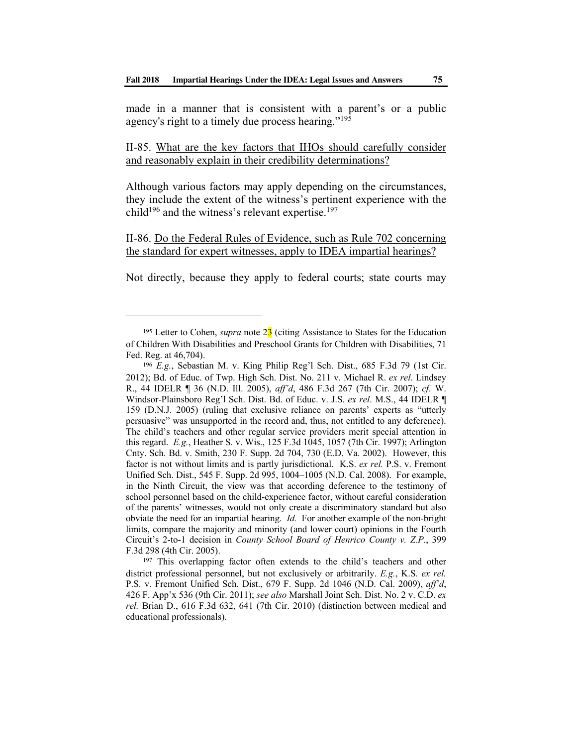made in a manner that is consistent with a parent's or a public agency's right to a timely due process hearing."[195]

II-85. <u>What are the key factors that IHOs should carefully consider and reasonably explain in their credibility determinations?</u>

Although various factors may apply depending on the circumstances, they include the extent of the witness's pertinent experience with the child[196] and the witness's relevant expertise.[197]

II-86. <u>Do the Federal Rules of Evidence, such as Rule 702 concerning the standard for expert witnesses, apply to IDEA impartial hearings?</u>

Not directly, because they apply to federal courts; state courts may

---

[195] Letter to Cohen, *supra* note 23 (citing Assistance to States for the Education of Children With Disabilities and Preschool Grants for Children with Disabilities, 71 Fed. Reg. at 46,704).

[196] *E.g.*, Sebastian M. v. King Philip Reg'l Sch. Dist., 685 F.3d 79 (1st Cir. 2012); Bd. of Educ. of Twp. High Sch. Dist. No. 211 v. Michael R. *ex rel*. Lindsey R., 44 IDELR ¶ 36 (N.D. Ill. 2005), *aff'd*, 486 F.3d 267 (7th Cir. 2007); *cf*. W. Windsor-Plainsboro Reg'l Sch. Dist. Bd. of Educ. v. J.S. *ex rel*. M.S., 44 IDELR ¶ 159 (D.N.J. 2005) (ruling that exclusive reliance on parents' experts as "utterly persuasive" was unsupported in the record and, thus, not entitled to any deference). The child's teachers and other regular service providers merit special attention in this regard. *E.g.*, Heather S. v. Wis., 125 F.3d 1045, 1057 (7th Cir. 1997); Arlington Cnty. Sch. Bd. v. Smith, 230 F. Supp. 2d 704, 730 (E.D. Va. 2002). However, this factor is not without limits and is partly jurisdictional. K.S. *ex rel.* P.S. v. Fremont Unified Sch. Dist., 545 F. Supp. 2d 995, 1004–1005 (N.D. Cal. 2008). For example, in the Ninth Circuit, the view was that according deference to the testimony of school personnel based on the child-experience factor, without careful consideration of the parents' witnesses, would not only create a discriminatory standard but also obviate the need for an impartial hearing. *Id.* For another example of the non-bright limits, compare the majority and minority (and lower court) opinions in the Fourth Circuit's 2-to-1 decision in *County School Board of Henrico County v. Z.P*., 399 F.3d 298 (4th Cir. 2005).

[197] This overlapping factor often extends to the child's teachers and other district professional personnel, but not exclusively or arbitrarily. *E.g.*, K.S. *ex rel.* P.S. v. Fremont Unified Sch. Dist., 679 F. Supp. 2d 1046 (N.D. Cal. 2009), *aff'd*, 426 F. App'x 536 (9th Cir. 2011); *see also* Marshall Joint Sch. Dist. No. 2 v. C.D. *ex rel.* Brian D., 616 F.3d 632, 641 (7th Cir. 2010) (distinction between medical and educational professionals).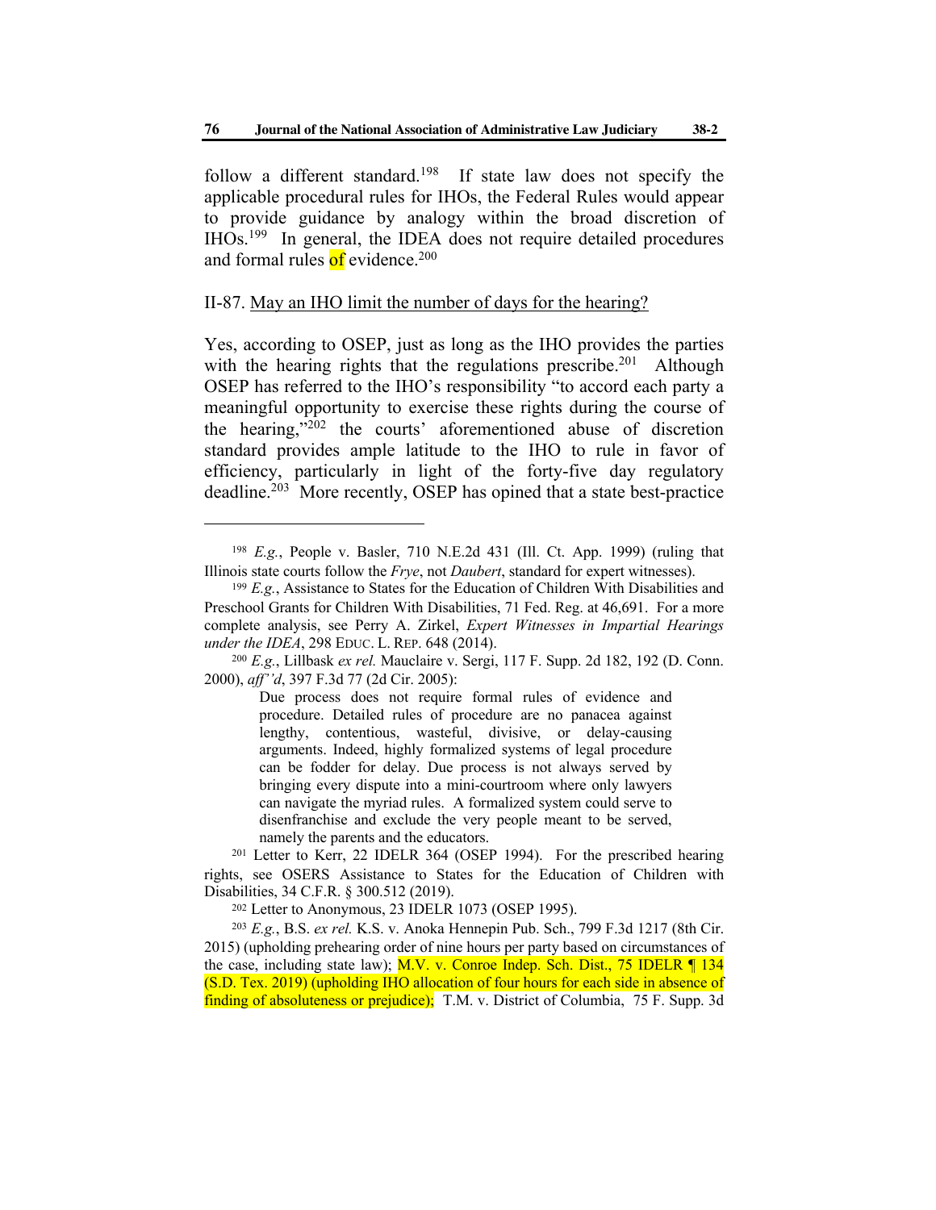follow a different standard.[198] If state law does not specify the applicable procedural rules for IHOs, the Federal Rules would appear to provide guidance by analogy within the broad discretion of IHOs.[199] In general, the IDEA does not require detailed procedures and formal rules of evidence.[200]

II-87. May an IHO limit the number of days for the hearing?

Yes, according to OSEP, just as long as the IHO provides the parties with the hearing rights that the regulations prescribe.[201] Although OSEP has referred to the IHO's responsibility "to accord each party a meaningful opportunity to exercise these rights during the course of the hearing,"[202] the courts' aforementioned abuse of discretion standard provides ample latitude to the IHO to rule in favor of efficiency, particularly in light of the forty-five day regulatory deadline.[203] More recently, OSEP has opined that a state best-practice

---

[198] *E.g.*, People v. Basler, 710 N.E.2d 431 (Ill. Ct. App. 1999) (ruling that Illinois state courts follow the *Frye*, not *Daubert*, standard for expert witnesses).

[199] *E.g.*, Assistance to States for the Education of Children With Disabilities and Preschool Grants for Children With Disabilities, 71 Fed. Reg. at 46,691. For a more complete analysis, see Perry A. Zirkel, *Expert Witnesses in Impartial Hearings under the IDEA*, 298 EDUC. L. REP. 648 (2014).

[200] *E.g.*, Lillbask *ex rel.* Mauclaire v. Sergi, 117 F. Supp. 2d 182, 192 (D. Conn. 2000), *aff'd*, 397 F.3d 77 (2d Cir. 2005):

> Due process does not require formal rules of evidence and procedure. Detailed rules of procedure are no panacea against lengthy, contentious, wasteful, divisive, or delay-causing arguments. Indeed, highly formalized systems of legal procedure can be fodder for delay. Due process is not always served by bringing every dispute into a mini-courtroom where only lawyers can navigate the myriad rules. A formalized system could serve to disenfranchise and exclude the very people meant to be served, namely the parents and the educators.

[201] Letter to Kerr, 22 IDELR 364 (OSEP 1994). For the prescribed hearing rights, see OSERS Assistance to States for the Education of Children with Disabilities, 34 C.F.R. § 300.512 (2019).

[202] Letter to Anonymous, 23 IDELR 1073 (OSEP 1995).

[203] *E.g.*, B.S. *ex rel.* K.S. v. Anoka Hennepin Pub. Sch., 799 F.3d 1217 (8th Cir. 2015) (upholding prehearing order of nine hours per party based on circumstances of the case, including state law); M.V. v. Conroe Indep. Sch. Dist., 75 IDELR ¶ 134 (S.D. Tex. 2019) (upholding IHO allocation of four hours for each side in absence of finding of absoluteness or prejudice); T.M. v. District of Columbia, 75 F. Supp. 3d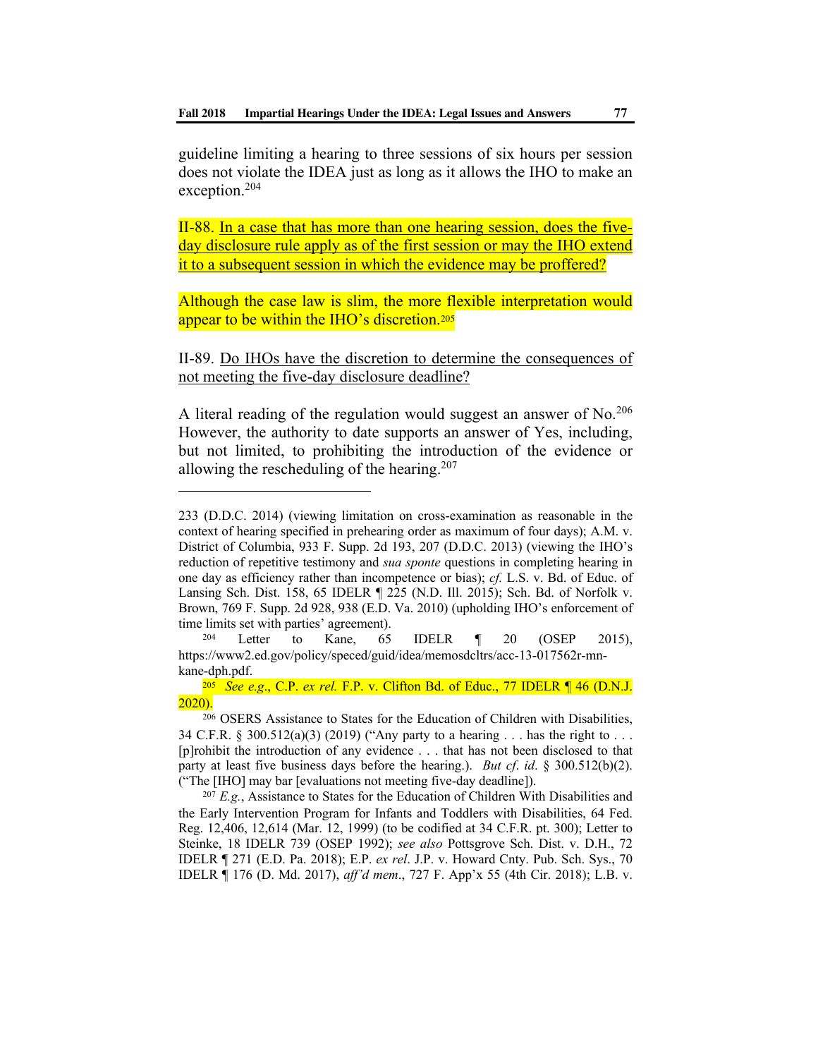guideline limiting a hearing to three sessions of six hours per session does not violate the IDEA just as long as it allows the IHO to make an exception.[204]

II-88. In a case that has more than one hearing session, does the five-day disclosure rule apply as of the first session or may the IHO extend it to a subsequent session in which the evidence may be proffered?

Although the case law is slim, the more flexible interpretation would appear to be within the IHO's discretion.[205]

II-89. Do IHOs have the discretion to determine the consequences of not meeting the five-day disclosure deadline?

A literal reading of the regulation would suggest an answer of No.[206] However, the authority to date supports an answer of Yes, including, but not limited, to prohibiting the introduction of the evidence or allowing the rescheduling of the hearing.[207]

---

233 (D.D.C. 2014) (viewing limitation on cross-examination as reasonable in the context of hearing specified in prehearing order as maximum of four days); A.M. v. District of Columbia, 933 F. Supp. 2d 193, 207 (D.D.C. 2013) (viewing the IHO's reduction of repetitive testimony and *sua sponte* questions in completing hearing in one day as efficiency rather than incompetence or bias); *cf.* L.S. v. Bd. of Educ. of Lansing Sch. Dist. 158, 65 IDELR ¶ 225 (N.D. Ill. 2015); Sch. Bd. of Norfolk v. Brown, 769 F. Supp. 2d 928, 938 (E.D. Va. 2010) (upholding IHO's enforcement of time limits set with parties' agreement).

[204] Letter to Kane, 65 IDELR ¶ 20 (OSEP 2015), https://www2.ed.gov/policy/speced/guid/idea/memosdcltrs/acc-13-017562r-mn-kane-dph.pdf.

[205] *See e.g.*, C.P. *ex rel.* F.P. v. Clifton Bd. of Educ., 77 IDELR ¶ 46 (D.N.J. 2020).

[206] OSERS Assistance to States for the Education of Children with Disabilities, 34 C.F.R. § 300.512(a)(3) (2019) ("Any party to a hearing . . . has the right to . . . [p]rohibit the introduction of any evidence . . . that has not been disclosed to that party at least five business days before the hearing.). *But cf. id*. § 300.512(b)(2). ("The [IHO] may bar [evaluations not meeting five-day deadline]).

[207] *E.g.*, Assistance to States for the Education of Children With Disabilities and the Early Intervention Program for Infants and Toddlers with Disabilities, 64 Fed. Reg. 12,406, 12,614 (Mar. 12, 1999) (to be codified at 34 C.F.R. pt. 300); Letter to Steinke, 18 IDELR 739 (OSEP 1992); *see also* Pottsgrove Sch. Dist. v. D.H., 72 IDELR ¶ 271 (E.D. Pa. 2018); E.P. *ex rel*. J.P. v. Howard Cnty. Pub. Sch. Sys., 70 IDELR ¶ 176 (D. Md. 2017), *aff'd mem*., 727 F. App'x 55 (4th Cir. 2018); L.B. v.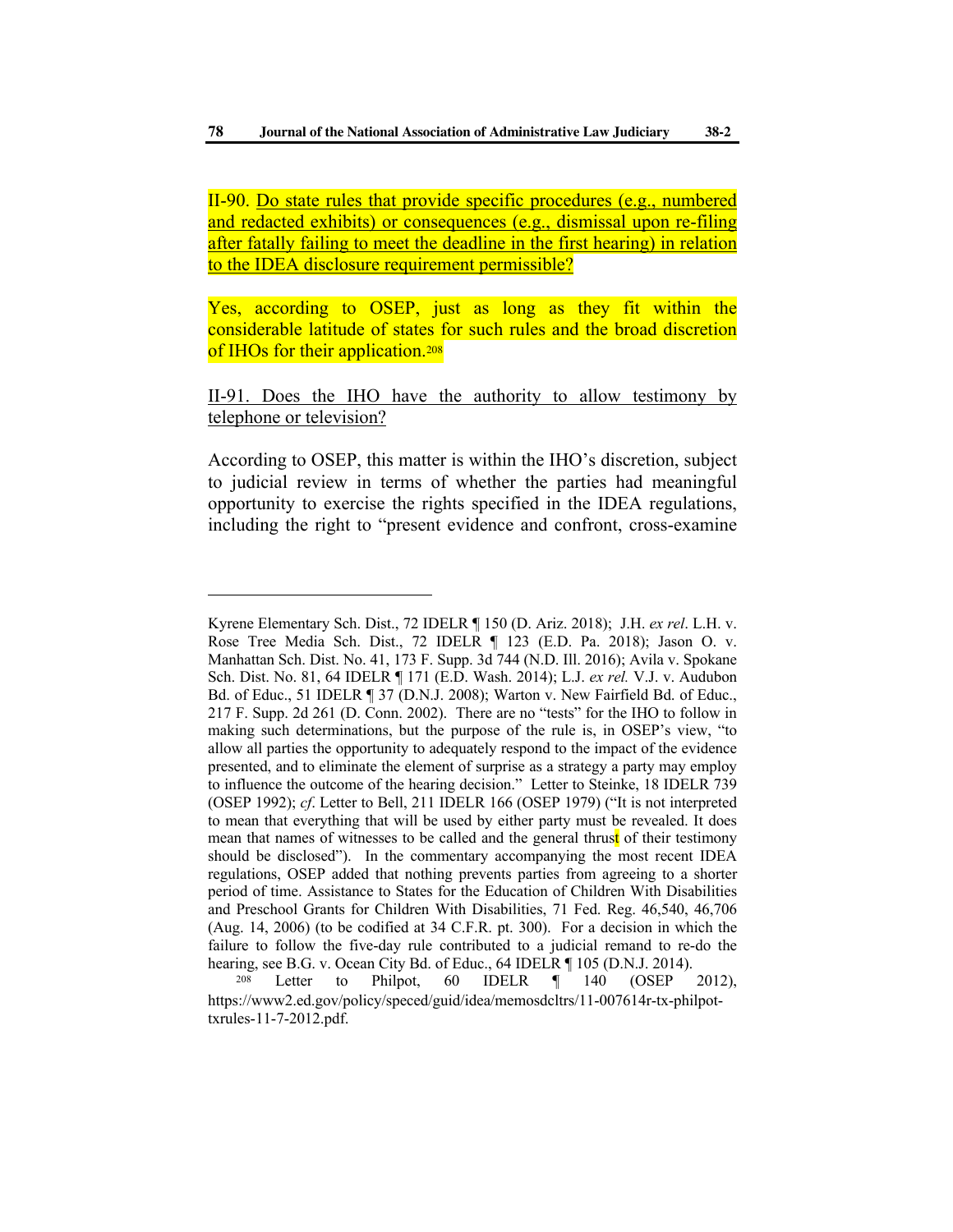II-90. Do state rules that provide specific procedures (e.g., numbered and redacted exhibits) or consequences (e.g., dismissal upon re-filing after fatally failing to meet the deadline in the first hearing) in relation to the IDEA disclosure requirement permissible?

Yes, according to OSEP, just as long as they fit within the considerable latitude of states for such rules and the broad discretion of IHOs for their application.[208]

II-91. Does the IHO have the authority to allow testimony by telephone or television?

According to OSEP, this matter is within the IHO's discretion, subject to judicial review in terms of whether the parties had meaningful opportunity to exercise the rights specified in the IDEA regulations, including the right to "present evidence and confront, cross-examine

---

Kyrene Elementary Sch. Dist., 72 IDELR ¶ 150 (D. Ariz. 2018); J.H. *ex rel*. L.H. v. Rose Tree Media Sch. Dist., 72 IDELR ¶ 123 (E.D. Pa. 2018); Jason O. v. Manhattan Sch. Dist. No. 41, 173 F. Supp. 3d 744 (N.D. Ill. 2016); Avila v. Spokane Sch. Dist. No. 81, 64 IDELR ¶ 171 (E.D. Wash. 2014); L.J. *ex rel.* V.J. v. Audubon Bd. of Educ., 51 IDELR ¶ 37 (D.N.J. 2008); Warton v. New Fairfield Bd. of Educ., 217 F. Supp. 2d 261 (D. Conn. 2002). There are no "tests" for the IHO to follow in making such determinations, but the purpose of the rule is, in OSEP's view, "to allow all parties the opportunity to adequately respond to the impact of the evidence presented, and to eliminate the element of surprise as a strategy a party may employ to influence the outcome of the hearing decision." Letter to Steinke, 18 IDELR 739 (OSEP 1992); *cf*. Letter to Bell, 211 IDELR 166 (OSEP 1979) ("It is not interpreted to mean that everything that will be used by either party must be revealed. It does mean that names of witnesses to be called and the general thrust of their testimony should be disclosed"). In the commentary accompanying the most recent IDEA regulations, OSEP added that nothing prevents parties from agreeing to a shorter period of time. Assistance to States for the Education of Children With Disabilities and Preschool Grants for Children With Disabilities, 71 Fed. Reg. 46,540, 46,706 (Aug. 14, 2006) (to be codified at 34 C.F.R. pt. 300). For a decision in which the failure to follow the five-day rule contributed to a judicial remand to re-do the hearing, see B.G. v. Ocean City Bd. of Educ., 64 IDELR ¶ 105 (D.N.J. 2014).

[208] Letter to Philpot, 60 IDELR ¶ 140 (OSEP 2012), https://www2.ed.gov/policy/speced/guid/idea/memosdcltrs/11-007614r-tx-philpot-txrules-11-7-2012.pdf.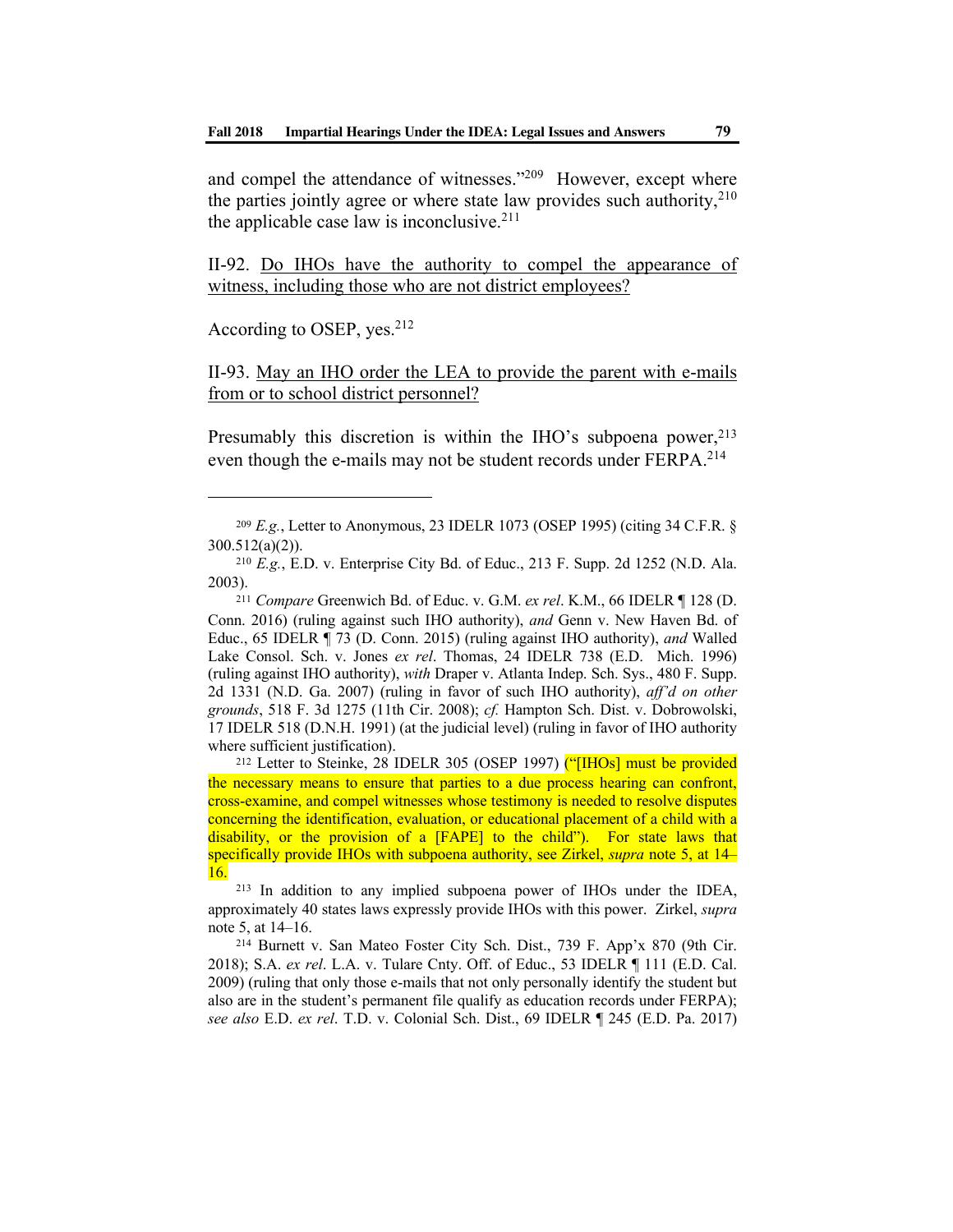and compel the attendance of witnesses."[209] However, except where the parties jointly agree or where state law provides such authority,[210] the applicable case law is inconclusive.[211]

II-92. <u>Do IHOs have the authority to compel the appearance of witness, including those who are not district employees?</u>

According to OSEP, yes.[212]

II-93. <u>May an IHO order the LEA to provide the parent with e-mails from or to school district personnel?</u>

Presumably this discretion is within the IHO's subpoena power,[213] even though the e-mails may not be student records under FERPA.[214]

---

[209] *E.g.*, Letter to Anonymous, 23 IDELR 1073 (OSEP 1995) (citing 34 C.F.R. § 300.512(a)(2)).

[210] *E.g.*, E.D. v. Enterprise City Bd. of Educ., 213 F. Supp. 2d 1252 (N.D. Ala. 2003).

[211] *Compare* Greenwich Bd. of Educ. v. G.M. *ex rel*. K.M., 66 IDELR ¶ 128 (D. Conn. 2016) (ruling against such IHO authority), *and* Genn v. New Haven Bd. of Educ., 65 IDELR ¶ 73 (D. Conn. 2015) (ruling against IHO authority), *and* Walled Lake Consol. Sch. v. Jones *ex rel*. Thomas, 24 IDELR 738 (E.D. Mich. 1996) (ruling against IHO authority), *with* Draper v. Atlanta Indep. Sch. Sys., 480 F. Supp. 2d 1331 (N.D. Ga. 2007) (ruling in favor of such IHO authority), *aff'd on other grounds*, 518 F. 3d 1275 (11th Cir. 2008); *cf.* Hampton Sch. Dist. v. Dobrowolski, 17 IDELR 518 (D.N.H. 1991) (at the judicial level) (ruling in favor of IHO authority where sufficient justification).

[212] Letter to Steinke, 28 IDELR 305 (OSEP 1997) ("[IHOs] must be provided the necessary means to ensure that parties to a due process hearing can confront, cross-examine, and compel witnesses whose testimony is needed to resolve disputes concerning the identification, evaluation, or educational placement of a child with a disability, or the provision of a [FAPE] to the child"). For state laws that specifically provide IHOs with subpoena authority, see Zirkel, *supra* note 5, at 14–16.

[213] In addition to any implied subpoena power of IHOs under the IDEA, approximately 40 states laws expressly provide IHOs with this power. Zirkel, *supra* note 5, at 14–16.

[214] Burnett v. San Mateo Foster City Sch. Dist., 739 F. App'x 870 (9th Cir. 2018); S.A. *ex rel*. L.A. v. Tulare Cnty. Off. of Educ., 53 IDELR ¶ 111 (E.D. Cal. 2009) (ruling that only those e-mails that not only personally identify the student but also are in the student's permanent file qualify as education records under FERPA); *see also* E.D. *ex rel*. T.D. v. Colonial Sch. Dist., 69 IDELR ¶ 245 (E.D. Pa. 2017)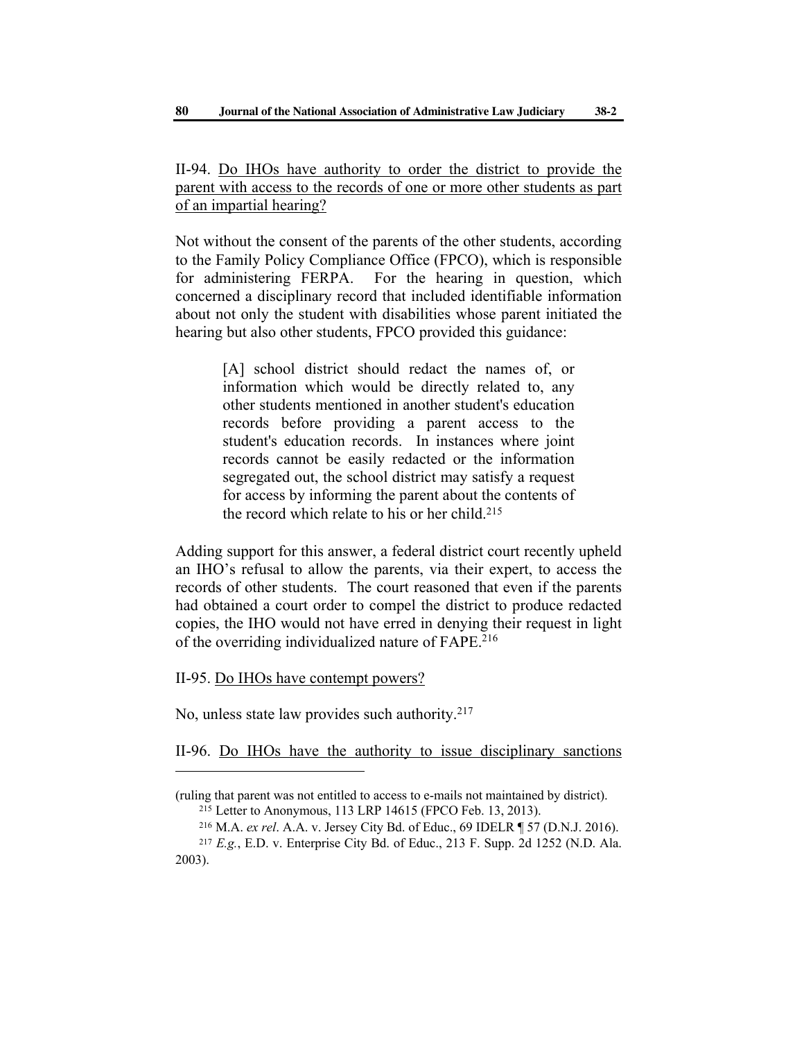II-94. Do IHOs have authority to order the district to provide the parent with access to the records of one or more other students as part of an impartial hearing?

Not without the consent of the parents of the other students, according to the Family Policy Compliance Office (FPCO), which is responsible for administering FERPA. For the hearing in question, which concerned a disciplinary record that included identifiable information about not only the student with disabilities whose parent initiated the hearing but also other students, FPCO provided this guidance:

> [A] school district should redact the names of, or information which would be directly related to, any other students mentioned in another student's education records before providing a parent access to the student's education records. In instances where joint records cannot be easily redacted or the information segregated out, the school district may satisfy a request for access by informing the parent about the contents of the record which relate to his or her child.[215]

Adding support for this answer, a federal district court recently upheld an IHO's refusal to allow the parents, via their expert, to access the records of other students. The court reasoned that even if the parents had obtained a court order to compel the district to produce redacted copies, the IHO would not have erred in denying their request in light of the overriding individualized nature of FAPE.[216]

II-95. Do IHOs have contempt powers?

No, unless state law provides such authority.[217]

II-96. Do IHOs have the authority to issue disciplinary sanctions

---

(ruling that parent was not entitled to access to e-mails not maintained by district).

[215] Letter to Anonymous, 113 LRP 14615 (FPCO Feb. 13, 2013).

[216] M.A. *ex rel*. A.A. v. Jersey City Bd. of Educ., 69 IDELR ¶ 57 (D.N.J. 2016).

[217] *E.g.*, E.D. v. Enterprise City Bd. of Educ., 213 F. Supp. 2d 1252 (N.D. Ala. 2003).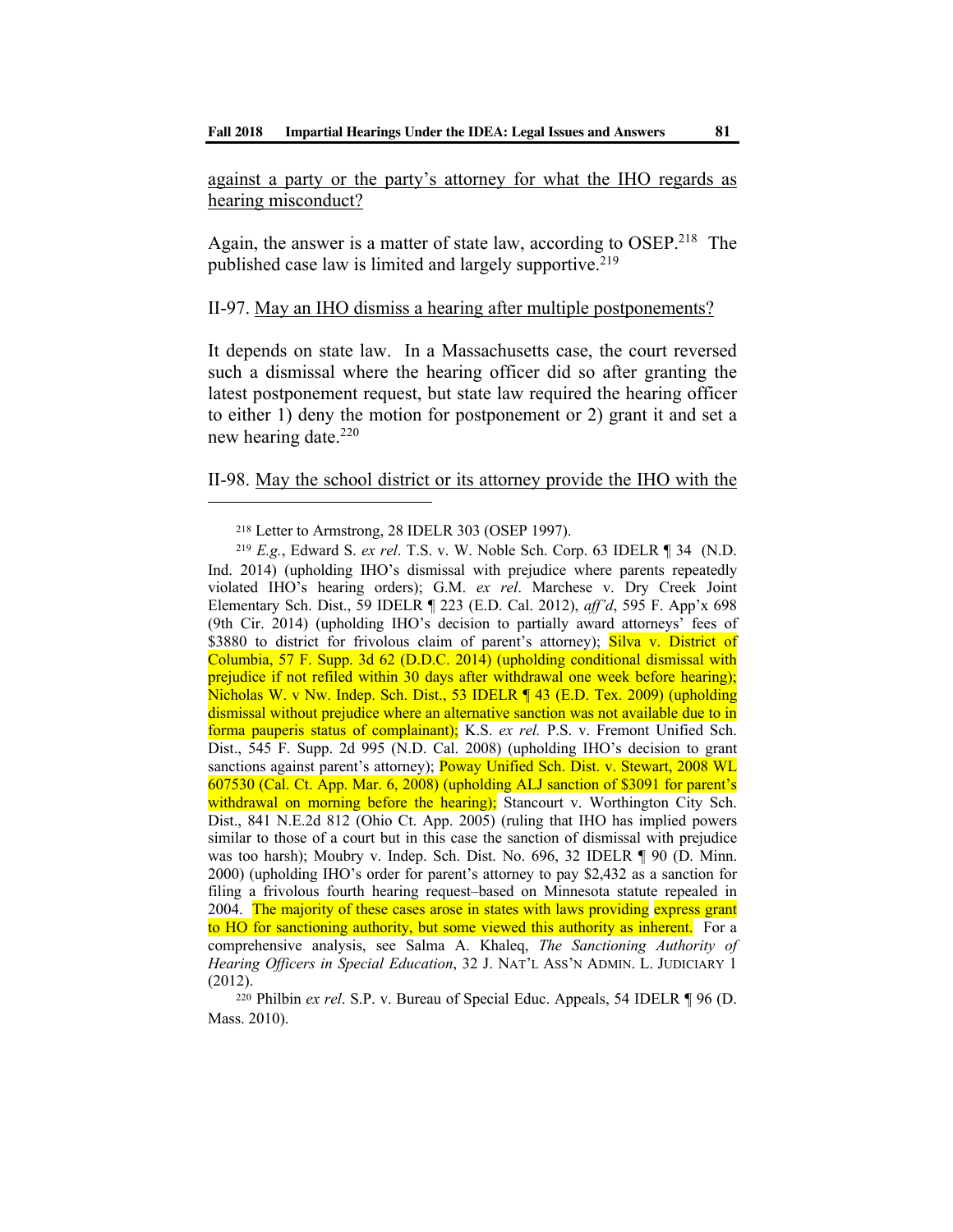<u>against a party or the party's attorney for what the IHO regards as hearing misconduct?</u>

Again, the answer is a matter of state law, according to OSEP.[218] The published case law is limited and largely supportive.[219]

II-97. <u>May an IHO dismiss a hearing after multiple postponements?</u>

It depends on state law. In a Massachusetts case, the court reversed such a dismissal where the hearing officer did so after granting the latest postponement request, but state law required the hearing officer to either 1) deny the motion for postponement or 2) grant it and set a new hearing date.[220]

II-98. <u>May the school district or its attorney provide the IHO with the</u>

---

[218] Letter to Armstrong, 28 IDELR 303 (OSEP 1997).

[219] *E.g.*, Edward S. *ex rel*. T.S. v. W. Noble Sch. Corp. 63 IDELR ¶ 34 (N.D. Ind. 2014) (upholding IHO's dismissal with prejudice where parents repeatedly violated IHO's hearing orders); G.M. *ex rel*. Marchese v. Dry Creek Joint Elementary Sch. Dist., 59 IDELR ¶ 223 (E.D. Cal. 2012), *aff'd*, 595 F. App'x 698 (9th Cir. 2014) (upholding IHO's decision to partially award attorneys' fees of $3880 to district for frivolous claim of parent's attorney); Silva v. District of Columbia, 57 F. Supp. 3d 62 (D.D.C. 2014) (upholding conditional dismissal with prejudice if not refiled within 30 days after withdrawal one week before hearing); Nicholas W. v Nw. Indep. Sch. Dist., 53 IDELR ¶ 43 (E.D. Tex. 2009) (upholding dismissal without prejudice where an alternative sanction was not available due to in forma pauperis status of complainant); K.S. *ex rel.* P.S. v. Fremont Unified Sch. Dist., 545 F. Supp. 2d 995 (N.D. Cal. 2008) (upholding IHO's decision to grant sanctions against parent's attorney); Poway Unified Sch. Dist. v. Stewart, 2008 WL 607530 (Cal. Ct. App. Mar. 6, 2008) (upholding ALJ sanction of $3091 for parent's withdrawal on morning before the hearing); Stancourt v. Worthington City Sch. Dist., 841 N.E.2d 812 (Ohio Ct. App. 2005) (ruling that IHO has implied powers similar to those of a court but in this case the sanction of dismissal with prejudice was too harsh); Moubry v. Indep. Sch. Dist. No. 696, 32 IDELR ¶ 90 (D. Minn. 2000) (upholding IHO's order for parent's attorney to pay $2,432 as a sanction for filing a frivolous fourth hearing request–based on Minnesota statute repealed in 2004. The majority of these cases arose in states with laws providing express grant to HO for sanctioning authority, but some viewed this authority as inherent. For a comprehensive analysis, see Salma A. Khaleq, *The Sanctioning Authority of Hearing Officers in Special Education*, 32 J. NAT'L ASS'N ADMIN. L. JUDICIARY 1 (2012).

[220] Philbin *ex rel*. S.P. v. Bureau of Special Educ. Appeals, 54 IDELR ¶ 96 (D. Mass. 2010).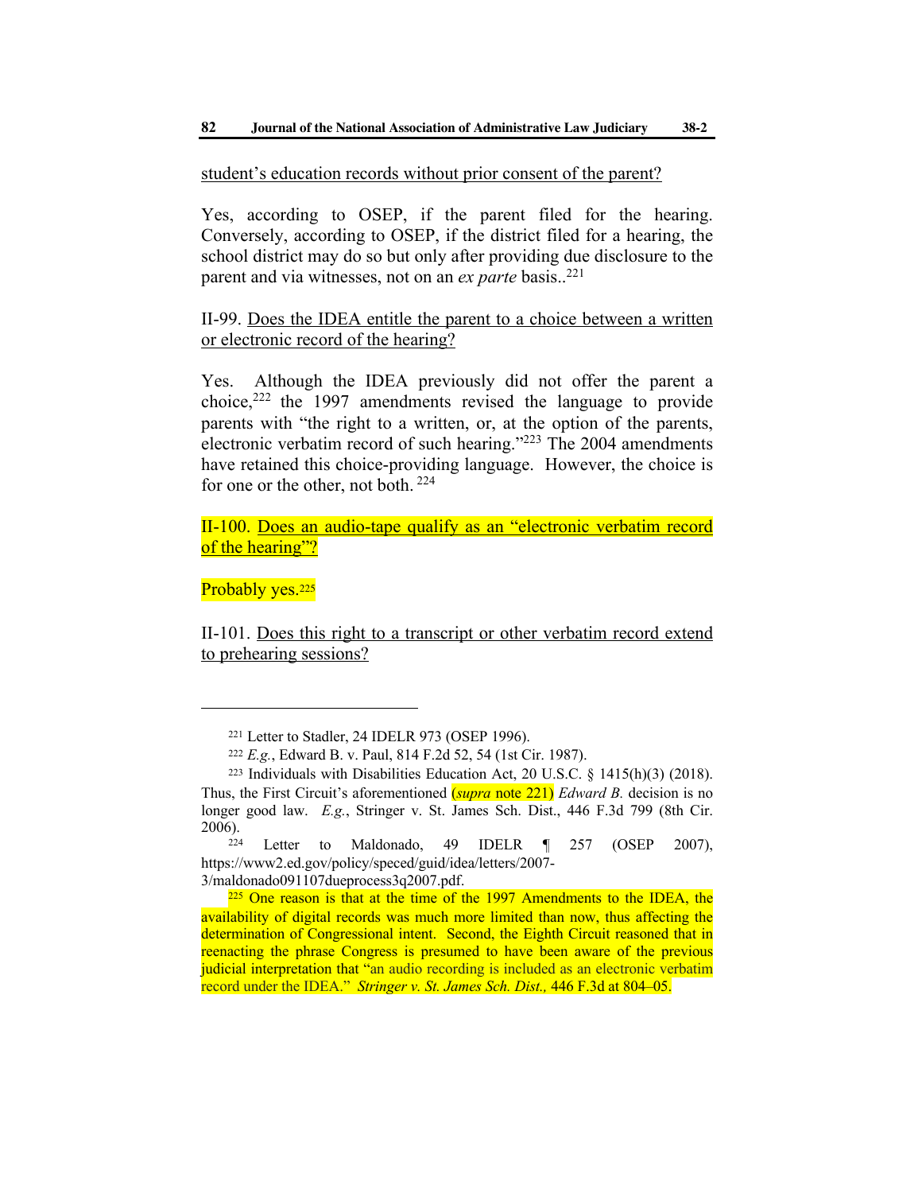student's education records without prior consent of the parent?

Yes, according to OSEP, if the parent filed for the hearing. Conversely, according to OSEP, if the district filed for a hearing, the school district may do so but only after providing due disclosure to the parent and via witnesses, not on an *ex parte* basis..[221]

II-99. Does the IDEA entitle the parent to a choice between a written or electronic record of the hearing?

Yes. Although the IDEA previously did not offer the parent a choice,[222] the 1997 amendments revised the language to provide parents with "the right to a written, or, at the option of the parents, electronic verbatim record of such hearing."[223] The 2004 amendments have retained this choice-providing language. However, the choice is for one or the other, not both. [224]

II-100. Does an audio-tape qualify as an "electronic verbatim record of the hearing"?

Probably yes.[225]

II-101. Does this right to a transcript or other verbatim record extend to prehearing sessions?

---

[221] Letter to Stadler, 24 IDELR 973 (OSEP 1996).

[222] *E.g.*, Edward B. v. Paul, 814 F.2d 52, 54 (1st Cir. 1987).

[223] Individuals with Disabilities Education Act, 20 U.S.C. § 1415(h)(3) (2018). Thus, the First Circuit's aforementioned (*supra* note 221) *Edward B.* decision is no longer good law. *E.g.*, Stringer v. St. James Sch. Dist., 446 F.3d 799 (8th Cir. 2006).

[224] Letter to Maldonado, 49 IDELR ¶ 257 (OSEP 2007), https://www2.ed.gov/policy/speced/guid/idea/letters/2007-3/maldonado091107dueprocess3q2007.pdf.

[225] One reason is that at the time of the 1997 Amendments to the IDEA, the availability of digital records was much more limited than now, thus affecting the determination of Congressional intent. Second, the Eighth Circuit reasoned that in reenacting the phrase Congress is presumed to have been aware of the previous judicial interpretation that "an audio recording is included as an electronic verbatim record under the IDEA." *Stringer v. St. James Sch. Dist.,* 446 F.3d at 804–05.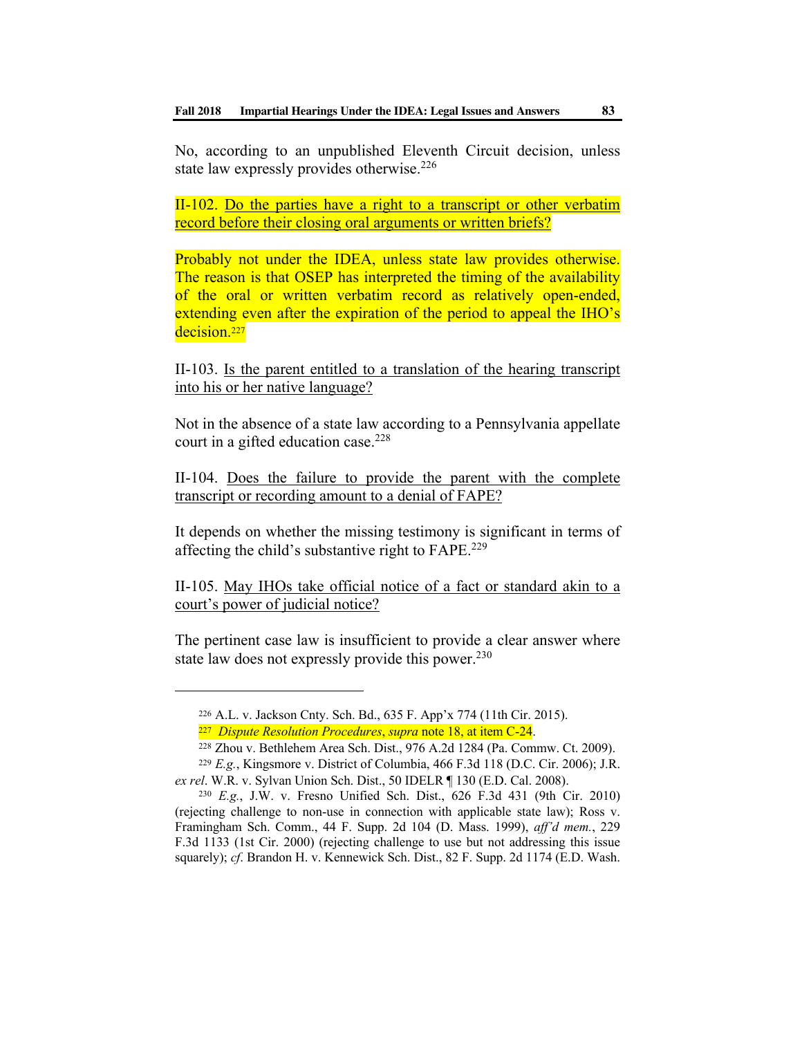No, according to an unpublished Eleventh Circuit decision, unless state law expressly provides otherwise.[226]

II-102. Do the parties have a right to a transcript or other verbatim record before their closing oral arguments or written briefs?

Probably not under the IDEA, unless state law provides otherwise. The reason is that OSEP has interpreted the timing of the availability of the oral or written verbatim record as relatively open-ended, extending even after the expiration of the period to appeal the IHO's decision.[227]

II-103. Is the parent entitled to a translation of the hearing transcript into his or her native language?

Not in the absence of a state law according to a Pennsylvania appellate court in a gifted education case.[228]

II-104. Does the failure to provide the parent with the complete transcript or recording amount to a denial of FAPE?

It depends on whether the missing testimony is significant in terms of affecting the child's substantive right to FAPE.[229]

II-105. May IHOs take official notice of a fact or standard akin to a court's power of judicial notice?

The pertinent case law is insufficient to provide a clear answer where state law does not expressly provide this power.[230]

---

[226] A.L. v. Jackson Cnty. Sch. Bd., 635 F. App'x 774 (11th Cir. 2015).

[227] *Dispute Resolution Procedures*, *supra* note 18, at item C-24.

[228] Zhou v. Bethlehem Area Sch. Dist., 976 A.2d 1284 (Pa. Commw. Ct. 2009).

[229] *E.g.*, Kingsmore v. District of Columbia, 466 F.3d 118 (D.C. Cir. 2006); J.R. *ex rel*. W.R. v. Sylvan Union Sch. Dist., 50 IDELR ¶ 130 (E.D. Cal. 2008).

[230] *E.g.*, J.W. v. Fresno Unified Sch. Dist., 626 F.3d 431 (9th Cir. 2010) (rejecting challenge to non-use in connection with applicable state law); Ross v. Framingham Sch. Comm., 44 F. Supp. 2d 104 (D. Mass. 1999), *aff'd mem.*, 229 F.3d 1133 (1st Cir. 2000) (rejecting challenge to use but not addressing this issue squarely); *cf*. Brandon H. v. Kennewick Sch. Dist., 82 F. Supp. 2d 1174 (E.D. Wash.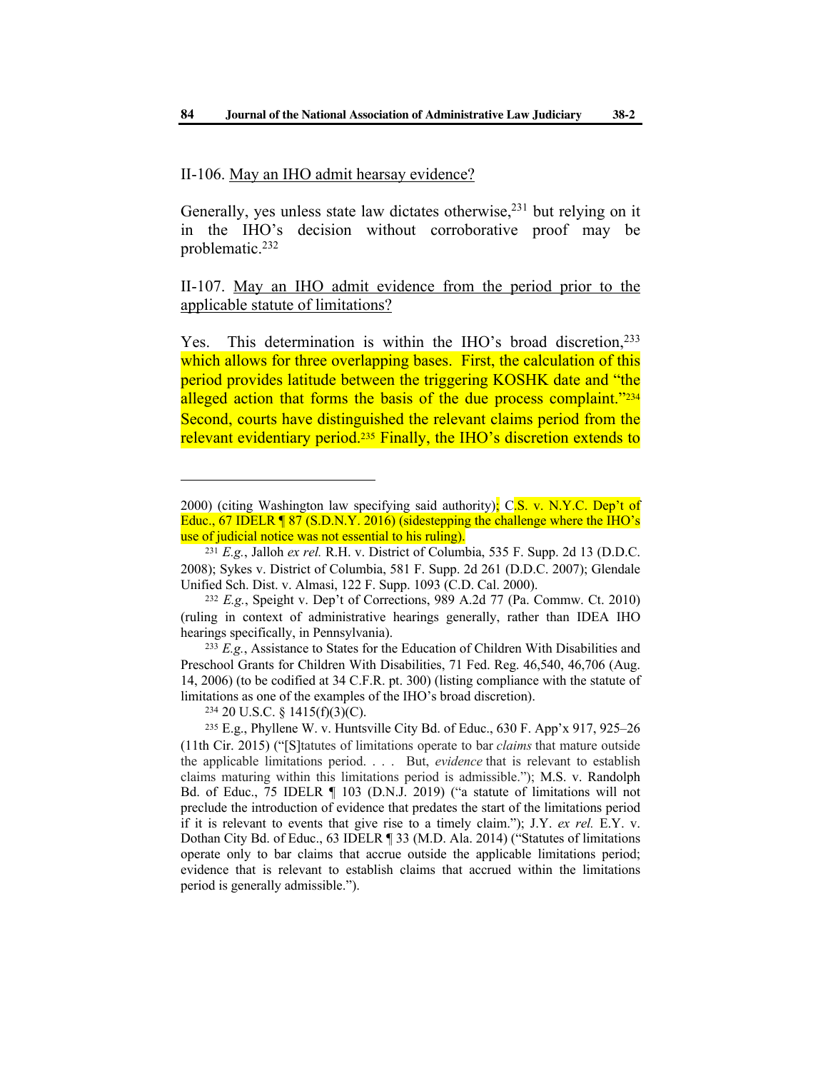II-106. <u>May an IHO admit hearsay evidence?</u>

Generally, yes unless state law dictates otherwise,[231] but relying on it in the IHO's decision without corroborative proof may be problematic.[232]

II-107. <u>May an IHO admit evidence from the period prior to the applicable statute of limitations?</u>

Yes. This determination is within the IHO's broad discretion,[233] which allows for three overlapping bases. First, the calculation of this period provides latitude between the triggering KOSHK date and "the alleged action that forms the basis of the due process complaint."[234] Second, courts have distinguished the relevant claims period from the relevant evidentiary period.[235] Finally, the IHO's discretion extends to

---

2000) (citing Washington law specifying said authority); C.S. v. N.Y.C. Dep't of Educ., 67 IDELR ¶ 87 (S.D.N.Y. 2016) (sidestepping the challenge where the IHO's use of judicial notice was not essential to his ruling).

[231] *E.g.*, Jalloh *ex rel.* R.H. v. District of Columbia, 535 F. Supp. 2d 13 (D.D.C. 2008); Sykes v. District of Columbia, 581 F. Supp. 2d 261 (D.D.C. 2007); Glendale Unified Sch. Dist. v. Almasi, 122 F. Supp. 1093 (C.D. Cal. 2000).

[232] *E.g.*, Speight v. Dep't of Corrections, 989 A.2d 77 (Pa. Commw. Ct. 2010) (ruling in context of administrative hearings generally, rather than IDEA IHO hearings specifically, in Pennsylvania).

[233] *E.g.*, Assistance to States for the Education of Children With Disabilities and Preschool Grants for Children With Disabilities, 71 Fed. Reg. 46,540, 46,706 (Aug. 14, 2006) (to be codified at 34 C.F.R. pt. 300) (listing compliance with the statute of limitations as one of the examples of the IHO's broad discretion).

[234] 20 U.S.C. § 1415(f)(3)(C).

[235] E.g., Phyllene W. v. Huntsville City Bd. of Educ., 630 F. App'x 917, 925–26 (11th Cir. 2015) ("[S]tatutes of limitations operate to bar *claims* that mature outside the applicable limitations period. . . . But, *evidence* that is relevant to establish claims maturing within this limitations period is admissible."); M.S. v. Randolph Bd. of Educ., 75 IDELR ¶ 103 (D.N.J. 2019) ("a statute of limitations will not preclude the introduction of evidence that predates the start of the limitations period if it is relevant to events that give rise to a timely claim."); J.Y. *ex rel.* E.Y. v. Dothan City Bd. of Educ., 63 IDELR ¶ 33 (M.D. Ala. 2014) ("Statutes of limitations operate only to bar claims that accrue outside the applicable limitations period; evidence that is relevant to establish claims that accrued within the limitations period is generally admissible.").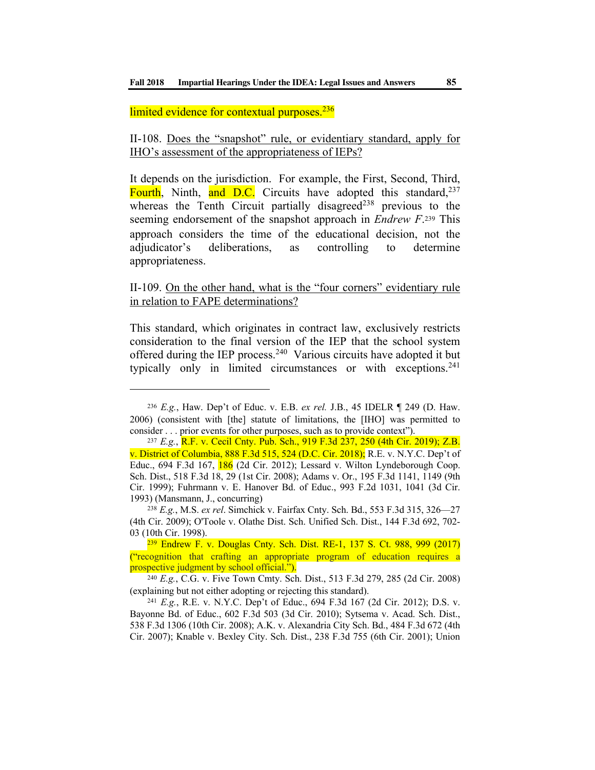limited evidence for contextual purposes.[236]

II-108. Does the "snapshot" rule, or evidentiary standard, apply for IHO's assessment of the appropriateness of IEPs?

It depends on the jurisdiction. For example, the First, Second, Third, Fourth, Ninth, and D.C. Circuits have adopted this standard,[237] whereas the Tenth Circuit partially disagreed[238] previous to the seeming endorsement of the snapshot approach in *Endrew F*.[239] This approach considers the time of the educational decision, not the adjudicator's deliberations, as controlling to determine appropriateness.

II-109. On the other hand, what is the "four corners" evidentiary rule in relation to FAPE determinations?

This standard, which originates in contract law, exclusively restricts consideration to the final version of the IEP that the school system offered during the IEP process.[240] Various circuits have adopted it but typically only in limited circumstances or with exceptions.[241]

---

[236] *E.g.*, Haw. Dep't of Educ. v. E.B. *ex rel.* J.B., 45 IDELR ¶ 249 (D. Haw. 2006) (consistent with [the] statute of limitations, the [IHO] was permitted to consider . . . prior events for other purposes, such as to provide context").

[237] *E.g.*, R.F. v. Cecil Cnty. Pub. Sch., 919 F.3d 237, 250 (4th Cir. 2019); Z.B. v. District of Columbia, 888 F.3d 515, 524 (D.C. Cir. 2018); R.E. v. N.Y.C. Dep't of Educ., 694 F.3d 167, 186 (2d Cir. 2012); Lessard v. Wilton Lyndeborough Coop. Sch. Dist., 518 F.3d 18, 29 (1st Cir. 2008); Adams v. Or., 195 F.3d 1141, 1149 (9th Cir. 1999); Fuhrmann v. E. Hanover Bd. of Educ., 993 F.2d 1031, 1041 (3d Cir. 1993) (Mansmann, J., concurring)

[238] *E.g.*, M.S. *ex rel*. Simchick v. Fairfax Cnty. Sch. Bd., 553 F.3d 315, 326—27 (4th Cir. 2009); O'Toole v. Olathe Dist. Sch. Unified Sch. Dist., 144 F.3d 692, 702-03 (10th Cir. 1998).

[239] Endrew F. v. Douglas Cnty. Sch. Dist. RE-1, 137 S. Ct. 988, 999 (2017) ("recognition that crafting an appropriate program of education requires a prospective judgment by school official.").

[240] *E.g.*, C.G. v. Five Town Cmty. Sch. Dist., 513 F.3d 279, 285 (2d Cir. 2008) (explaining but not either adopting or rejecting this standard).

[241] *E.g.*, R.E. v. N.Y.C. Dep't of Educ., 694 F.3d 167 (2d Cir. 2012); D.S. v. Bayonne Bd. of Educ., 602 F.3d 503 (3d Cir. 2010); Sytsema v. Acad. Sch. Dist., 538 F.3d 1306 (10th Cir. 2008); A.K. v. Alexandria City Sch. Bd., 484 F.3d 672 (4th Cir. 2007); Knable v. Bexley City. Sch. Dist., 238 F.3d 755 (6th Cir. 2001); Union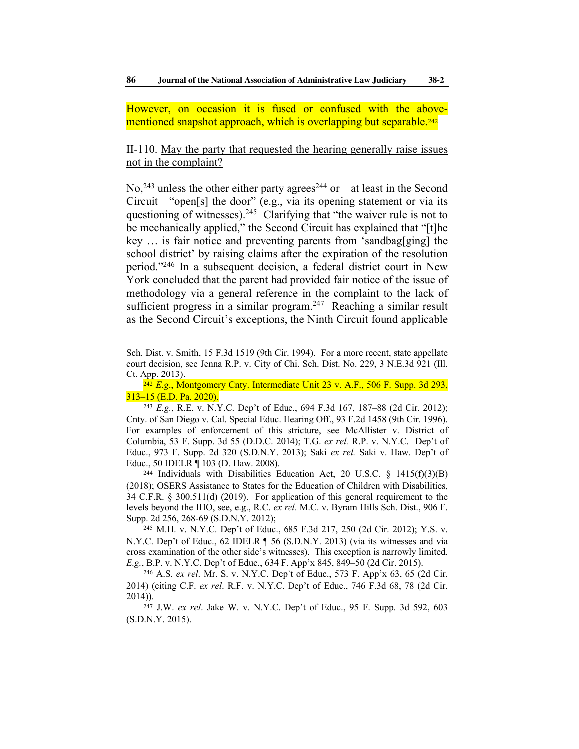However, on occasion it is fused or confused with the above-mentioned snapshot approach, which is overlapping but separable.[242]

II-110. <u>May the party that requested the hearing generally raise issues not in the complaint?</u>

No,[243] unless the other either party agrees[244] or—at least in the Second Circuit—"open[s] the door" (e.g., via its opening statement or via its questioning of witnesses).[245] Clarifying that "the waiver rule is not to be mechanically applied," the Second Circuit has explained that "[t]he key … is fair notice and preventing parents from 'sandbag[ging] the school district' by raising claims after the expiration of the resolution period."[246] In a subsequent decision, a federal district court in New York concluded that the parent had provided fair notice of the issue of methodology via a general reference in the complaint to the lack of sufficient progress in a similar program.[247] Reaching a similar result as the Second Circuit's exceptions, the Ninth Circuit found applicable

---

Sch. Dist. v. Smith, 15 F.3d 1519 (9th Cir. 1994). For a more recent, state appellate court decision, see Jenna R.P. v. City of Chi. Sch. Dist. No. 229, 3 N.E.3d 921 (Ill. Ct. App. 2013).

[242] *E.g.*, Montgomery Cnty. Intermediate Unit 23 v. A.F., 506 F. Supp. 3d 293, 313–15 (E.D. Pa. 2020).

[243] *E.g.*, R.E. v. N.Y.C. Dep't of Educ., 694 F.3d 167, 187–88 (2d Cir. 2012); Cnty. of San Diego v. Cal. Special Educ. Hearing Off., 93 F.2d 1458 (9th Cir. 1996). For examples of enforcement of this stricture, see McAllister v. District of Columbia, 53 F. Supp. 3d 55 (D.D.C. 2014); T.G. *ex rel.* R.P. v. N.Y.C. Dep't of Educ., 973 F. Supp. 2d 320 (S.D.N.Y. 2013); Saki *ex rel.* Saki v. Haw. Dep't of Educ., 50 IDELR ¶ 103 (D. Haw. 2008).

[244] Individuals with Disabilities Education Act, 20 U.S.C. § 1415(f)(3)(B) (2018); OSERS Assistance to States for the Education of Children with Disabilities, 34 C.F.R. § 300.511(d) (2019). For application of this general requirement to the levels beyond the IHO, see, e.g., R.C. *ex rel.* M.C. v. Byram Hills Sch. Dist., 906 F. Supp. 2d 256, 268-69 (S.D.N.Y. 2012);

[245] M.H. v. N.Y.C. Dep't of Educ., 685 F.3d 217, 250 (2d Cir. 2012); Y.S. v. N.Y.C. Dep't of Educ., 62 IDELR ¶ 56 (S.D.N.Y. 2013) (via its witnesses and via cross examination of the other side's witnesses). This exception is narrowly limited. *E.g.*, B.P. v. N.Y.C. Dep't of Educ., 634 F. App'x 845, 849–50 (2d Cir. 2015).

[246] A.S. *ex rel*. Mr. S. v. N.Y.C. Dep't of Educ., 573 F. App'x 63, 65 (2d Cir. 2014) (citing C.F. *ex rel*. R.F. v. N.Y.C. Dep't of Educ., 746 F.3d 68, 78 (2d Cir. 2014)).

[247] J.W. *ex rel*. Jake W. v. N.Y.C. Dep't of Educ., 95 F. Supp. 3d 592, 603 (S.D.N.Y. 2015).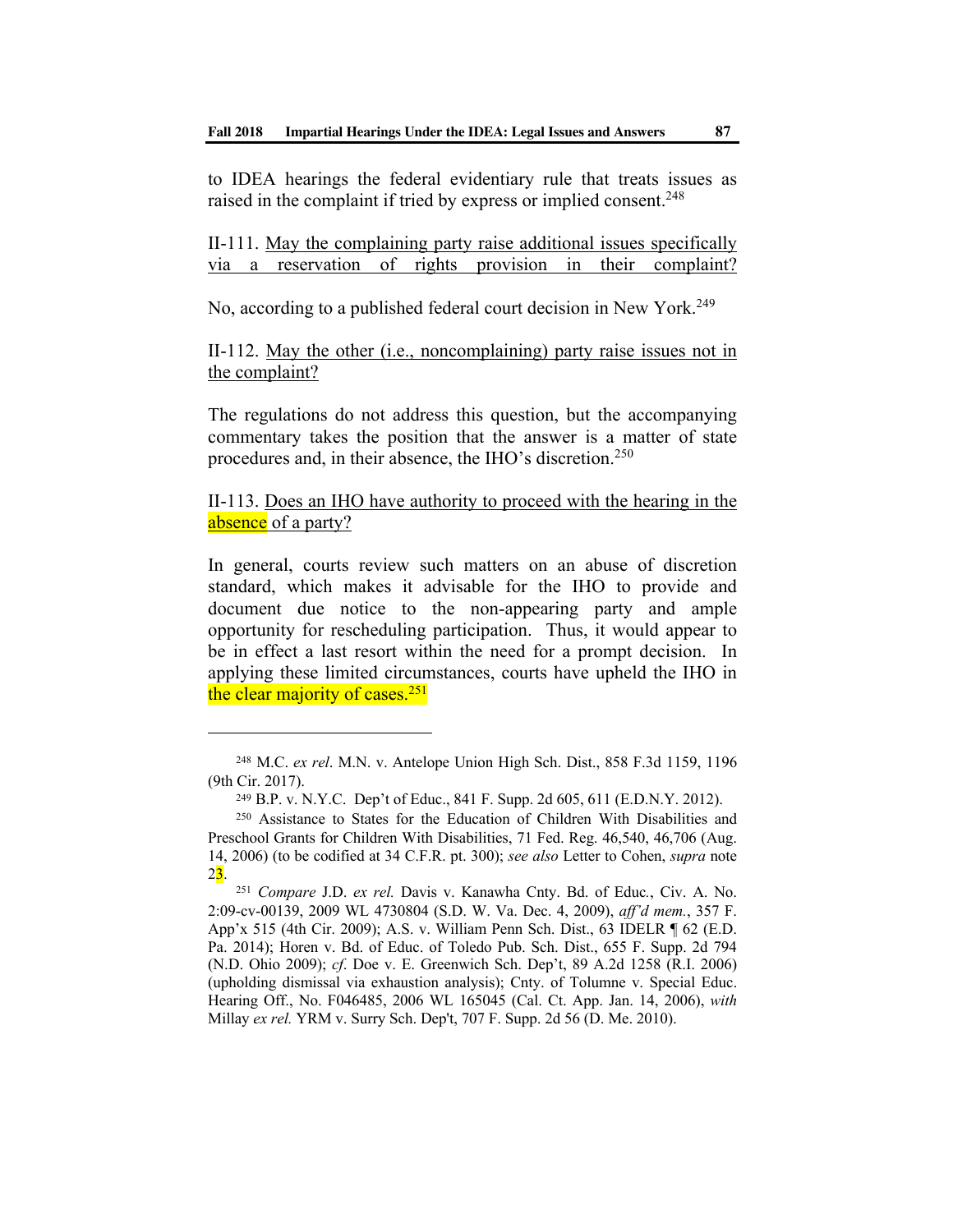to IDEA hearings the federal evidentiary rule that treats issues as raised in the complaint if tried by express or implied consent.[248]

II-111. <u>May the complaining party raise additional issues specifically via a reservation of rights provision in their complaint?</u>

No, according to a published federal court decision in New York.[249]

II-112. <u>May the other (i.e., noncomplaining) party raise issues not in the complaint?</u>

The regulations do not address this question, but the accompanying commentary takes the position that the answer is a matter of state procedures and, in their absence, the IHO's discretion.[250]

II-113. <u>Does an IHO have authority to proceed with the hearing in the absence of a party?</u>

In general, courts review such matters on an abuse of discretion standard, which makes it advisable for the IHO to provide and document due notice to the non-appearing party and ample opportunity for rescheduling participation. Thus, it would appear to be in effect a last resort within the need for a prompt decision. In applying these limited circumstances, courts have upheld the IHO in the clear majority of cases.[251]

---

[248] M.C. *ex rel*. M.N. v. Antelope Union High Sch. Dist., 858 F.3d 1159, 1196 (9th Cir. 2017).

[249] B.P. v. N.Y.C. Dep't of Educ., 841 F. Supp. 2d 605, 611 (E.D.N.Y. 2012).

[250] Assistance to States for the Education of Children With Disabilities and Preschool Grants for Children With Disabilities, 71 Fed. Reg. 46,540, 46,706 (Aug. 14, 2006) (to be codified at 34 C.F.R. pt. 300); *see also* Letter to Cohen, *supra* note 23.

[251] *Compare* J.D. *ex rel.* Davis v. Kanawha Cnty. Bd. of Educ., Civ. A. No. 2:09-cv-00139, 2009 WL 4730804 (S.D. W. Va. Dec. 4, 2009), *aff'd mem.*, 357 F. App'x 515 (4th Cir. 2009); A.S. v. William Penn Sch. Dist., 63 IDELR ¶ 62 (E.D. Pa. 2014); Horen v. Bd. of Educ. of Toledo Pub. Sch. Dist., 655 F. Supp. 2d 794 (N.D. Ohio 2009); *cf*. Doe v. E. Greenwich Sch. Dep't, 89 A.2d 1258 (R.I. 2006) (upholding dismissal via exhaustion analysis); Cnty. of Tolumne v. Special Educ. Hearing Off., No. F046485, 2006 WL 165045 (Cal. Ct. App. Jan. 14, 2006), *with* Millay *ex rel.* YRM v. Surry Sch. Dep't, 707 F. Supp. 2d 56 (D. Me. 2010).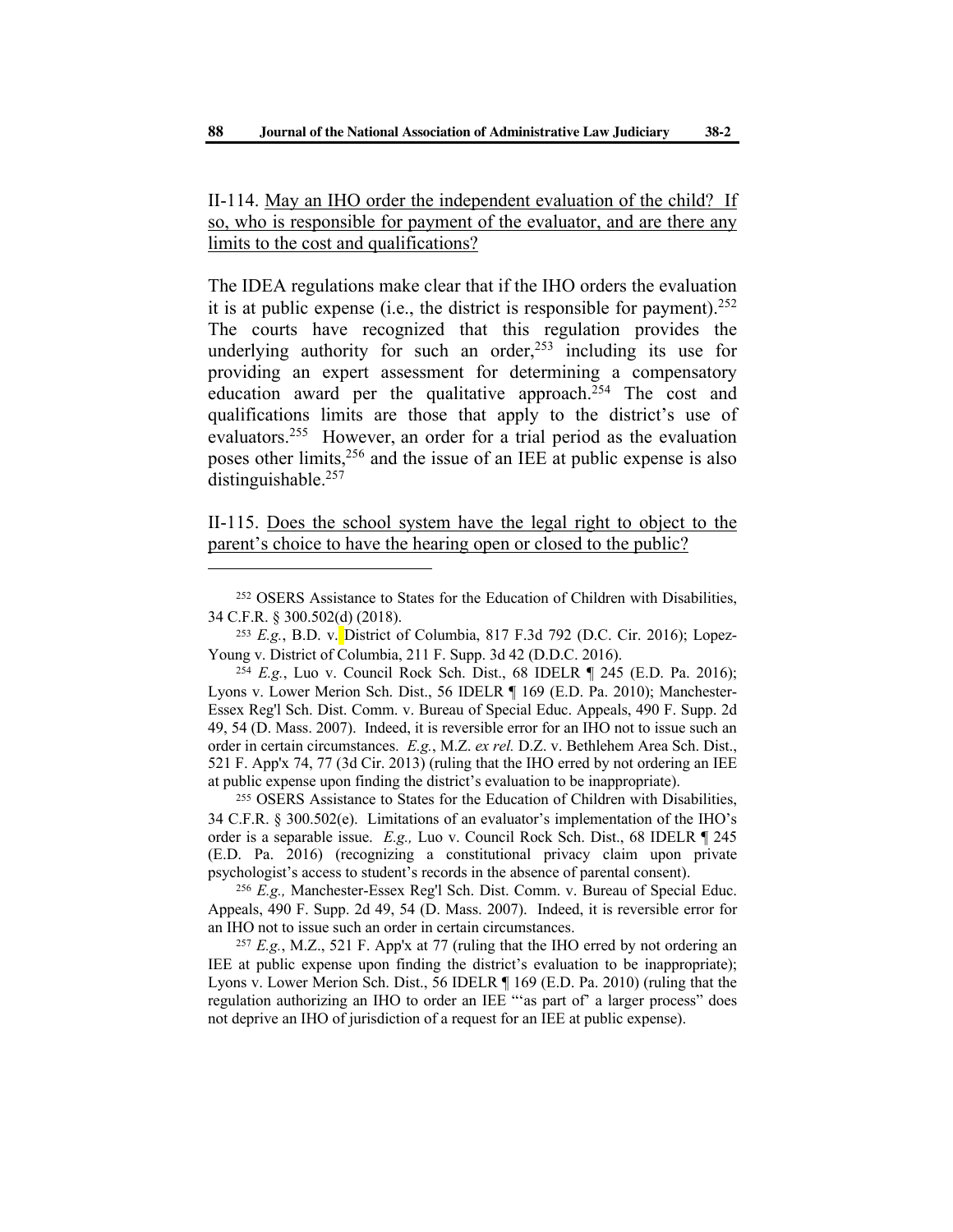II-114. <u>May an IHO order the independent evaluation of the child? If so, who is responsible for payment of the evaluator, and are there any limits to the cost and qualifications?</u>

The IDEA regulations make clear that if the IHO orders the evaluation it is at public expense (i.e., the district is responsible for payment).[252] The courts have recognized that this regulation provides the underlying authority for such an order,[253] including its use for providing an expert assessment for determining a compensatory education award per the qualitative approach.[254] The cost and qualifications limits are those that apply to the district's use of evaluators.[255] However, an order for a trial period as the evaluation poses other limits,[256] and the issue of an IEE at public expense is also distinguishable.[257]

II-115. <u>Does the school system have the legal right to object to the parent's choice to have the hearing open or closed to the public?</u>

---

[252] OSERS Assistance to States for the Education of Children with Disabilities, 34 C.F.R. § 300.502(d) (2018).

[253] *E.g.*, B.D. v. District of Columbia, 817 F.3d 792 (D.C. Cir. 2016); Lopez-Young v. District of Columbia, 211 F. Supp. 3d 42 (D.D.C. 2016).

[254] *E.g.*, Luo v. Council Rock Sch. Dist., 68 IDELR ¶ 245 (E.D. Pa. 2016); Lyons v. Lower Merion Sch. Dist., 56 IDELR ¶ 169 (E.D. Pa. 2010); Manchester-Essex Reg'l Sch. Dist. Comm. v. Bureau of Special Educ. Appeals, 490 F. Supp. 2d 49, 54 (D. Mass. 2007). Indeed, it is reversible error for an IHO not to issue such an order in certain circumstances. *E.g.*, M.Z. *ex rel.* D.Z. v. Bethlehem Area Sch. Dist., 521 F. App'x 74, 77 (3d Cir. 2013) (ruling that the IHO erred by not ordering an IEE at public expense upon finding the district's evaluation to be inappropriate).

[255] OSERS Assistance to States for the Education of Children with Disabilities, 34 C.F.R. § 300.502(e). Limitations of an evaluator's implementation of the IHO's order is a separable issue. *E.g.,* Luo v. Council Rock Sch. Dist., 68 IDELR ¶ 245 (E.D. Pa. 2016) (recognizing a constitutional privacy claim upon private psychologist's access to student's records in the absence of parental consent).

[256] *E.g.,* Manchester-Essex Reg'l Sch. Dist. Comm. v. Bureau of Special Educ. Appeals, 490 F. Supp. 2d 49, 54 (D. Mass. 2007). Indeed, it is reversible error for an IHO not to issue such an order in certain circumstances.

[257] *E.g.*, M.Z., 521 F. App'x at 77 (ruling that the IHO erred by not ordering an IEE at public expense upon finding the district's evaluation to be inappropriate); Lyons v. Lower Merion Sch. Dist., 56 IDELR ¶ 169 (E.D. Pa. 2010) (ruling that the regulation authorizing an IHO to order an IEE "'as part of' a larger process" does not deprive an IHO of jurisdiction of a request for an IEE at public expense).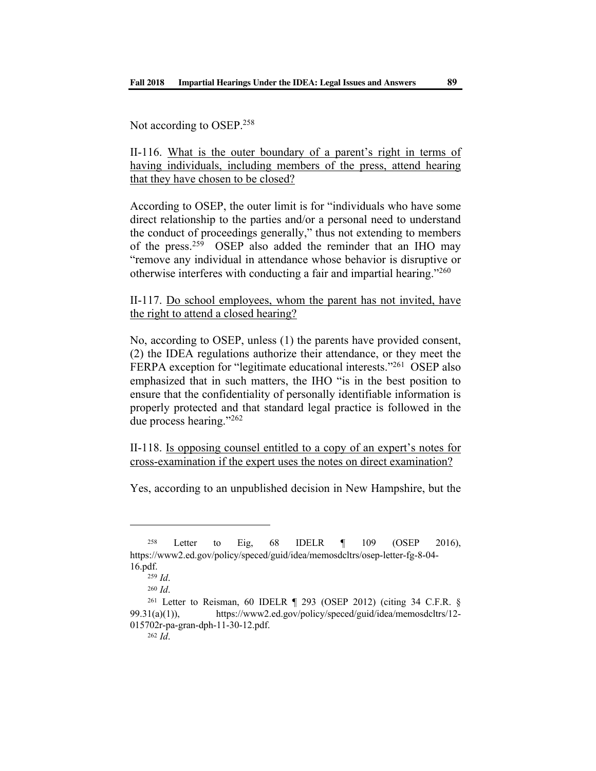Not according to OSEP.[258]

II-116. <u>What is the outer boundary of a parent's right in terms of having individuals, including members of the press, attend hearing that they have chosen to be closed?</u>

According to OSEP, the outer limit is for "individuals who have some direct relationship to the parties and/or a personal need to understand the conduct of proceedings generally," thus not extending to members of the press.[259] OSEP also added the reminder that an IHO may "remove any individual in attendance whose behavior is disruptive or otherwise interferes with conducting a fair and impartial hearing."[260]

II-117. <u>Do school employees, whom the parent has not invited, have the right to attend a closed hearing?</u>

No, according to OSEP, unless (1) the parents have provided consent, (2) the IDEA regulations authorize their attendance, or they meet the FERPA exception for "legitimate educational interests."[261] OSEP also emphasized that in such matters, the IHO "is in the best position to ensure that the confidentiality of personally identifiable information is properly protected and that standard legal practice is followed in the due process hearing."[262]

II-118. <u>Is opposing counsel entitled to a copy of an expert's notes for cross-examination if the expert uses the notes on direct examination?</u>

Yes, according to an unpublished decision in New Hampshire, but the

---

[258] Letter to Eig, 68 IDELR ¶ 109 (OSEP 2016), https://www2.ed.gov/policy/speced/guid/idea/memosdcltrs/osep-letter-fg-8-04-16.pdf.

[259] *Id*.

[260] *Id*.

[261] Letter to Reisman, 60 IDELR ¶ 293 (OSEP 2012) (citing 34 C.F.R. § 99.31(a)(1)), https://www2.ed.gov/policy/speced/guid/idea/memosdcltrs/12-015702r-pa-gran-dph-11-30-12.pdf.

[262] *Id*.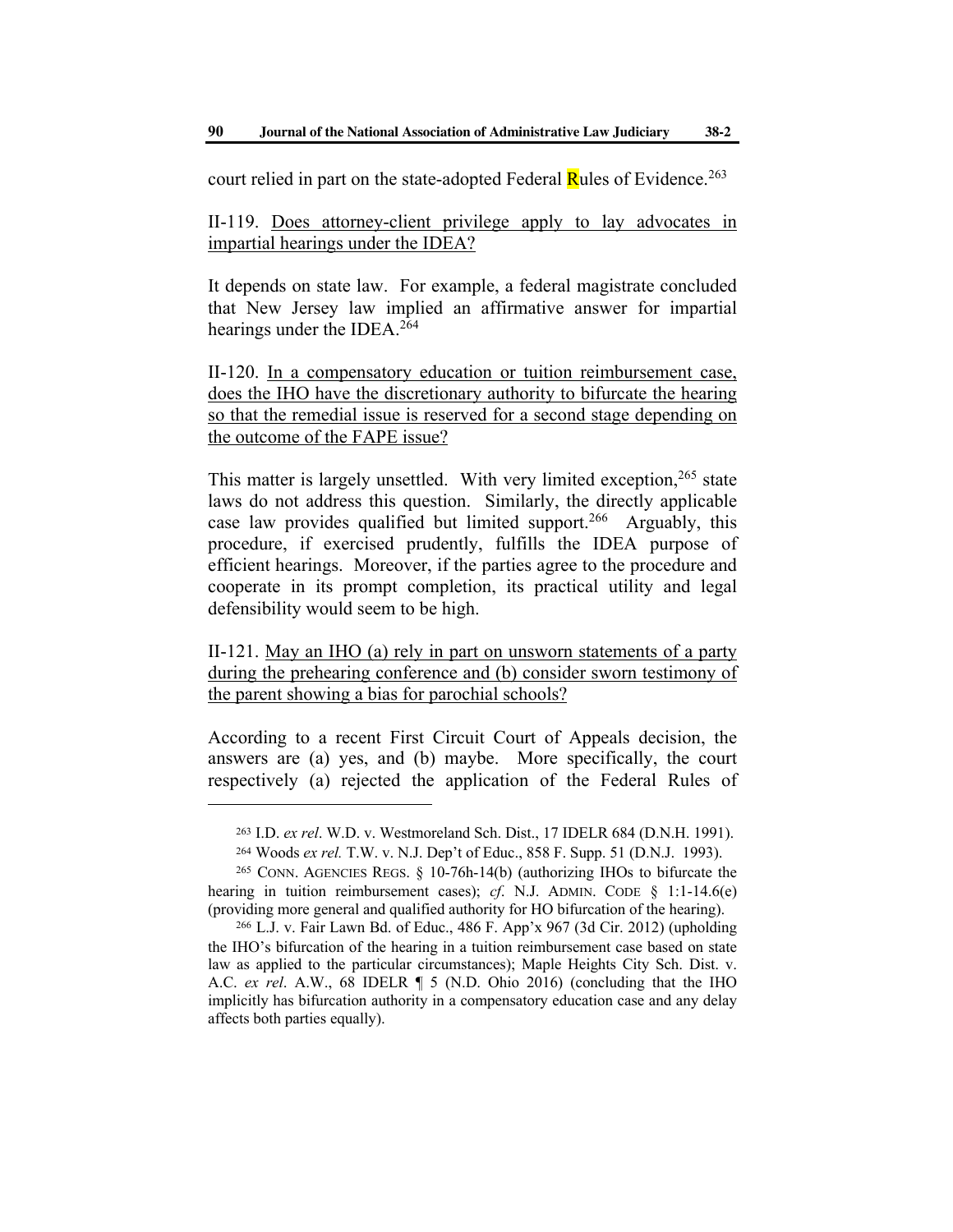court relied in part on the state-adopted Federal Rules of Evidence.[263]

II-119. <u>Does attorney-client privilege apply to lay advocates in impartial hearings under the IDEA?</u>

It depends on state law. For example, a federal magistrate concluded that New Jersey law implied an affirmative answer for impartial hearings under the IDEA.[264]

II-120. <u>In a compensatory education or tuition reimbursement case, does the IHO have the discretionary authority to bifurcate the hearing so that the remedial issue is reserved for a second stage depending on the outcome of the FAPE issue?</u>

This matter is largely unsettled. With very limited exception,[265] state laws do not address this question. Similarly, the directly applicable case law provides qualified but limited support.[266] Arguably, this procedure, if exercised prudently, fulfills the IDEA purpose of efficient hearings. Moreover, if the parties agree to the procedure and cooperate in its prompt completion, its practical utility and legal defensibility would seem to be high.

II-121. <u>May an IHO (a) rely in part on unsworn statements of a party during the prehearing conference and (b) consider sworn testimony of the parent showing a bias for parochial schools?</u>

According to a recent First Circuit Court of Appeals decision, the answers are (a) yes, and (b) maybe. More specifically, the court respectively (a) rejected the application of the Federal Rules of

---

[263] I.D. *ex rel*. W.D. v. Westmoreland Sch. Dist., 17 IDELR 684 (D.N.H. 1991).

[264] Woods *ex rel.* T.W. v. N.J. Dep't of Educ., 858 F. Supp. 51 (D.N.J. 1993).

[265] CONN. AGENCIES REGS. § 10-76h-14(b) (authorizing IHOs to bifurcate the hearing in tuition reimbursement cases); *cf*. N.J. ADMIN. CODE § 1:1-14.6(e) (providing more general and qualified authority for HO bifurcation of the hearing).

[266] L.J. v. Fair Lawn Bd. of Educ., 486 F. App'x 967 (3d Cir. 2012) (upholding the IHO's bifurcation of the hearing in a tuition reimbursement case based on state law as applied to the particular circumstances); Maple Heights City Sch. Dist. v. A.C. *ex rel*. A.W., 68 IDELR ¶ 5 (N.D. Ohio 2016) (concluding that the IHO implicitly has bifurcation authority in a compensatory education case and any delay affects both parties equally).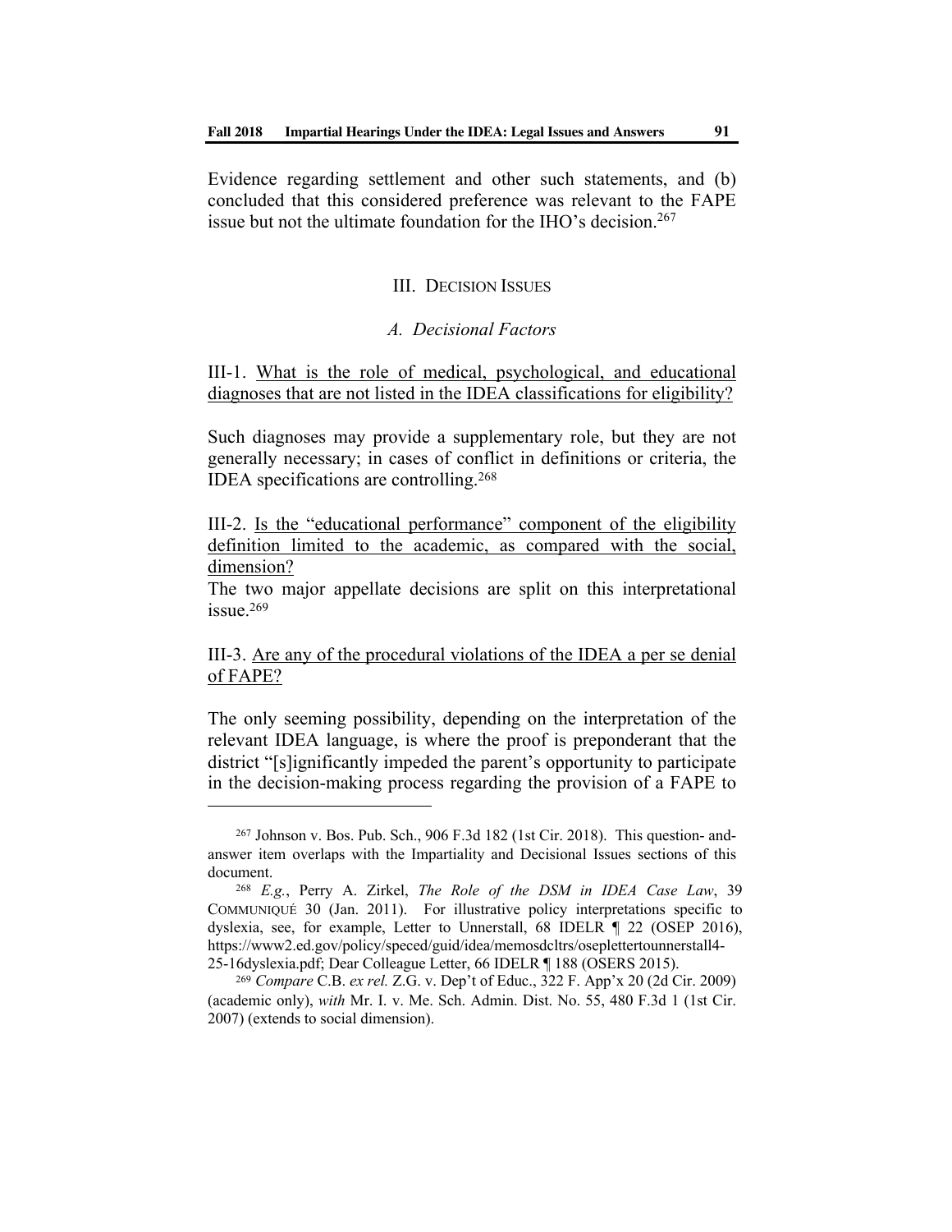Evidence regarding settlement and other such statements, and (b) concluded that this considered preference was relevant to the FAPE issue but not the ultimate foundation for the IHO's decision.[267]

## III. Decision Issues

### A. Decisional Factors

III-1. What is the role of medical, psychological, and educational diagnoses that are not listed in the IDEA classifications for eligibility?

Such diagnoses may provide a supplementary role, but they are not generally necessary; in cases of conflict in definitions or criteria, the IDEA specifications are controlling.[268]

III-2. Is the "educational performance" component of the eligibility definition limited to the academic, as compared with the social, dimension?

The two major appellate decisions are split on this interpretational issue.[269]

III-3. Are any of the procedural violations of the IDEA a per se denial of FAPE?

The only seeming possibility, depending on the interpretation of the relevant IDEA language, is where the proof is preponderant that the district "[s]ignificantly impeded the parent's opportunity to participate in the decision-making process regarding the provision of a FAPE to

---

[267] Johnson v. Bos. Pub. Sch., 906 F.3d 182 (1st Cir. 2018). This question- and-answer item overlaps with the Impartiality and Decisional Issues sections of this document.

[268] *E.g.*, Perry A. Zirkel, *The Role of the DSM in IDEA Case Law*, 39 COMMUNIQUÉ 30 (Jan. 2011). For illustrative policy interpretations specific to dyslexia, see, for example, Letter to Unnerstall, 68 IDELR ¶ 22 (OSEP 2016), https://www2.ed.gov/policy/speced/guid/idea/memosdcltrs/oseplettertounnerstall4-25-16dyslexia.pdf; Dear Colleague Letter, 66 IDELR ¶ 188 (OSERS 2015).

[269] *Compare* C.B. *ex rel.* Z.G. v. Dep't of Educ., 322 F. App'x 20 (2d Cir. 2009) (academic only), *with* Mr. I. v. Me. Sch. Admin. Dist. No. 55, 480 F.3d 1 (1st Cir. 2007) (extends to social dimension).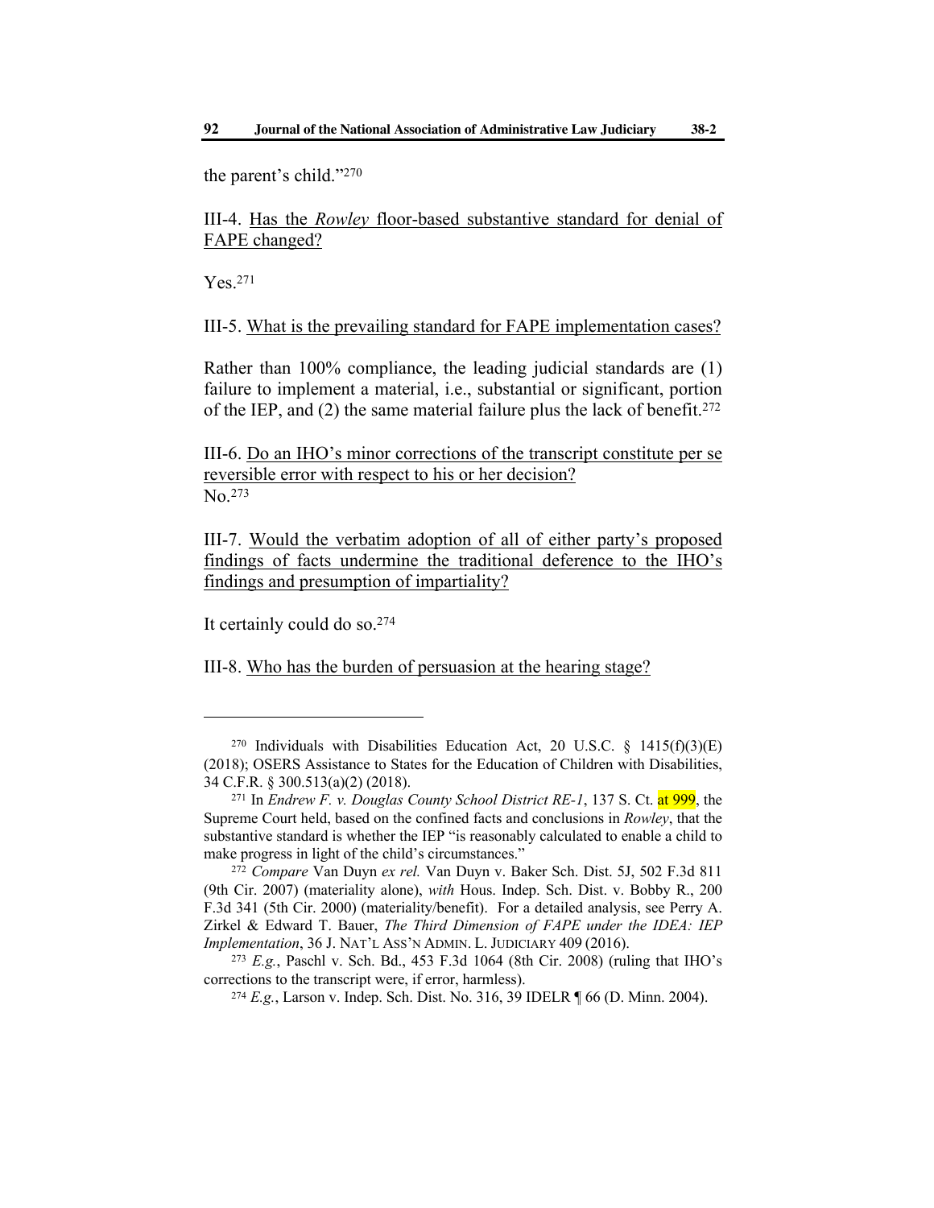the parent's child."[270]

III-4. Has the *Rowley* floor-based substantive standard for denial of FAPE changed?

Yes.[271]

III-5. What is the prevailing standard for FAPE implementation cases?

Rather than 100% compliance, the leading judicial standards are (1) failure to implement a material, i.e., substantial or significant, portion of the IEP, and (2) the same material failure plus the lack of benefit.[272]

III-6. Do an IHO's minor corrections of the transcript constitute per se reversible error with respect to his or her decision?
No.[273]

III-7. Would the verbatim adoption of all of either party's proposed findings of facts undermine the traditional deference to the IHO's findings and presumption of impartiality?

It certainly could do so.[274]

III-8. Who has the burden of persuasion at the hearing stage?

---

[270] Individuals with Disabilities Education Act, 20 U.S.C. § 1415(f)(3)(E) (2018); OSERS Assistance to States for the Education of Children with Disabilities, 34 C.F.R. § 300.513(a)(2) (2018).

[271] In *Endrew F. v. Douglas County School District RE-1*, 137 S. Ct. at 999, the Supreme Court held, based on the confined facts and conclusions in *Rowley*, that the substantive standard is whether the IEP "is reasonably calculated to enable a child to make progress in light of the child's circumstances."

[272] *Compare* Van Duyn *ex rel.* Van Duyn v. Baker Sch. Dist. 5J, 502 F.3d 811 (9th Cir. 2007) (materiality alone), *with* Hous. Indep. Sch. Dist. v. Bobby R., 200 F.3d 341 (5th Cir. 2000) (materiality/benefit). For a detailed analysis, see Perry A. Zirkel & Edward T. Bauer, *The Third Dimension of FAPE under the IDEA: IEP Implementation*, 36 J. NAT'L ASS'N ADMIN. L. JUDICIARY 409 (2016).

[273] *E.g.*, Paschl v. Sch. Bd., 453 F.3d 1064 (8th Cir. 2008) (ruling that IHO's corrections to the transcript were, if error, harmless).

[274] *E.g.*, Larson v. Indep. Sch. Dist. No. 316, 39 IDELR ¶ 66 (D. Minn. 2004).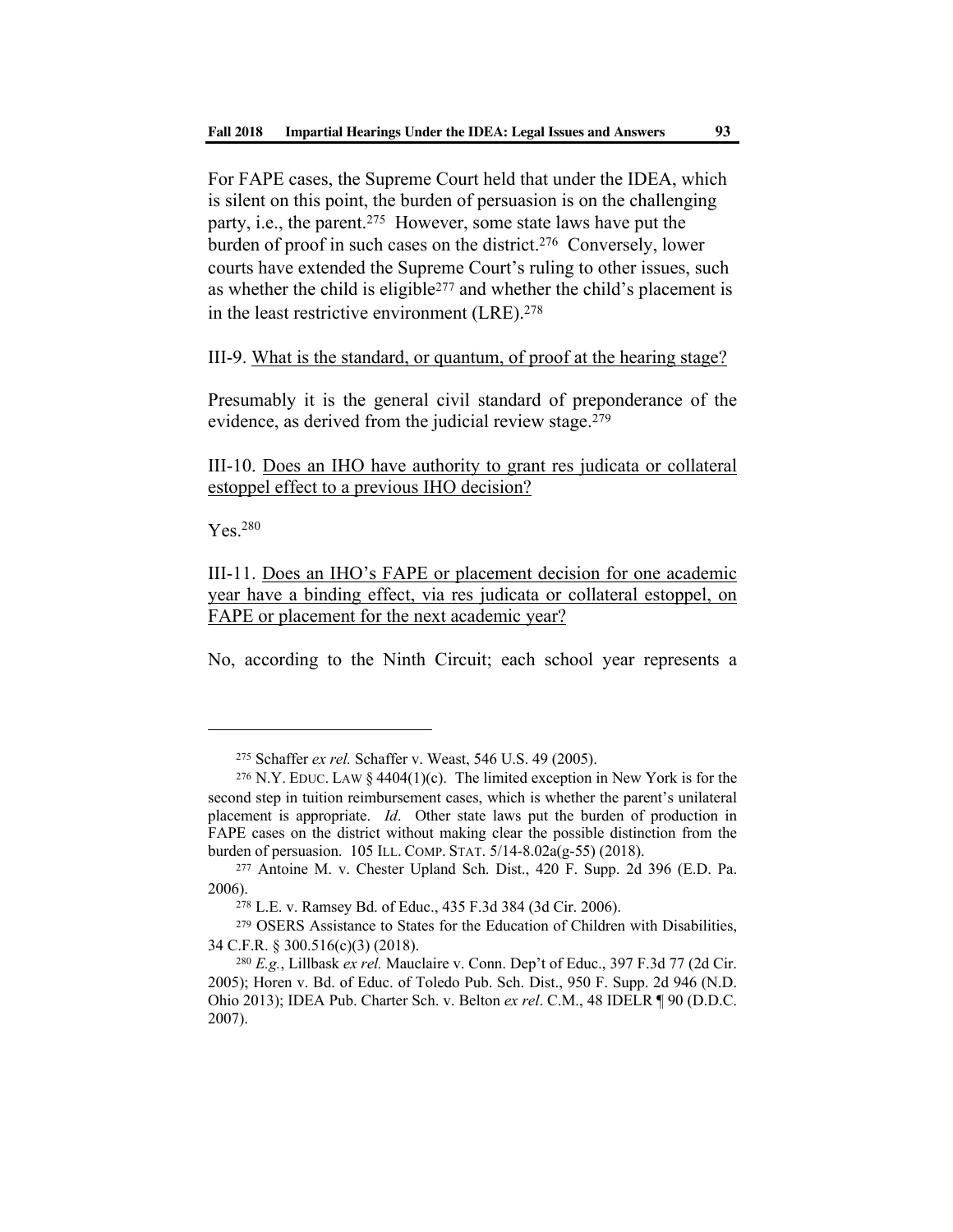For FAPE cases, the Supreme Court held that under the IDEA, which is silent on this point, the burden of persuasion is on the challenging party, i.e., the parent.[275] However, some state laws have put the burden of proof in such cases on the district.[276] Conversely, lower courts have extended the Supreme Court's ruling to other issues, such as whether the child is eligible[277] and whether the child's placement is in the least restrictive environment (LRE).[278]

III-9. <u>What is the standard, or quantum, of proof at the hearing stage?</u>

Presumably it is the general civil standard of preponderance of the evidence, as derived from the judicial review stage.[279]

III-10. <u>Does an IHO have authority to grant res judicata or collateral estoppel effect to a previous IHO decision?</u>

Yes.[280]

III-11. <u>Does an IHO's FAPE or placement decision for one academic year have a binding effect, via res judicata or collateral estoppel, on FAPE or placement for the next academic year?</u>

No, according to the Ninth Circuit; each school year represents a

---

[275] Schaffer *ex rel.* Schaffer v. Weast, 546 U.S. 49 (2005).

[276] N.Y. EDUC. LAW § 4404(1)(c). The limited exception in New York is for the second step in tuition reimbursement cases, which is whether the parent's unilateral placement is appropriate. *Id*. Other state laws put the burden of production in FAPE cases on the district without making clear the possible distinction from the burden of persuasion. 105 ILL. COMP. STAT. 5/14-8.02a(g-55) (2018).

[277] Antoine M. v. Chester Upland Sch. Dist., 420 F. Supp. 2d 396 (E.D. Pa. 2006).

[278] L.E. v. Ramsey Bd. of Educ., 435 F.3d 384 (3d Cir. 2006).

[279] OSERS Assistance to States for the Education of Children with Disabilities, 34 C.F.R. § 300.516(c)(3) (2018).

[280] *E.g.*, Lillbask *ex rel.* Mauclaire v. Conn. Dep't of Educ., 397 F.3d 77 (2d Cir. 2005); Horen v. Bd. of Educ. of Toledo Pub. Sch. Dist., 950 F. Supp. 2d 946 (N.D. Ohio 2013); IDEA Pub. Charter Sch. v. Belton *ex rel*. C.M., 48 IDELR ¶ 90 (D.D.C. 2007).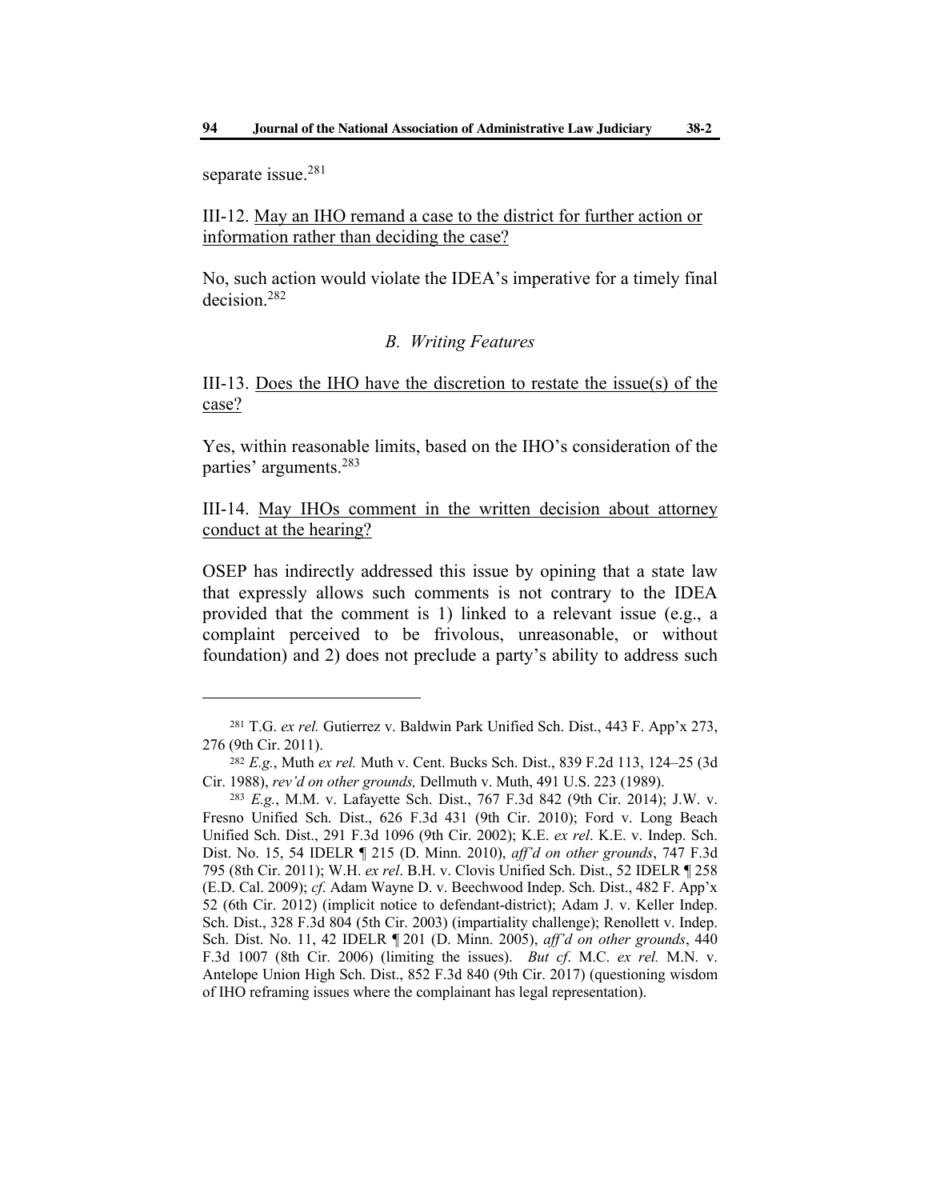separate issue.[281]

III-12. <u>May an IHO remand a case to the district for further action or information rather than deciding the case?</u>

No, such action would violate the IDEA's imperative for a timely final decision.[282]

### *B. Writing Features*

III-13. <u>Does the IHO have the discretion to restate the issue(s) of the case?</u>

Yes, within reasonable limits, based on the IHO's consideration of the parties' arguments.[283]

III-14. <u>May IHOs comment in the written decision about attorney conduct at the hearing?</u>

OSEP has indirectly addressed this issue by opining that a state law that expressly allows such comments is not contrary to the IDEA provided that the comment is 1) linked to a relevant issue (e.g., a complaint perceived to be frivolous, unreasonable, or without foundation) and 2) does not preclude a party's ability to address such

---

[281] T.G. *ex rel.* Gutierrez v. Baldwin Park Unified Sch. Dist., 443 F. App'x 273, 276 (9th Cir. 2011).

[282] *E.g.*, Muth *ex rel.* Muth v. Cent. Bucks Sch. Dist., 839 F.2d 113, 124–25 (3d Cir. 1988), *rev'd on other grounds,* Dellmuth v. Muth, 491 U.S. 223 (1989).

[283] *E.g.*, M.M. v. Lafayette Sch. Dist., 767 F.3d 842 (9th Cir. 2014); J.W. v. Fresno Unified Sch. Dist., 626 F.3d 431 (9th Cir. 2010); Ford v. Long Beach Unified Sch. Dist., 291 F.3d 1096 (9th Cir. 2002); K.E. *ex rel*. K.E. v. Indep. Sch. Dist. No. 15, 54 IDELR ¶ 215 (D. Minn. 2010), *aff'd on other grounds*, 747 F.3d 795 (8th Cir. 2011); W.H. *ex rel*. B.H. v. Clovis Unified Sch. Dist., 52 IDELR ¶ 258 (E.D. Cal. 2009); *cf*. Adam Wayne D. v. Beechwood Indep. Sch. Dist., 482 F. App'x 52 (6th Cir. 2012) (implicit notice to defendant-district); Adam J. v. Keller Indep. Sch. Dist., 328 F.3d 804 (5th Cir. 2003) (impartiality challenge); Renollett v. Indep. Sch. Dist. No. 11, 42 IDELR ¶ 201 (D. Minn. 2005), *aff'd on other grounds*, 440 F.3d 1007 (8th Cir. 2006) (limiting the issues). *But cf*. M.C. *ex rel.* M.N. v. Antelope Union High Sch. Dist., 852 F.3d 840 (9th Cir. 2017) (questioning wisdom of IHO reframing issues where the complainant has legal representation).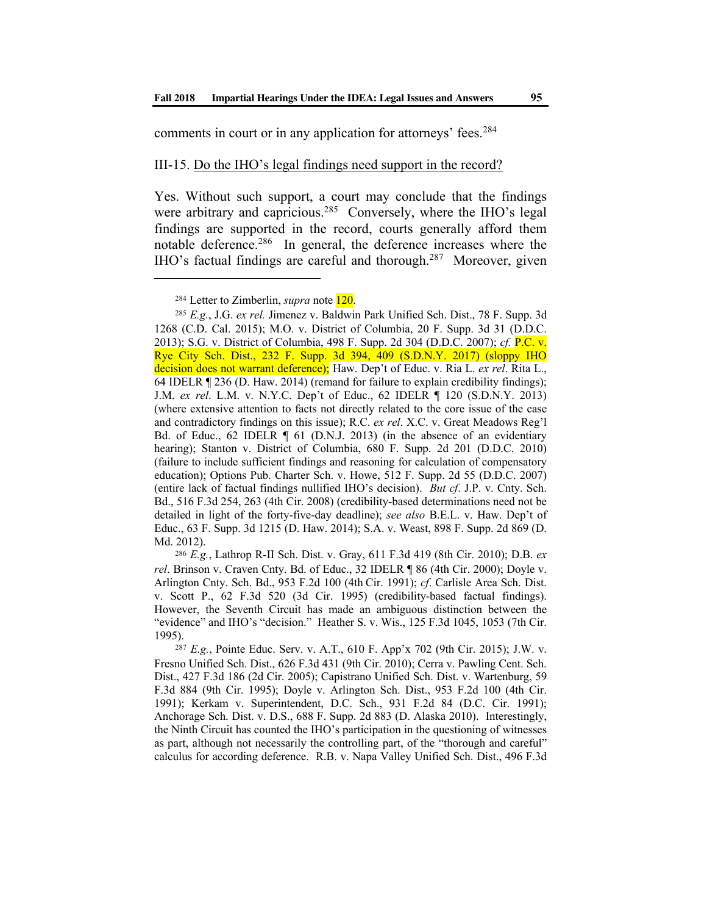comments in court or in any application for attorneys' fees.[284]

III-15. <u>Do the IHO's legal findings need support in the record?</u>

Yes. Without such support, a court may conclude that the findings were arbitrary and capricious.[285] Conversely, where the IHO's legal findings are supported in the record, courts generally afford them notable deference.[286] In general, the deference increases where the IHO's factual findings are careful and thorough.[287] Moreover, given

---

[284] Letter to Zimberlin, *supra* note 120.

[285] *E.g.*, J.G. *ex rel.* Jimenez v. Baldwin Park Unified Sch. Dist., 78 F. Supp. 3d 1268 (C.D. Cal. 2015); M.O. v. District of Columbia, 20 F. Supp. 3d 31 (D.D.C. 2013); S.G. v. District of Columbia, 498 F. Supp. 2d 304 (D.D.C. 2007); *cf.* P.C. v. Rye City Sch. Dist., 232 F. Supp. 3d 394, 409 (S.D.N.Y. 2017) (sloppy IHO decision does not warrant deference); Haw. Dep't of Educ. v. Ria L. *ex rel*. Rita L., 64 IDELR ¶ 236 (D. Haw. 2014) (remand for failure to explain credibility findings); J.M. *ex rel*. L.M. v. N.Y.C. Dep't of Educ., 62 IDELR ¶ 120 (S.D.N.Y. 2013) (where extensive attention to facts not directly related to the core issue of the case and contradictory findings on this issue); R.C. *ex rel*. X.C. v. Great Meadows Reg'l Bd. of Educ., 62 IDELR ¶ 61 (D.N.J. 2013) (in the absence of an evidentiary hearing); Stanton v. District of Columbia, 680 F. Supp. 2d 201 (D.D.C. 2010) (failure to include sufficient findings and reasoning for calculation of compensatory education); Options Pub. Charter Sch. v. Howe, 512 F. Supp. 2d 55 (D.D.C. 2007) (entire lack of factual findings nullified IHO's decision). *But cf*. J.P. v. Cnty. Sch. Bd., 516 F.3d 254, 263 (4th Cir. 2008) (credibility-based determinations need not be detailed in light of the forty-five-day deadline); *see also* B.E.L. v. Haw. Dep't of Educ., 63 F. Supp. 3d 1215 (D. Haw. 2014); S.A. v. Weast, 898 F. Supp. 2d 869 (D. Md. 2012).

[286] *E.g.*, Lathrop R-II Sch. Dist. v. Gray, 611 F.3d 419 (8th Cir. 2010); D.B. *ex rel*. Brinson v. Craven Cnty. Bd. of Educ., 32 IDELR ¶ 86 (4th Cir. 2000); Doyle v. Arlington Cnty. Sch. Bd., 953 F.2d 100 (4th Cir. 1991); *cf*. Carlisle Area Sch. Dist. v. Scott P., 62 F.3d 520 (3d Cir. 1995) (credibility-based factual findings). However, the Seventh Circuit has made an ambiguous distinction between the "evidence" and IHO's "decision." Heather S. v. Wis., 125 F.3d 1045, 1053 (7th Cir. 1995).

[287] *E.g.*, Pointe Educ. Serv. v. A.T., 610 F. App'x 702 (9th Cir. 2015); J.W. v. Fresno Unified Sch. Dist., 626 F.3d 431 (9th Cir. 2010); Cerra v. Pawling Cent. Sch. Dist., 427 F.3d 186 (2d Cir. 2005); Capistrano Unified Sch. Dist. v. Wartenburg, 59 F.3d 884 (9th Cir. 1995); Doyle v. Arlington Sch. Dist., 953 F.2d 100 (4th Cir. 1991); Kerkam v. Superintendent, D.C. Sch., 931 F.2d 84 (D.C. Cir. 1991); Anchorage Sch. Dist. v. D.S., 688 F. Supp. 2d 883 (D. Alaska 2010). Interestingly, the Ninth Circuit has counted the IHO's participation in the questioning of witnesses as part, although not necessarily the controlling part, of the "thorough and careful" calculus for according deference. R.B. v. Napa Valley Unified Sch. Dist., 496 F.3d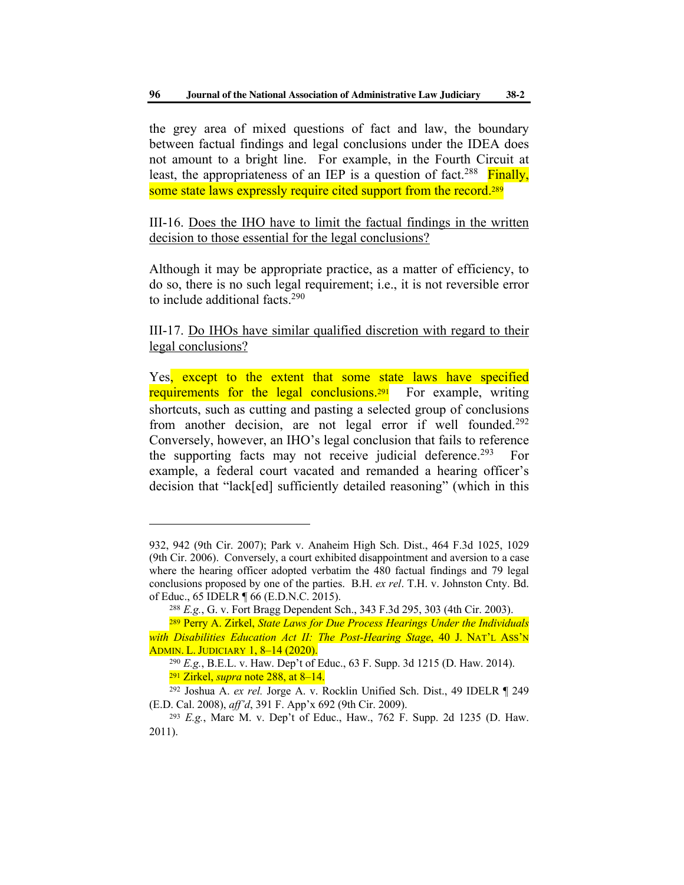the grey area of mixed questions of fact and law, the boundary between factual findings and legal conclusions under the IDEA does not amount to a bright line. For example, in the Fourth Circuit at least, the appropriateness of an IEP is a question of fact.[288] Finally, some state laws expressly require cited support from the record.[289]

III-16. Does the IHO have to limit the factual findings in the written decision to those essential for the legal conclusions?

Although it may be appropriate practice, as a matter of efficiency, to do so, there is no such legal requirement; i.e., it is not reversible error to include additional facts.[290]

III-17. Do IHOs have similar qualified discretion with regard to their legal conclusions?

Yes, except to the extent that some state laws have specified requirements for the legal conclusions.[291] For example, writing shortcuts, such as cutting and pasting a selected group of conclusions from another decision, are not legal error if well founded.[292] Conversely, however, an IHO's legal conclusion that fails to reference the supporting facts may not receive judicial deference.[293] For example, a federal court vacated and remanded a hearing officer's decision that "lack[ed] sufficiently detailed reasoning" (which in this

---

932, 942 (9th Cir. 2007); Park v. Anaheim High Sch. Dist., 464 F.3d 1025, 1029 (9th Cir. 2006). Conversely, a court exhibited disappointment and aversion to a case where the hearing officer adopted verbatim the 480 factual findings and 79 legal conclusions proposed by one of the parties. B.H. *ex rel*. T.H. v. Johnston Cnty. Bd. of Educ., 65 IDELR ¶ 66 (E.D.N.C. 2015).

[288] *E.g.*, G. v. Fort Bragg Dependent Sch., 343 F.3d 295, 303 (4th Cir. 2003).

[289] Perry A. Zirkel, *State Laws for Due Process Hearings Under the Individuals with Disabilities Education Act II: The Post-Hearing Stage*, 40 J. NAT'L ASS'N ADMIN. L. JUDICIARY 1, 8–14 (2020).

[290] *E.g.*, B.E.L. v. Haw. Dep't of Educ., 63 F. Supp. 3d 1215 (D. Haw. 2014).

[291] Zirkel, *supra* note 288, at 8–14.

[292] Joshua A. *ex rel.* Jorge A. v. Rocklin Unified Sch. Dist., 49 IDELR ¶ 249 (E.D. Cal. 2008), *aff'd*, 391 F. App'x 692 (9th Cir. 2009).

[293] *E.g.*, Marc M. v. Dep't of Educ., Haw., 762 F. Supp. 2d 1235 (D. Haw. 2011).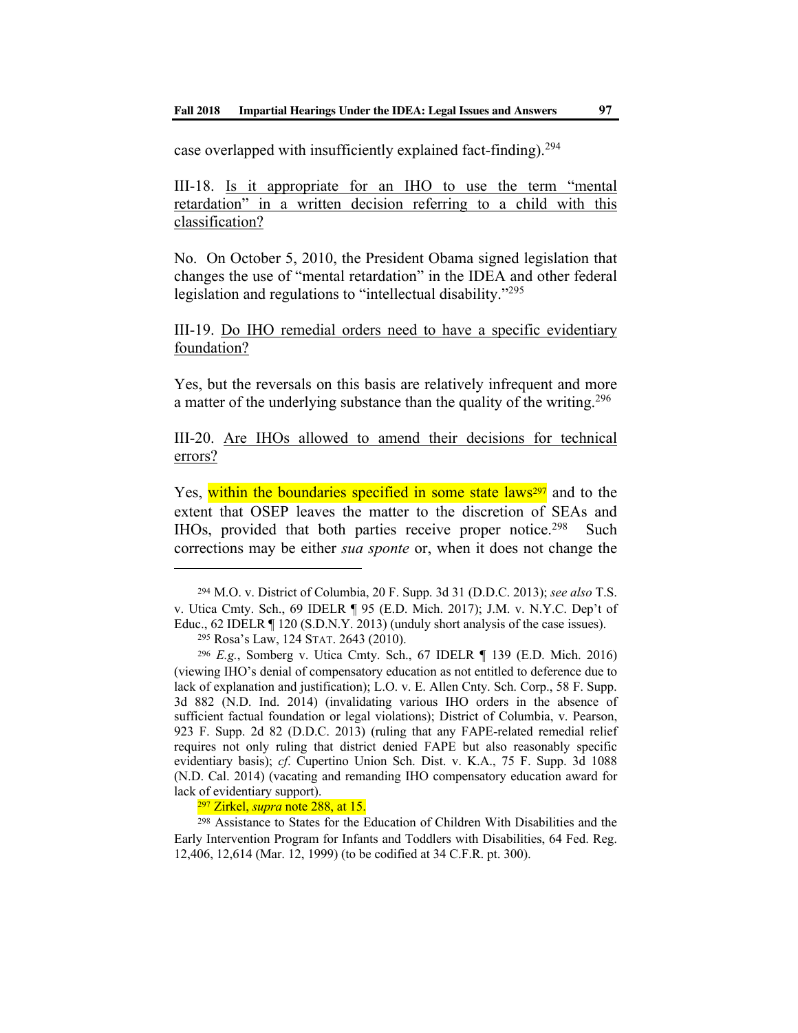case overlapped with insufficiently explained fact-finding).[294]

III-18. Is it appropriate for an IHO to use the term "mental retardation" in a written decision referring to a child with this classification?

No. On October 5, 2010, the President Obama signed legislation that changes the use of "mental retardation" in the IDEA and other federal legislation and regulations to "intellectual disability."[295]

III-19. Do IHO remedial orders need to have a specific evidentiary foundation?

Yes, but the reversals on this basis are relatively infrequent and more a matter of the underlying substance than the quality of the writing.[296]

III-20. Are IHOs allowed to amend their decisions for technical errors?

Yes, within the boundaries specified in some state laws[297] and to the extent that OSEP leaves the matter to the discretion of SEAs and IHOs, provided that both parties receive proper notice.[298] Such corrections may be either *sua sponte* or, when it does not change the

---

[294] M.O. v. District of Columbia, 20 F. Supp. 3d 31 (D.D.C. 2013); *see also* T.S. v. Utica Cmty. Sch., 69 IDELR ¶ 95 (E.D. Mich. 2017); J.M. v. N.Y.C. Dep't of Educ., 62 IDELR ¶ 120 (S.D.N.Y. 2013) (unduly short analysis of the case issues).

[295] Rosa's Law, 124 STAT. 2643 (2010).

[296] *E.g.*, Somberg v. Utica Cmty. Sch., 67 IDELR ¶ 139 (E.D. Mich. 2016) (viewing IHO's denial of compensatory education as not entitled to deference due to lack of explanation and justification); L.O. v. E. Allen Cnty. Sch. Corp., 58 F. Supp. 3d 882 (N.D. Ind. 2014) (invalidating various IHO orders in the absence of sufficient factual foundation or legal violations); District of Columbia, v. Pearson, 923 F. Supp. 2d 82 (D.D.C. 2013) (ruling that any FAPE-related remedial relief requires not only ruling that district denied FAPE but also reasonably specific evidentiary basis); *cf*. Cupertino Union Sch. Dist. v. K.A., 75 F. Supp. 3d 1088 (N.D. Cal. 2014) (vacating and remanding IHO compensatory education award for lack of evidentiary support).

[297] Zirkel, *supra* note 288, at 15.

[298] Assistance to States for the Education of Children With Disabilities and the Early Intervention Program for Infants and Toddlers with Disabilities, 64 Fed. Reg. 12,406, 12,614 (Mar. 12, 1999) (to be codified at 34 C.F.R. pt. 300).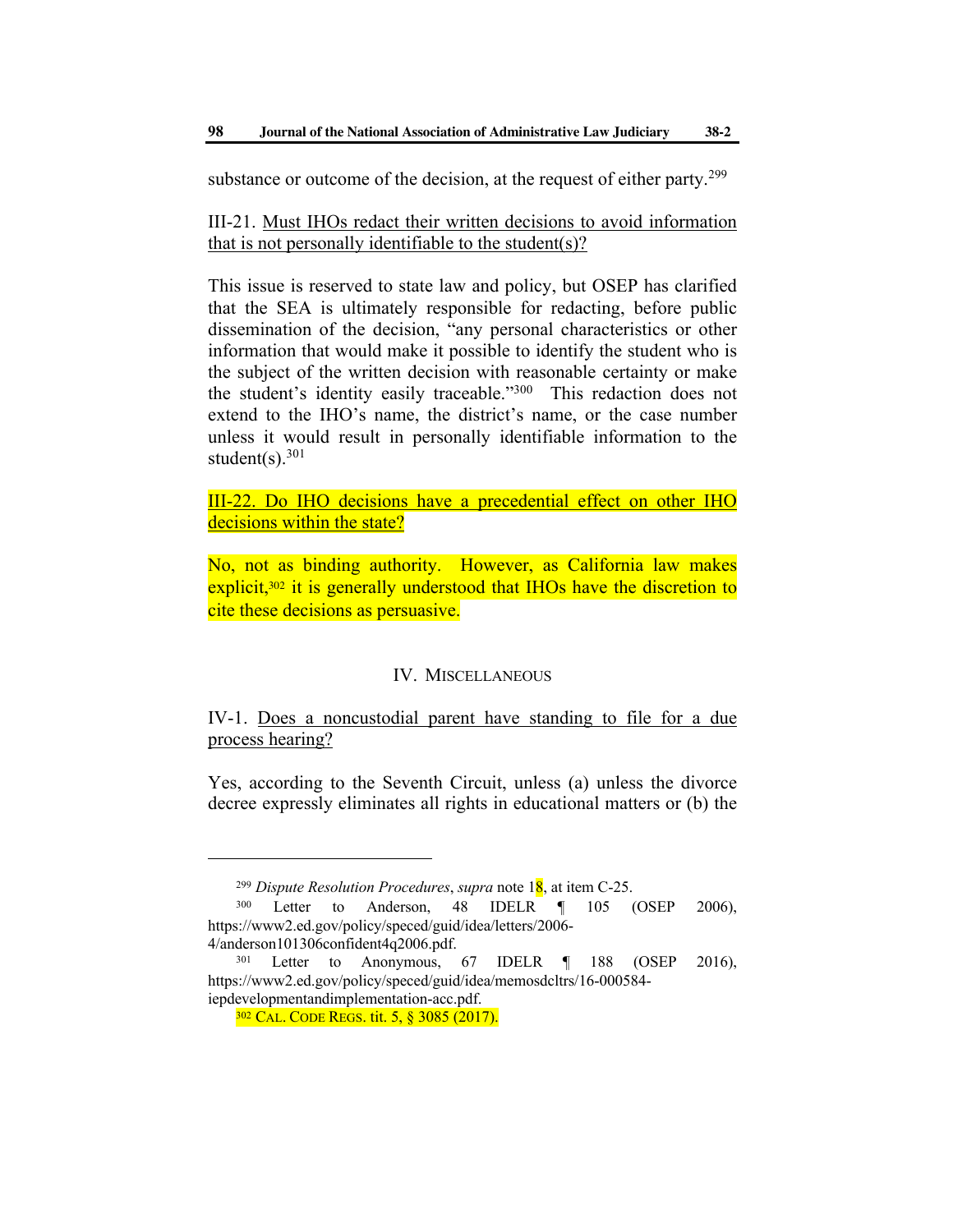substance or outcome of the decision, at the request of either party.[299]

III-21. Must IHOs redact their written decisions to avoid information that is not personally identifiable to the student(s)?

This issue is reserved to state law and policy, but OSEP has clarified that the SEA is ultimately responsible for redacting, before public dissemination of the decision, "any personal characteristics or other information that would make it possible to identify the student who is the subject of the written decision with reasonable certainty or make the student's identity easily traceable."[300] This redaction does not extend to the IHO's name, the district's name, or the case number unless it would result in personally identifiable information to the student(s).[301]

III-22. Do IHO decisions have a precedential effect on other IHO decisions within the state?

No, not as binding authority. However, as California law makes explicit,[302] it is generally understood that IHOs have the discretion to cite these decisions as persuasive.

## IV. MISCELLANEOUS

IV-1. Does a noncustodial parent have standing to file for a due process hearing?

Yes, according to the Seventh Circuit, unless (a) unless the divorce decree expressly eliminates all rights in educational matters or (b) the

---

[299] *Dispute Resolution Procedures*, *supra* note 18, at item C-25.

[300] Letter to Anderson, 48 IDELR ¶ 105 (OSEP 2006), https://www2.ed.gov/policy/speced/guid/idea/letters/2006-4/anderson101306confident4q2006.pdf.

[301] Letter to Anonymous, 67 IDELR ¶ 188 (OSEP 2016), https://www2.ed.gov/policy/speced/guid/idea/memosdcltrs/16-000584-iepdevelopmentandimplementation-acc.pdf.

[302] CAL. CODE REGS. tit. 5, § 3085 (2017).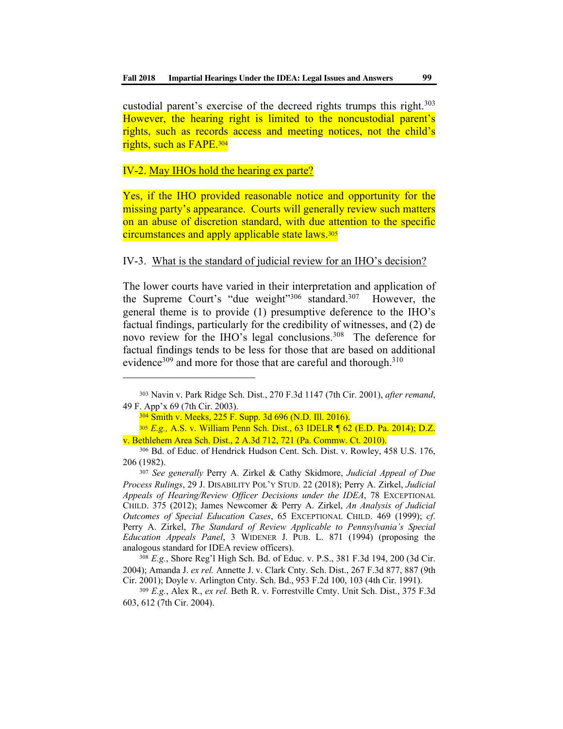custodial parent's exercise of the decreed rights trumps this right.[303] However, the hearing right is limited to the noncustodial parent's rights, such as records access and meeting notices, not the child's rights, such as FAPE.[304]

IV-2. <u>May IHOs hold the hearing ex parte?</u>

Yes, if the IHO provided reasonable notice and opportunity for the missing party's appearance. Courts will generally review such matters on an abuse of discretion standard, with due attention to the specific circumstances and apply applicable state laws.[305]

IV-3. <u>What is the standard of judicial review for an IHO's decision?</u>

The lower courts have varied in their interpretation and application of the Supreme Court's "due weight"[306] standard.[307] However, the general theme is to provide (1) presumptive deference to the IHO's factual findings, particularly for the credibility of witnesses, and (2) de novo review for the IHO's legal conclusions.[308] The deference for factual findings tends to be less for those that are based on additional evidence[309] and more for those that are careful and thorough.[310]

---

[303] Navin v. Park Ridge Sch. Dist., 270 F.3d 1147 (7th Cir. 2001), *after remand*, 49 F. App'x 69 (7th Cir. 2003).

[304] Smith v. Meeks, 225 F. Supp. 3d 696 (N.D. Ill. 2016).

[305] *E.g.,* A.S. v. William Penn Sch. Dist., 63 IDELR ¶ 62 (E.D. Pa. 2014); D.Z. v. Bethlehem Area Sch. Dist., 2 A.3d 712, 721 (Pa. Commw. Ct. 2010).

[306] Bd. of Educ. of Hendrick Hudson Cent. Sch. Dist. v. Rowley, 458 U.S. 176, 206 (1982).

[307] *See generally* Perry A. Zirkel & Cathy Skidmore, *Judicial Appeal of Due Process Rulings*, 29 J. DISABILITY POL'Y STUD. 22 (2018); Perry A. Zirkel, *Judicial Appeals of Hearing/Review Officer Decisions under the IDEA*, 78 EXCEPTIONAL CHILD. 375 (2012); James Newcomer & Perry A. Zirkel, *An Analysis of Judicial Outcomes of Special Education Cases*, 65 EXCEPTIONAL CHILD. 469 (1999); *cf.* Perry A. Zirkel, *The Standard of Review Applicable to Pennsylvania's Special Education Appeals Panel*, 3 WIDENER J. PUB. L. 871 (1994) (proposing the analogous standard for IDEA review officers).

[308] *E.g.*, Shore Reg'l High Sch. Bd. of Educ. v. P.S., 381 F.3d 194, 200 (3d Cir. 2004); Amanda J. *ex rel.* Annette J. v. Clark Cnty. Sch. Dist., 267 F.3d 877, 887 (9th Cir. 2001); Doyle v. Arlington Cnty. Sch. Bd., 953 F.2d 100, 103 (4th Cir. 1991).

[309] *E.g.*, Alex R., *ex rel.* Beth R. v. Forrestville Cmty. Unit Sch. Dist., 375 F.3d 603, 612 (7th Cir. 2004).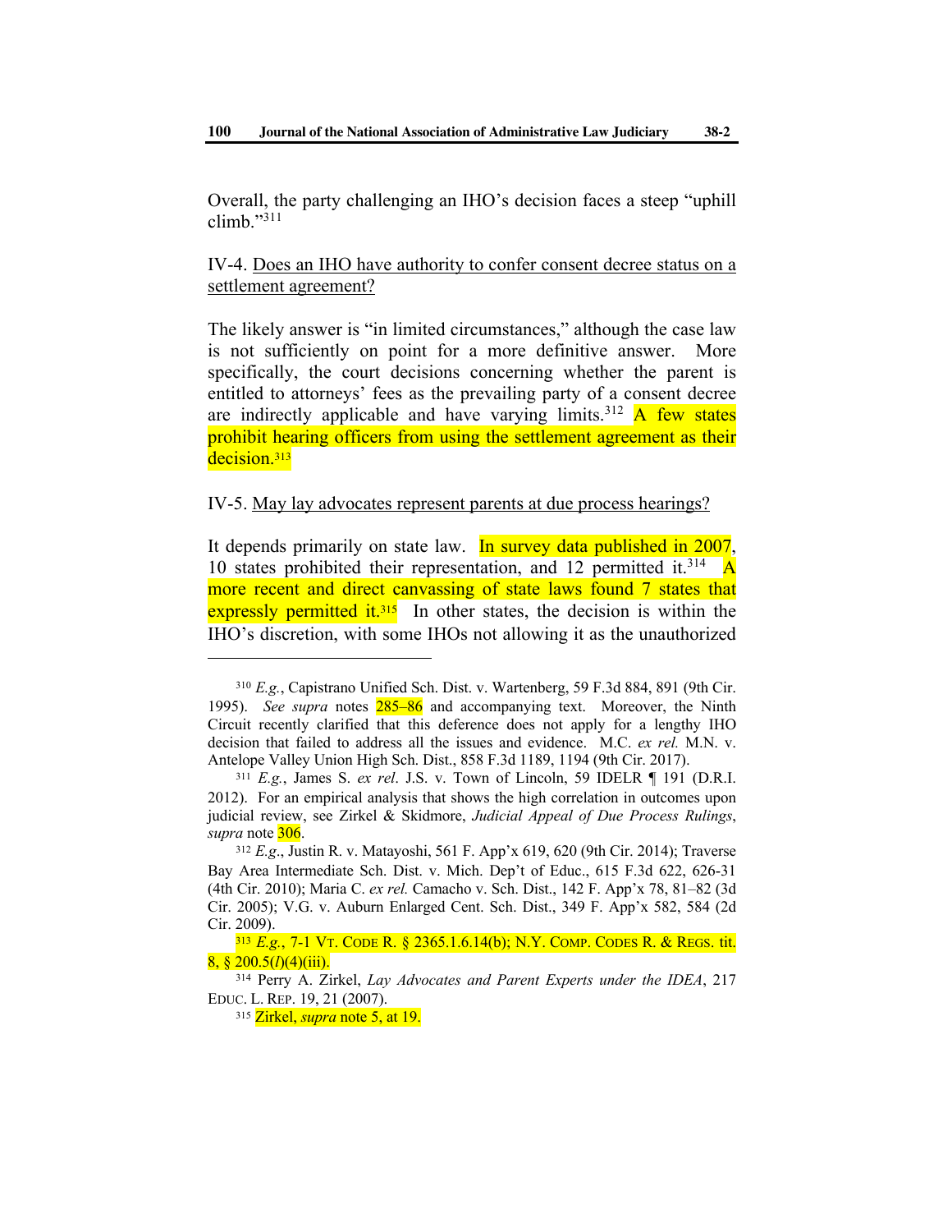Overall, the party challenging an IHO's decision faces a steep "uphill climb."[311]

IV-4. <u>Does an IHO have authority to confer consent decree status on a settlement agreement?</u>

The likely answer is "in limited circumstances," although the case law is not sufficiently on point for a more definitive answer. More specifically, the court decisions concerning whether the parent is entitled to attorneys' fees as the prevailing party of a consent decree are indirectly applicable and have varying limits.[312] A few states prohibit hearing officers from using the settlement agreement as their decision.[313]

IV-5. <u>May lay advocates represent parents at due process hearings?</u>

It depends primarily on state law. In survey data published in 2007, 10 states prohibited their representation, and 12 permitted it.[314] A more recent and direct canvassing of state laws found 7 states that expressly permitted it.[315] In other states, the decision is within the IHO's discretion, with some IHOs not allowing it as the unauthorized

---

[310] *E.g.*, Capistrano Unified Sch. Dist. v. Wartenberg, 59 F.3d 884, 891 (9th Cir. 1995). *See supra* notes 285–86 and accompanying text. Moreover, the Ninth Circuit recently clarified that this deference does not apply for a lengthy IHO decision that failed to address all the issues and evidence. M.C. *ex rel.* M.N. v. Antelope Valley Union High Sch. Dist., 858 F.3d 1189, 1194 (9th Cir. 2017).

[311] *E.g.*, James S. *ex rel*. J.S. v. Town of Lincoln, 59 IDELR ¶ 191 (D.R.I. 2012). For an empirical analysis that shows the high correlation in outcomes upon judicial review, see Zirkel & Skidmore, *Judicial Appeal of Due Process Rulings*, *supra* note 306.

[312] *E.g*., Justin R. v. Matayoshi, 561 F. App'x 619, 620 (9th Cir. 2014); Traverse Bay Area Intermediate Sch. Dist. v. Mich. Dep't of Educ., 615 F.3d 622, 626-31 (4th Cir. 2010); Maria C. *ex rel.* Camacho v. Sch. Dist., 142 F. App'x 78, 81–82 (3d Cir. 2005); V.G. v. Auburn Enlarged Cent. Sch. Dist., 349 F. App'x 582, 584 (2d Cir. 2009).

[313] *E.g.*, 7-1 VT. CODE R. § 2365.1.6.14(b); N.Y. COMP. CODES R. & REGS. tit. 8, § 200.5(*l*)(4)(iii).

[314] Perry A. Zirkel, *Lay Advocates and Parent Experts under the IDEA*, 217 EDUC. L. REP. 19, 21 (2007).

[315] Zirkel, *supra* note 5, at 19.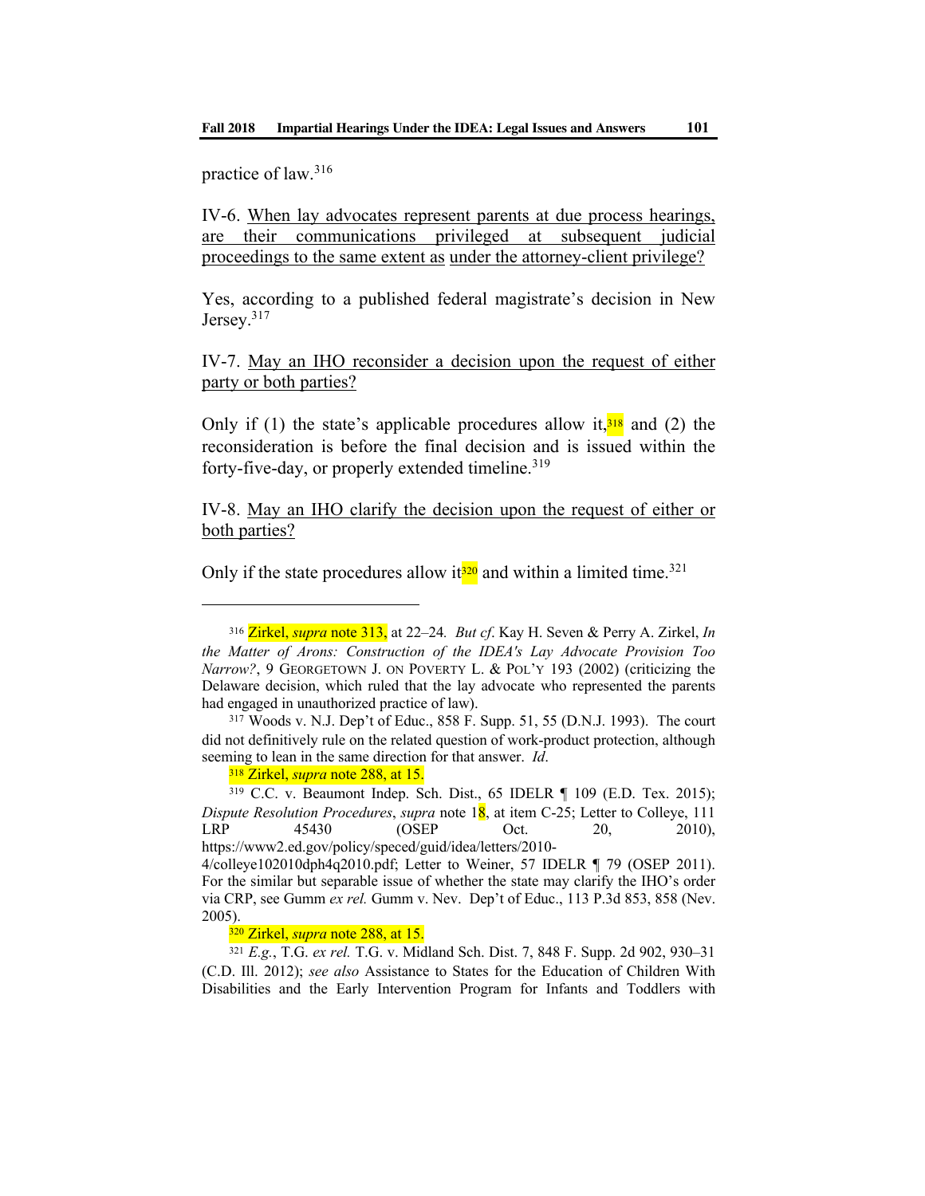practice of law.[316]

IV-6. <u>When lay advocates represent parents at due process hearings, are their communications privileged at subsequent judicial proceedings to the same extent as</u> <u>under the attorney-client privilege?</u>

Yes, according to a published federal magistrate's decision in New Jersey.[317]

IV-7. <u>May an IHO reconsider a decision upon the request of either party or both parties?</u>

Only if (1) the state's applicable procedures allow it,[318] and (2) the reconsideration is before the final decision and is issued within the forty-five-day, or properly extended timeline.[319]

IV-8. <u>May an IHO clarify the decision upon the request of either or both parties?</u>

Only if the state procedures allow it[320] and within a limited time.[321]

---

[316] Zirkel, *supra* note 313, at 22–24. *But cf.* Kay H. Seven & Perry A. Zirkel, *In the Matter of Arons: Construction of the IDEA's Lay Advocate Provision Too Narrow?*, 9 GEORGETOWN J. ON POVERTY L. & POL'Y 193 (2002) (criticizing the Delaware decision, which ruled that the lay advocate who represented the parents had engaged in unauthorized practice of law).

[317] Woods v. N.J. Dep't of Educ., 858 F. Supp. 51, 55 (D.N.J. 1993). The court did not definitively rule on the related question of work-product protection, although seeming to lean in the same direction for that answer. *Id*.

[318] Zirkel, *supra* note 288, at 15.

[319] C.C. v. Beaumont Indep. Sch. Dist., 65 IDELR ¶ 109 (E.D. Tex. 2015); *Dispute Resolution Procedures*, *supra* note 18, at item C-25; Letter to Colleye, 111 LRP 45430 (OSEP Oct. 20, 2010), https://www2.ed.gov/policy/speced/guid/idea/letters/2010-4/colleye102010dph4q2010.pdf; Letter to Weiner, 57 IDELR ¶ 79 (OSEP 2011). For the similar but separable issue of whether the state may clarify the IHO's order via CRP, see Gumm *ex rel.* Gumm v. Nev. Dep't of Educ., 113 P.3d 853, 858 (Nev. 2005).

[320] Zirkel, *supra* note 288, at 15.

[321] *E.g.*, T.G. *ex rel.* T.G. v. Midland Sch. Dist. 7, 848 F. Supp. 2d 902, 930–31 (C.D. Ill. 2012); *see also* Assistance to States for the Education of Children With Disabilities and the Early Intervention Program for Infants and Toddlers with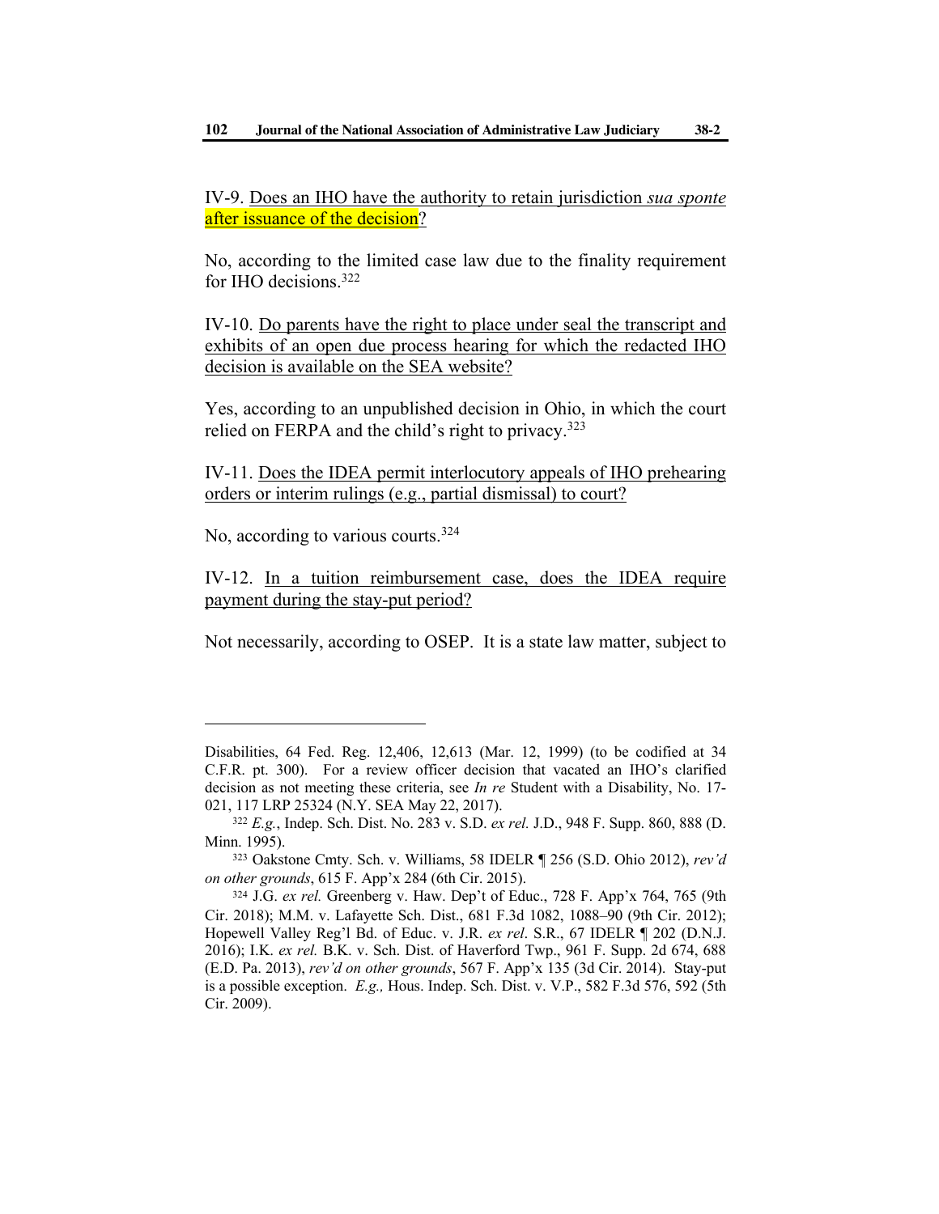IV-9. Does an IHO have the authority to retain jurisdiction *sua sponte* after issuance of the decision?

No, according to the limited case law due to the finality requirement for IHO decisions.[322]

IV-10. Do parents have the right to place under seal the transcript and exhibits of an open due process hearing for which the redacted IHO decision is available on the SEA website?

Yes, according to an unpublished decision in Ohio, in which the court relied on FERPA and the child's right to privacy.[323]

IV-11. Does the IDEA permit interlocutory appeals of IHO prehearing orders or interim rulings (e.g., partial dismissal) to court?

No, according to various courts.[324]

IV-12. In a tuition reimbursement case, does the IDEA require payment during the stay-put period?

Not necessarily, according to OSEP. It is a state law matter, subject to

---

Disabilities, 64 Fed. Reg. 12,406, 12,613 (Mar. 12, 1999) (to be codified at 34 C.F.R. pt. 300). For a review officer decision that vacated an IHO's clarified decision as not meeting these criteria, see *In re* Student with a Disability, No. 17-021, 117 LRP 25324 (N.Y. SEA May 22, 2017).

[322] *E.g.*, Indep. Sch. Dist. No. 283 v. S.D. *ex rel.* J.D., 948 F. Supp. 860, 888 (D. Minn. 1995).

[323] Oakstone Cmty. Sch. v. Williams, 58 IDELR ¶ 256 (S.D. Ohio 2012), *rev'd on other grounds*, 615 F. App'x 284 (6th Cir. 2015).

[324] J.G. *ex rel.* Greenberg v. Haw. Dep't of Educ., 728 F. App'x 764, 765 (9th Cir. 2018); M.M. v. Lafayette Sch. Dist., 681 F.3d 1082, 1088–90 (9th Cir. 2012); Hopewell Valley Reg'l Bd. of Educ. v. J.R. *ex rel*. S.R., 67 IDELR ¶ 202 (D.N.J. 2016); I.K. *ex rel.* B.K. v. Sch. Dist. of Haverford Twp., 961 F. Supp. 2d 674, 688 (E.D. Pa. 2013), *rev'd on other grounds*, 567 F. App'x 135 (3d Cir. 2014). Stay-put is a possible exception. *E.g.,* Hous. Indep. Sch. Dist. v. V.P., 582 F.3d 576, 592 (5th Cir. 2009).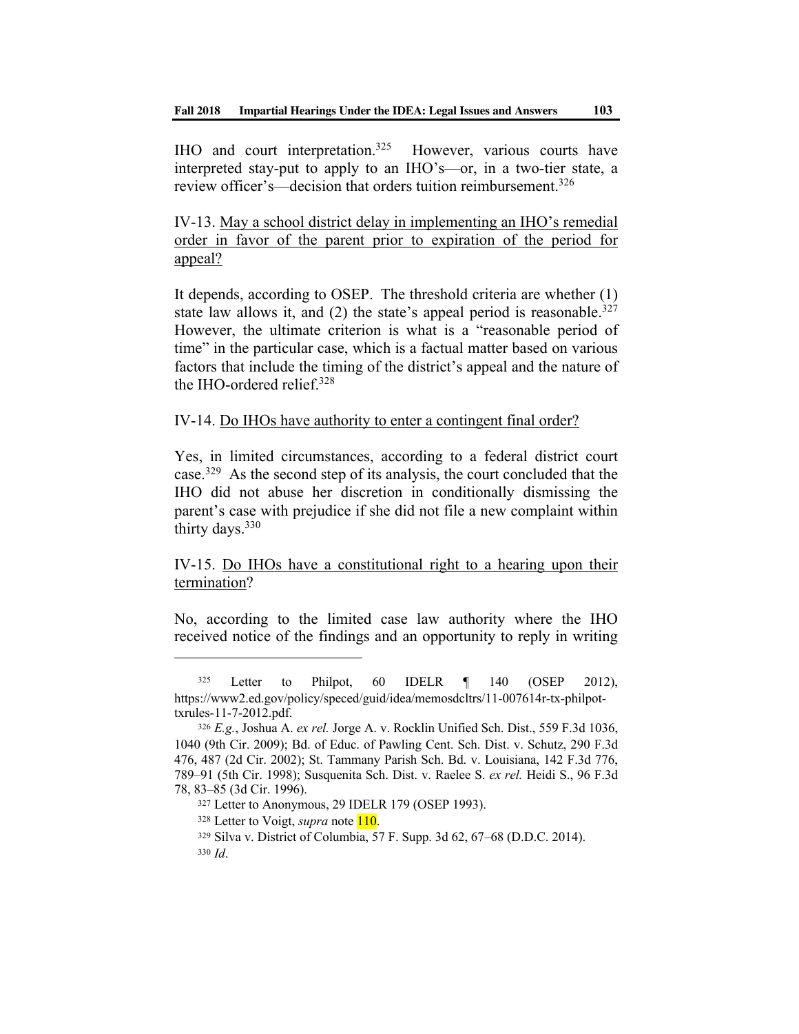IHO and court interpretation.[325] However, various courts have interpreted stay-put to apply to an IHO's—or, in a two-tier state, a review officer's—decision that orders tuition reimbursement.[326]

IV-13. <u>May a school district delay in implementing an IHO's remedial order in favor of the parent prior to expiration of the period for appeal?</u>

It depends, according to OSEP. The threshold criteria are whether (1) state law allows it, and (2) the state's appeal period is reasonable.[327] However, the ultimate criterion is what is a "reasonable period of time" in the particular case, which is a factual matter based on various factors that include the timing of the district's appeal and the nature of the IHO-ordered relief.[328]

IV-14. <u>Do IHOs have authority to enter a contingent final order?</u>

Yes, in limited circumstances, according to a federal district court case.[329] As the second step of its analysis, the court concluded that the IHO did not abuse her discretion in conditionally dismissing the parent's case with prejudice if she did not file a new complaint within thirty days.[330]

IV-15. <u>Do IHOs have a constitutional right to a hearing upon their termination</u>?

No, according to the limited case law authority where the IHO received notice of the findings and an opportunity to reply in writing

---

[325] Letter to Philpot, 60 IDELR ¶ 140 (OSEP 2012), https://www2.ed.gov/policy/speced/guid/idea/memosdcltrs/11-007614r-tx-philpot-txrules-11-7-2012.pdf.

[326] *E.g.*, Joshua A. *ex rel.* Jorge A. v. Rocklin Unified Sch. Dist., 559 F.3d 1036, 1040 (9th Cir. 2009); Bd. of Educ. of Pawling Cent. Sch. Dist. v. Schutz, 290 F.3d 476, 487 (2d Cir. 2002); St. Tammany Parish Sch. Bd. v. Louisiana, 142 F.3d 776, 789–91 (5th Cir. 1998); Susquenita Sch. Dist. v. Raelee S. *ex rel.* Heidi S., 96 F.3d 78, 83–85 (3d Cir. 1996).

[327] Letter to Anonymous, 29 IDELR 179 (OSEP 1993).

[328] Letter to Voigt, *supra* note 110.

[329] Silva v. District of Columbia, 57 F. Supp. 3d 62, 67–68 (D.D.C. 2014).

[330] *Id*.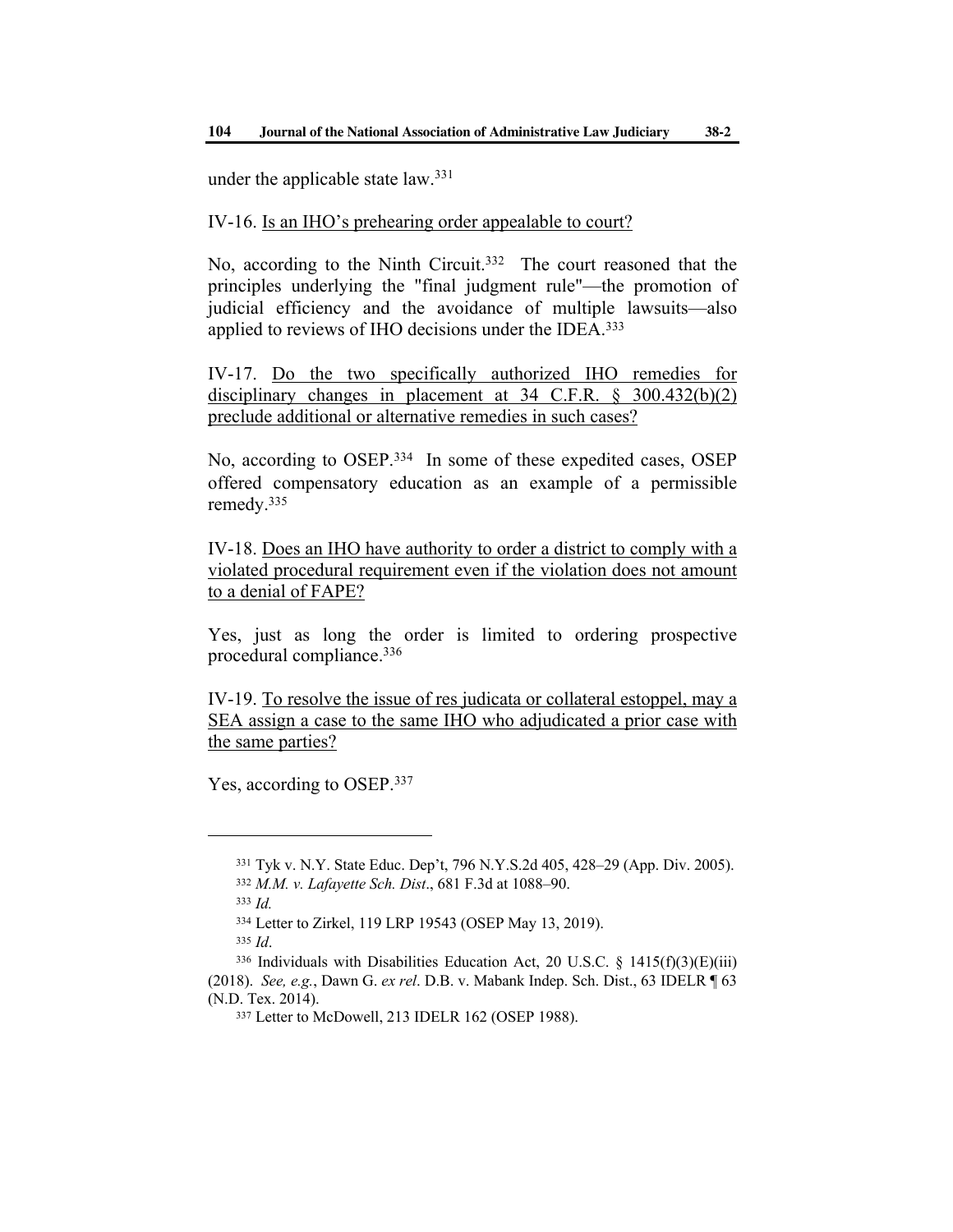under the applicable state law.[331]

IV-16. Is an IHO's prehearing order appealable to court?

No, according to the Ninth Circuit.[332] The court reasoned that the principles underlying the "final judgment rule"—the promotion of judicial efficiency and the avoidance of multiple lawsuits—also applied to reviews of IHO decisions under the IDEA.[333]

IV-17. Do the two specifically authorized IHO remedies for disciplinary changes in placement at 34 C.F.R. § 300.432(b)(2) preclude additional or alternative remedies in such cases?

No, according to OSEP.[334] In some of these expedited cases, OSEP offered compensatory education as an example of a permissible remedy.[335]

IV-18. Does an IHO have authority to order a district to comply with a violated procedural requirement even if the violation does not amount to a denial of FAPE?

Yes, just as long the order is limited to ordering prospective procedural compliance.[336]

IV-19. To resolve the issue of res judicata or collateral estoppel, may a SEA assign a case to the same IHO who adjudicated a prior case with the same parties?

Yes, according to OSEP.[337]

---

[331] Tyk v. N.Y. State Educ. Dep't, 796 N.Y.S.2d 405, 428–29 (App. Div. 2005).

[332] *M.M. v. Lafayette Sch. Dist*., 681 F.3d at 1088–90.

[333] *Id.*

[334] Letter to Zirkel, 119 LRP 19543 (OSEP May 13, 2019).

[335] *Id*.

[336] Individuals with Disabilities Education Act, 20 U.S.C. § 1415(f)(3)(E)(iii) (2018). *See, e.g.*, Dawn G. *ex rel*. D.B. v. Mabank Indep. Sch. Dist., 63 IDELR ¶ 63 (N.D. Tex. 2014).

[337] Letter to McDowell, 213 IDELR 162 (OSEP 1988).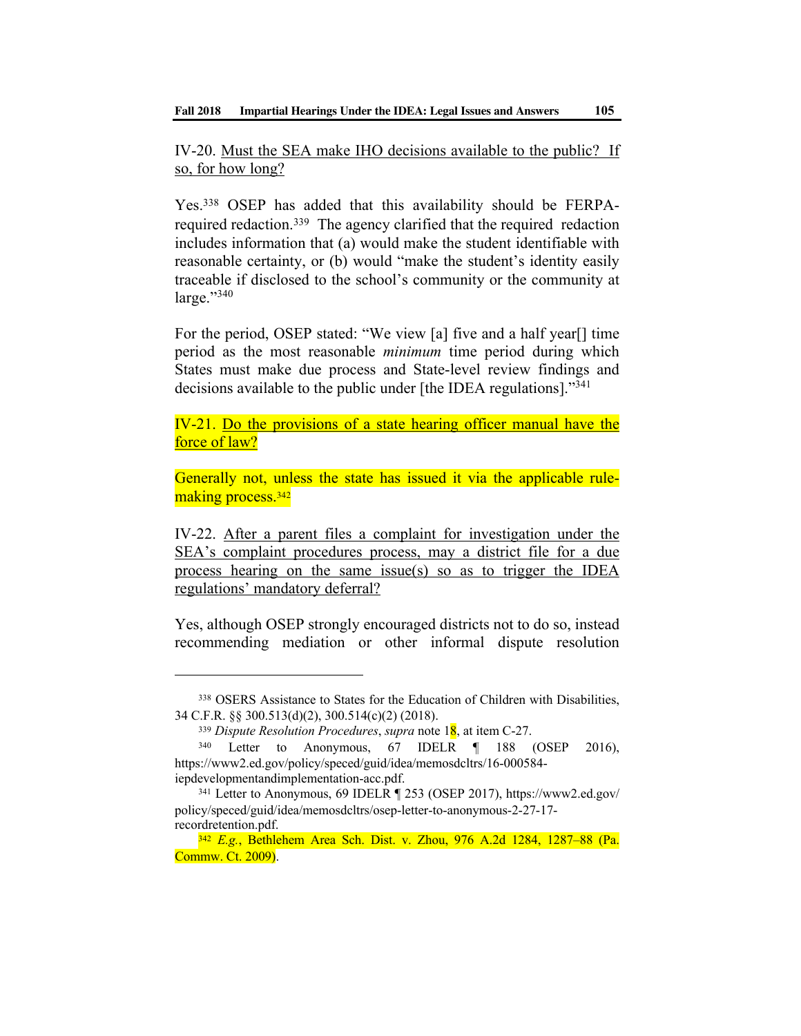IV-20. Must the SEA make IHO decisions available to the public? If so, for how long?

Yes.[338] OSEP has added that this availability should be FERPA-required redaction.[339] The agency clarified that the required redaction includes information that (a) would make the student identifiable with reasonable certainty, or (b) would "make the student's identity easily traceable if disclosed to the school's community or the community at large."[340]

For the period, OSEP stated: "We view [a] five and a half year[] time period as the most reasonable *minimum* time period during which States must make due process and State-level review findings and decisions available to the public under [the IDEA regulations]."[341]

IV-21. Do the provisions of a state hearing officer manual have the force of law?

Generally not, unless the state has issued it via the applicable rule-making process.[342]

IV-22. After a parent files a complaint for investigation under the SEA's complaint procedures process, may a district file for a due process hearing on the same issue(s) so as to trigger the IDEA regulations' mandatory deferral?

Yes, although OSEP strongly encouraged districts not to do so, instead recommending mediation or other informal dispute resolution

---

[338] OSERS Assistance to States for the Education of Children with Disabilities, 34 C.F.R. §§ 300.513(d)(2), 300.514(c)(2) (2018).

[339] *Dispute Resolution Procedures*, *supra* note 18, at item C-27.

[340] Letter to Anonymous, 67 IDELR ¶ 188 (OSEP 2016), https://www2.ed.gov/policy/speced/guid/idea/memosdcltrs/16-000584-iepdevelopmentandimplementation-acc.pdf.

[341] Letter to Anonymous, 69 IDELR ¶ 253 (OSEP 2017), https://www2.ed.gov/policy/speced/guid/idea/memosdcltrs/osep-letter-to-anonymous-2-27-17-recordretention.pdf.

[342] *E.g.*, Bethlehem Area Sch. Dist. v. Zhou, 976 A.2d 1284, 1287–88 (Pa. Commw. Ct. 2009).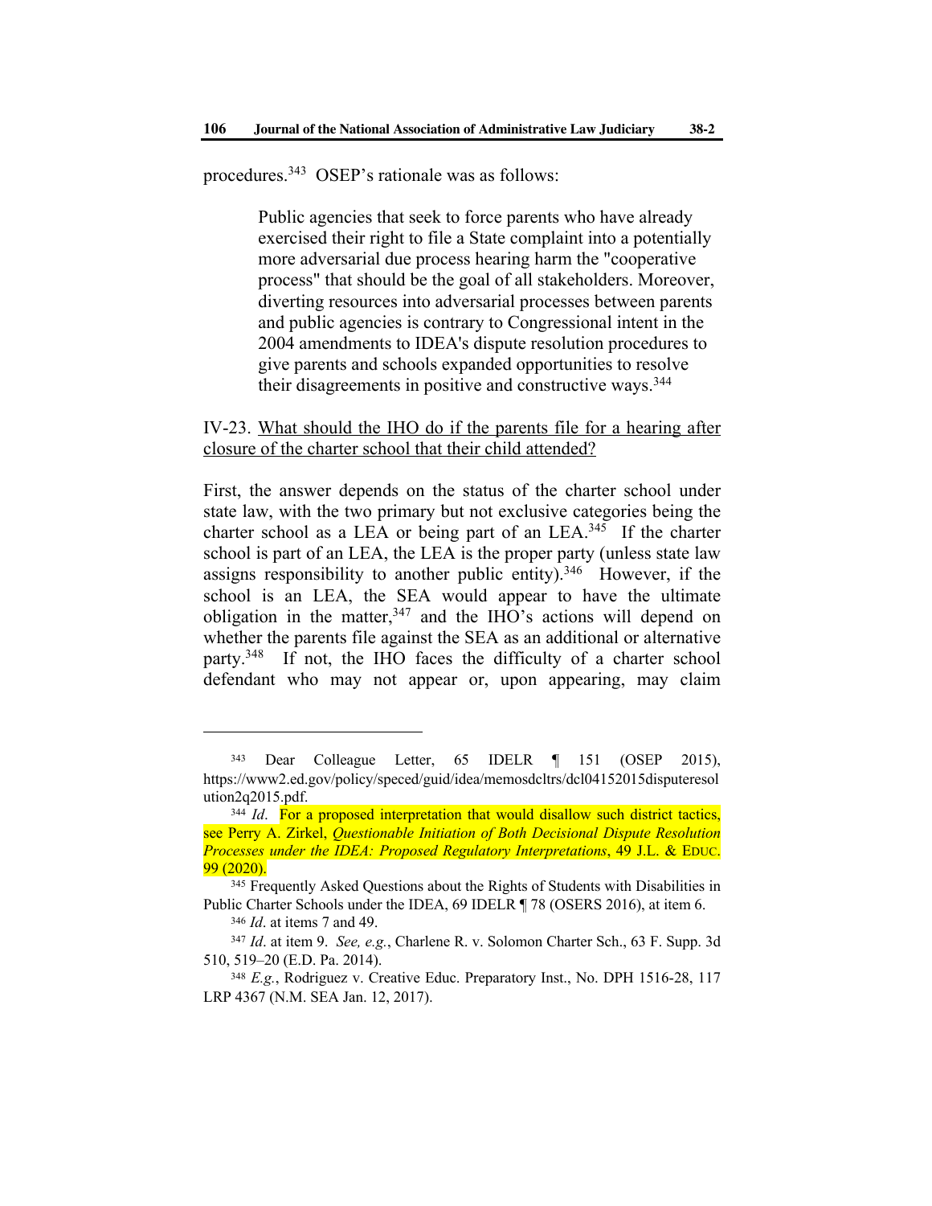procedures.[343] OSEP's rationale was as follows:

> Public agencies that seek to force parents who have already exercised their right to file a State complaint into a potentially more adversarial due process hearing harm the "cooperative process" that should be the goal of all stakeholders. Moreover, diverting resources into adversarial processes between parents and public agencies is contrary to Congressional intent in the 2004 amendments to IDEA's dispute resolution procedures to give parents and schools expanded opportunities to resolve their disagreements in positive and constructive ways.[344]

IV-23. <u>What should the IHO do if the parents file for a hearing after closure of the charter school that their child attended?</u>

First, the answer depends on the status of the charter school under state law, with the two primary but not exclusive categories being the charter school as a LEA or being part of an LEA.[345] If the charter school is part of an LEA, the LEA is the proper party (unless state law assigns responsibility to another public entity).[346] However, if the school is an LEA, the SEA would appear to have the ultimate obligation in the matter,[347] and the IHO's actions will depend on whether the parents file against the SEA as an additional or alternative party.[348] If not, the IHO faces the difficulty of a charter school defendant who may not appear or, upon appearing, may claim

---

[343] Dear Colleague Letter, 65 IDELR ¶ 151 (OSEP 2015), https://www2.ed.gov/policy/speced/guid/idea/memosdcltrs/dcl04152015disputeresolution2q2015.pdf.

[344] *Id*. For a proposed interpretation that would disallow such district tactics, see Perry A. Zirkel, *Questionable Initiation of Both Decisional Dispute Resolution Processes under the IDEA: Proposed Regulatory Interpretations*, 49 J.L. & EDUC. 99 (2020).

[345] Frequently Asked Questions about the Rights of Students with Disabilities in Public Charter Schools under the IDEA, 69 IDELR ¶ 78 (OSERS 2016), at item 6.

[346] *Id*. at items 7 and 49.

[347] *Id*. at item 9. *See, e.g.*, Charlene R. v. Solomon Charter Sch., 63 F. Supp. 3d 510, 519–20 (E.D. Pa. 2014).

[348] *E.g.*, Rodriguez v. Creative Educ. Preparatory Inst., No. DPH 1516-28, 117 LRP 4367 (N.M. SEA Jan. 12, 2017).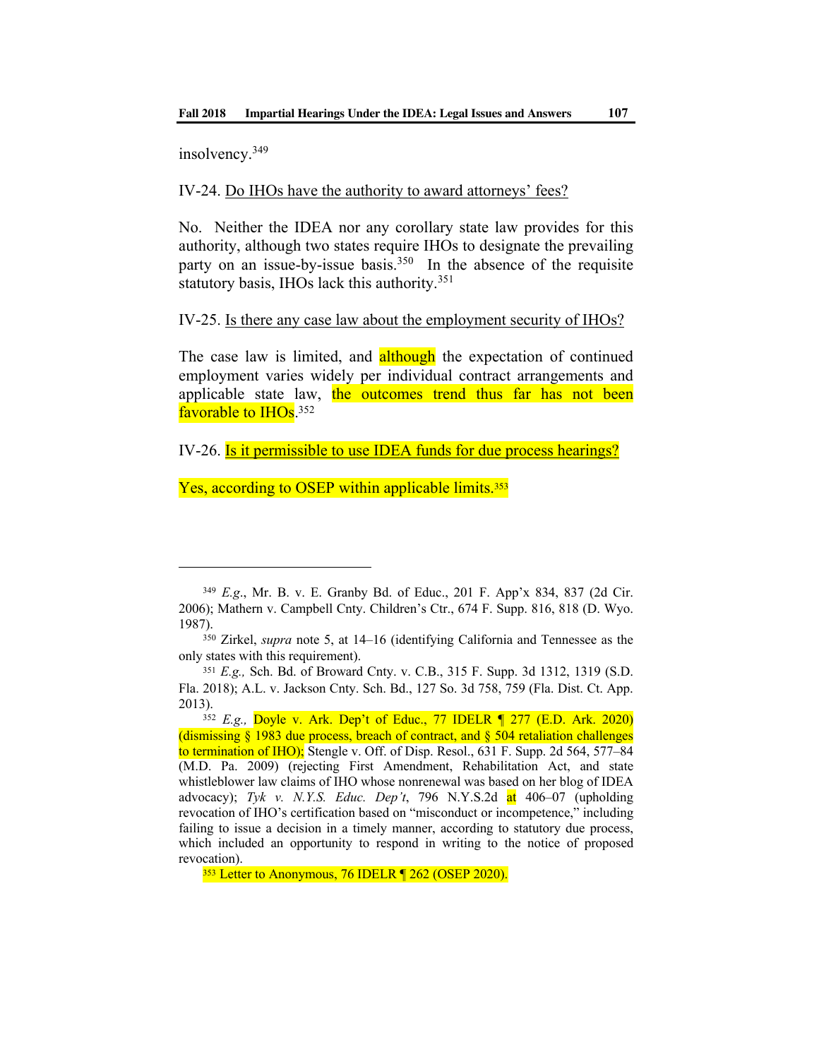insolvency.[349]

IV-24. Do IHOs have the authority to award attorneys' fees?

No. Neither the IDEA nor any corollary state law provides for this authority, although two states require IHOs to designate the prevailing party on an issue-by-issue basis.[350] In the absence of the requisite statutory basis, IHOs lack this authority.[351]

IV-25. Is there any case law about the employment security of IHOs?

The case law is limited, and although the expectation of continued employment varies widely per individual contract arrangements and applicable state law, the outcomes trend thus far has not been favorable to IHOs.[352]

IV-26. Is it permissible to use IDEA funds for due process hearings?

Yes, according to OSEP within applicable limits.[353]

---

[349] *E.g.*, Mr. B. v. E. Granby Bd. of Educ., 201 F. App'x 834, 837 (2d Cir. 2006); Mathern v. Campbell Cnty. Children's Ctr., 674 F. Supp. 816, 818 (D. Wyo. 1987).

[350] Zirkel, *supra* note 5, at 14–16 (identifying California and Tennessee as the only states with this requirement).

[351] *E.g.,* Sch. Bd. of Broward Cnty. v. C.B., 315 F. Supp. 3d 1312, 1319 (S.D. Fla. 2018); A.L. v. Jackson Cnty. Sch. Bd., 127 So. 3d 758, 759 (Fla. Dist. Ct. App. 2013).

[352] *E.g.,* Doyle v. Ark. Dep't of Educ., 77 IDELR ¶ 277 (E.D. Ark. 2020) (dismissing § 1983 due process, breach of contract, and § 504 retaliation challenges to termination of IHO); Stengle v. Off. of Disp. Resol., 631 F. Supp. 2d 564, 577–84 (M.D. Pa. 2009) (rejecting First Amendment, Rehabilitation Act, and state whistleblower law claims of IHO whose nonrenewal was based on her blog of IDEA advocacy); *Tyk v. N.Y.S. Educ. Dep't*, 796 N.Y.S.2d at 406–07 (upholding revocation of IHO's certification based on "misconduct or incompetence," including failing to issue a decision in a timely manner, according to statutory due process, which included an opportunity to respond in writing to the notice of proposed revocation).

[353] Letter to Anonymous, 76 IDELR ¶ 262 (OSEP 2020).